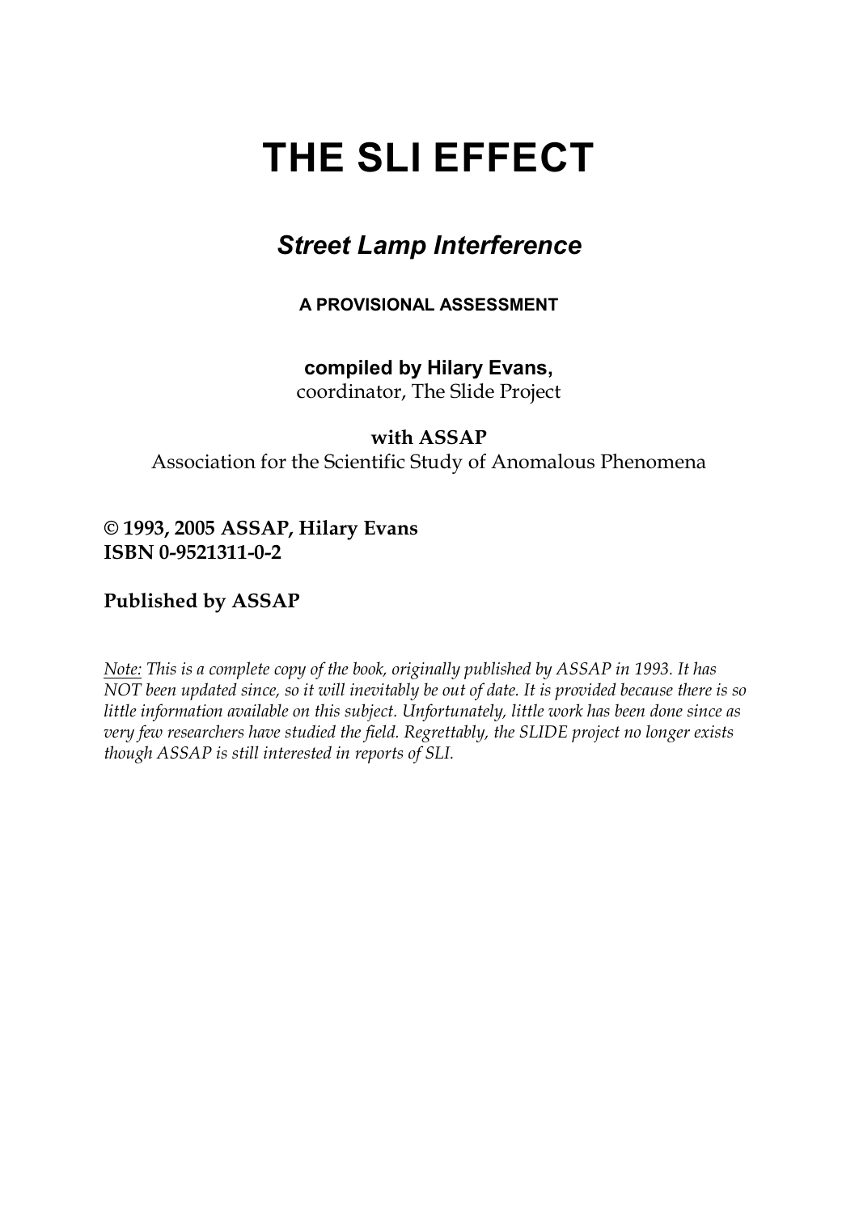# THE SLI EFFECT

## *Street Lamp Interference*

**A PROVISIONAL ASSESSMENT**

**compiled by Hilary Evans,**
coordinator, The Slide Project

**with ASSAP**
Association for the Scientific Study of Anomalous Phenomena

**© 1993, 2005 ASSAP, Hilary Evans**
**ISBN 0-9521311-0-2**

**Published by ASSAP**

*Note: This is a complete copy of the book, originally published by ASSAP in 1993. It has NOT been updated since, so it will inevitably be out of date. It is provided because there is so little information available on this subject. Unfortunately, little work has been done since as very few researchers have studied the field. Regrettably, the SLIDE project no longer exists though ASSAP is still interested in reports of SLI.*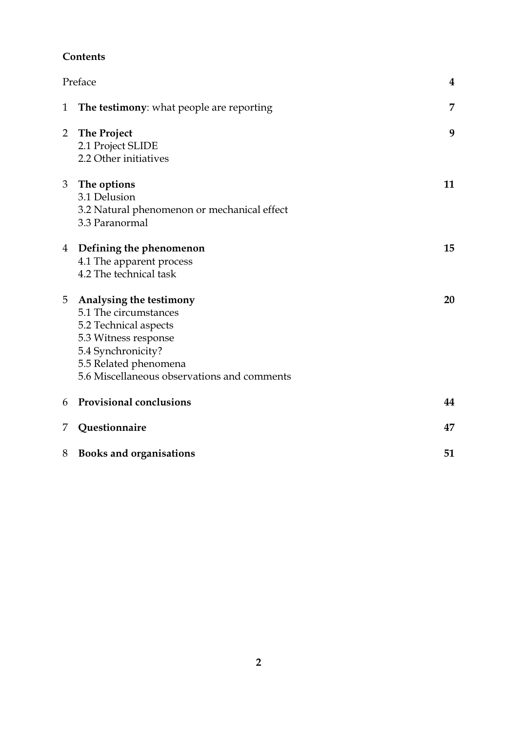**Contents**

| | | |
|---|---|---|
| | Preface | **4** |
| 1 | **The testimony**: what people are reporting | **7** |
| 2 | **The Project**<br>2.1 Project SLIDE<br>2.2 Other initiatives | **9** |
| 3 | **The options**<br>3.1 Delusion<br>3.2 Natural phenomenon or mechanical effect<br>3.3 Paranormal | **11** |
| 4 | **Defining the phenomenon**<br>4.1 The apparent process<br>4.2 The technical task | **15** |
| 5 | **Analysing the testimony**<br>5.1 The circumstances<br>5.2 Technical aspects<br>5.3 Witness response<br>5.4 Synchronicity?<br>5.5 Related phenomena<br>5.6 Miscellaneous observations and comments | **20** |
| 6 | **Provisional conclusions** | **44** |
| 7 | **Questionnaire** | **47** |
| 8 | **Books and organisations** | **51** |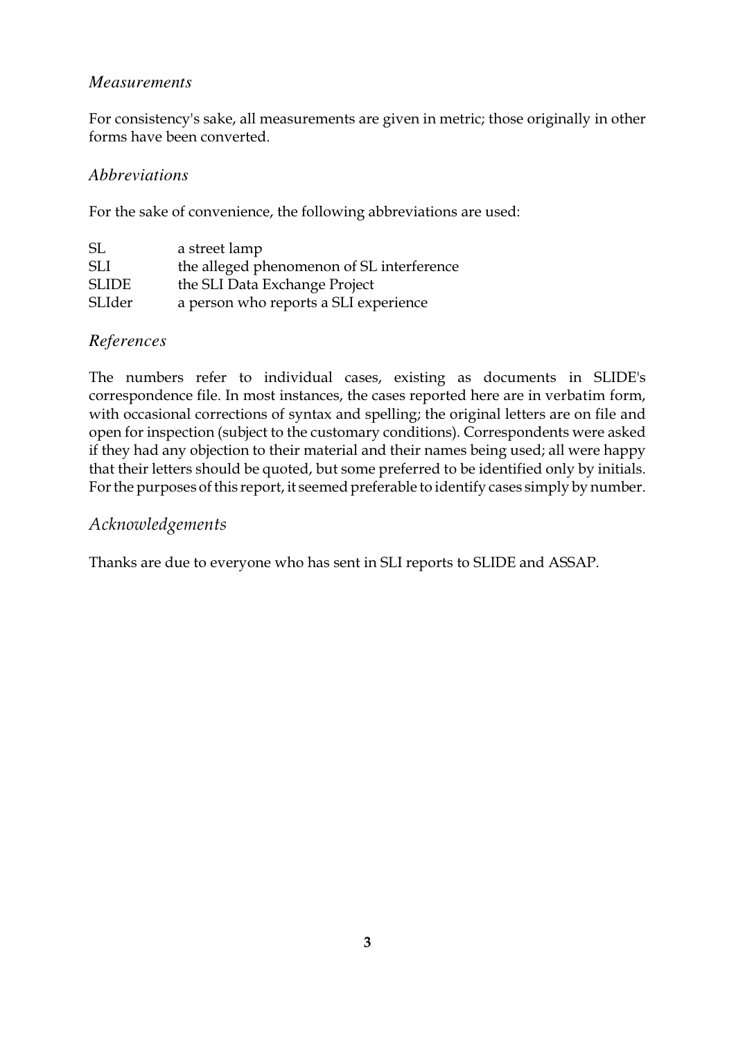### *Measurements*

For consistency's sake, all measurements are given in metric; those originally in other forms have been converted.

### *Abbreviations*

For the sake of convenience, the following abbreviations are used:

| | |
|---|---|
| SL | a street lamp |
| SLI | the alleged phenomenon of SL interference |
| SLIDE | the SLI Data Exchange Project |
| SLIder | a person who reports a SLI experience |

### *References*

The numbers refer to individual cases, existing as documents in SLIDE's correspondence file. In most instances, the cases reported here are in verbatim form, with occasional corrections of syntax and spelling; the original letters are on file and open for inspection (subject to the customary conditions). Correspondents were asked if they had any objection to their material and their names being used; all were happy that their letters should be quoted, but some preferred to be identified only by initials. For the purposes of this report, it seemed preferable to identify cases simply by number.

### *Acknowledgements*

Thanks are due to everyone who has sent in SLI reports to SLIDE and ASSAP.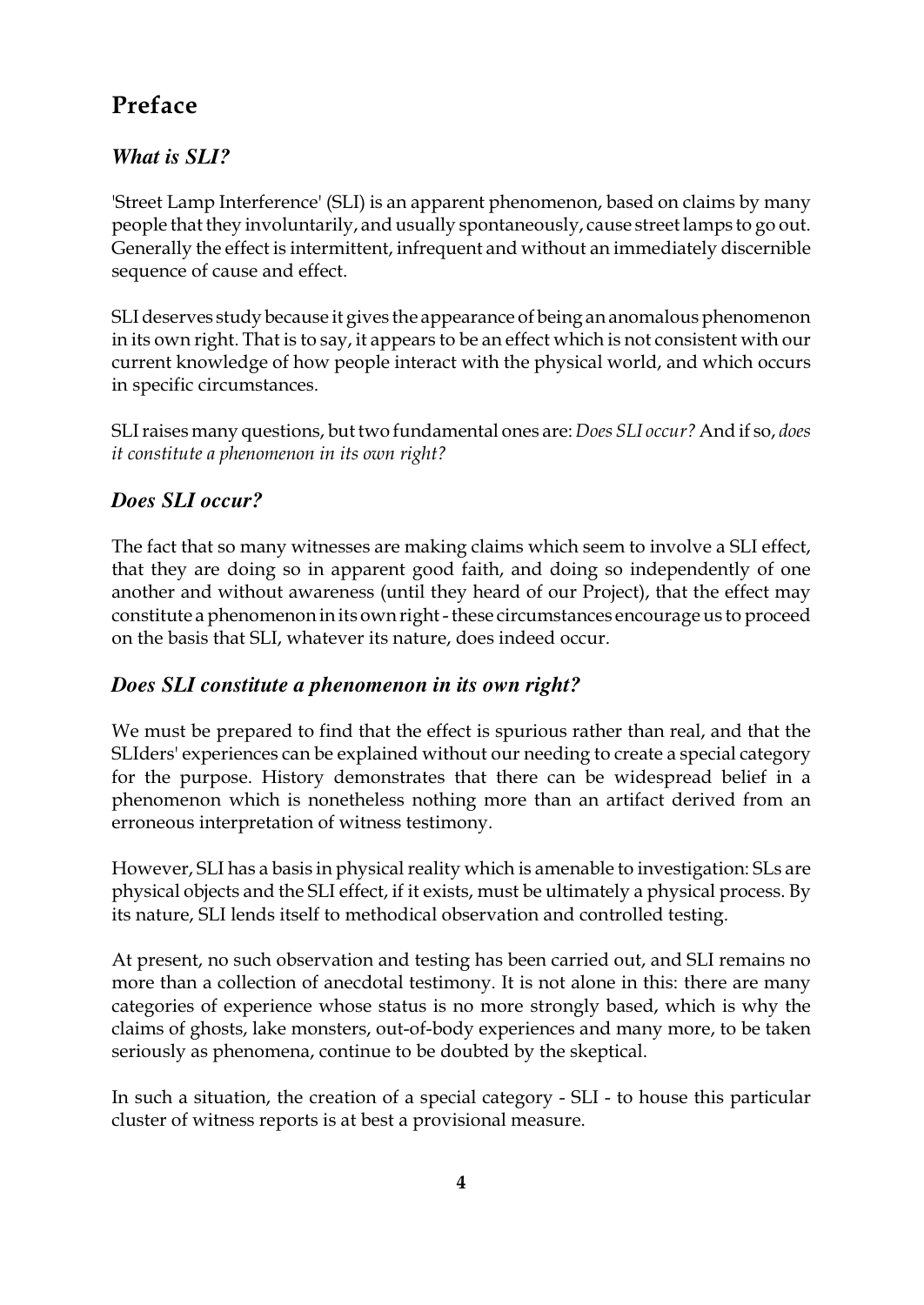## Preface

### *What is SLI?*

'Street Lamp Interference' (SLI) is an apparent phenomenon, based on claims by many people that they involuntarily, and usually spontaneously, cause street lamps to go out. Generally the effect is intermittent, infrequent and without an immediately discernible sequence of cause and effect.

SLI deserves study because it gives the appearance of being an anomalous phenomenon in its own right. That is to say, it appears to be an effect which is not consistent with our current knowledge of how people interact with the physical world, and which occurs in specific circumstances.

SLI raises many questions, but two fundamental ones are: *Does SLI occur?* And if so, *does it constitute a phenomenon in its own right?*

### *Does SLI occur?*

The fact that so many witnesses are making claims which seem to involve a SLI effect, that they are doing so in apparent good faith, and doing so independently of one another and without awareness (until they heard of our Project), that the effect may constitute a phenomenon in its own right - these circumstances encourage us to proceed on the basis that SLI, whatever its nature, does indeed occur.

### *Does SLI constitute a phenomenon in its own right?*

We must be prepared to find that the effect is spurious rather than real, and that the SLIders' experiences can be explained without our needing to create a special category for the purpose. History demonstrates that there can be widespread belief in a phenomenon which is nonetheless nothing more than an artifact derived from an erroneous interpretation of witness testimony.

However, SLI has a basis in physical reality which is amenable to investigation: SLs are physical objects and the SLI effect, if it exists, must be ultimately a physical process. By its nature, SLI lends itself to methodical observation and controlled testing.

At present, no such observation and testing has been carried out, and SLI remains no more than a collection of anecdotal testimony. It is not alone in this: there are many categories of experience whose status is no more strongly based, which is why the claims of ghosts, lake monsters, out-of-body experiences and many more, to be taken seriously as phenomena, continue to be doubted by the skeptical.

In such a situation, the creation of a special category - SLI - to house this particular cluster of witness reports is at best a provisional measure.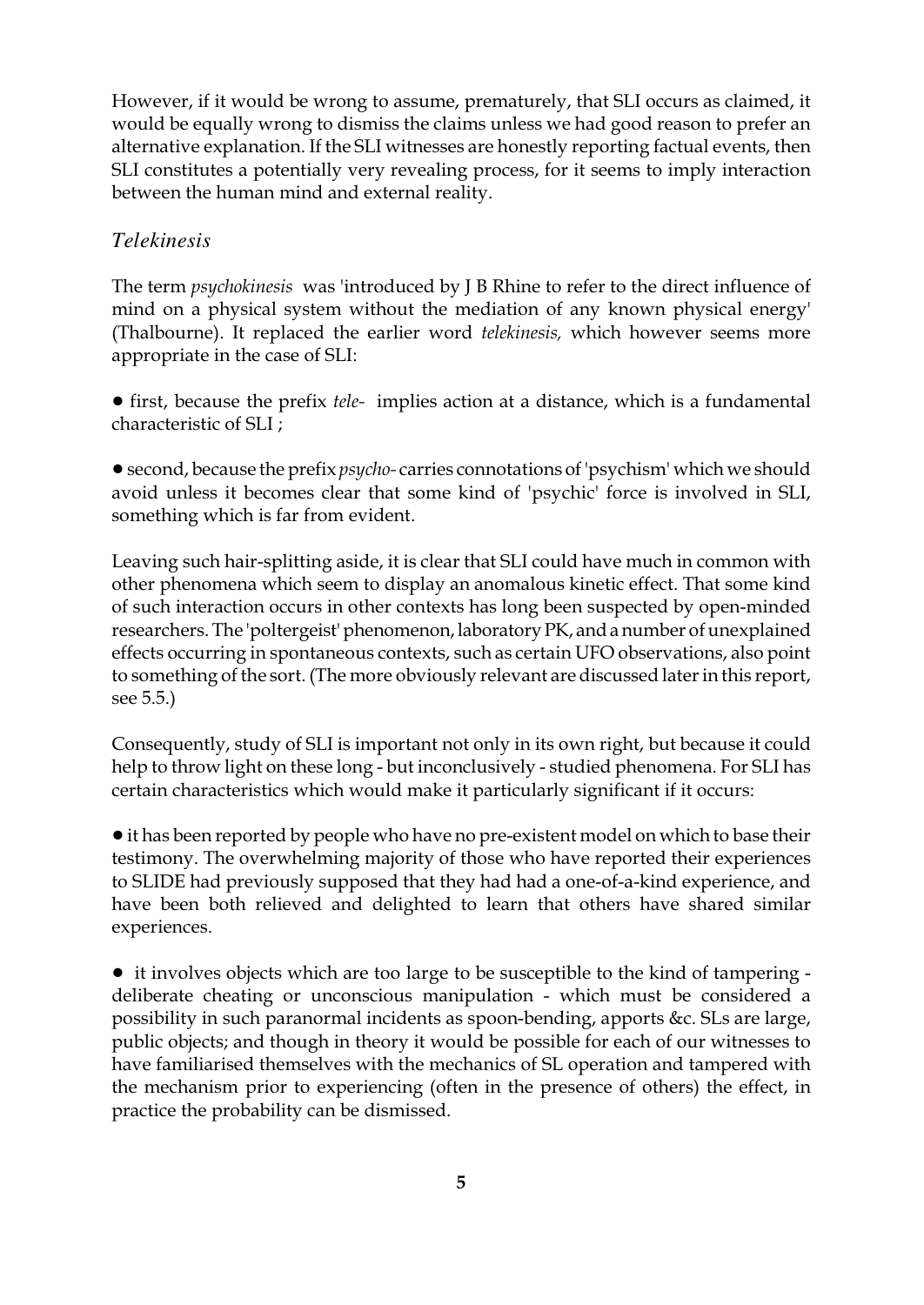However, if it would be wrong to assume, prematurely, that SLI occurs as claimed, it would be equally wrong to dismiss the claims unless we had good reason to prefer an alternative explanation. If the SLI witnesses are honestly reporting factual events, then SLI constitutes a potentially very revealing process, for it seems to imply interaction between the human mind and external reality.

### *Telekinesis*

The term *psychokinesis* was 'introduced by J B Rhine to refer to the direct influence of mind on a physical system without the mediation of any known physical energy' (Thalbourne). It replaced the earlier word *telekinesis,* which however seems more appropriate in the case of SLI:

- first, because the prefix *tele-* implies action at a distance, which is a fundamental characteristic of SLI ;

- second, because the prefix *psycho-* carries connotations of 'psychism' which we should avoid unless it becomes clear that some kind of 'psychic' force is involved in SLI, something which is far from evident.

Leaving such hair-splitting aside, it is clear that SLI could have much in common with other phenomena which seem to display an anomalous kinetic effect. That some kind of such interaction occurs in other contexts has long been suspected by open-minded researchers. The 'poltergeist' phenomenon, laboratory PK, and a number of unexplained effects occurring in spontaneous contexts, such as certain UFO observations, also point to something of the sort. (The more obviously relevant are discussed later in this report, see 5.5.)

Consequently, study of SLI is important not only in its own right, but because it could help to throw light on these long - but inconclusively - studied phenomena. For SLI has certain characteristics which would make it particularly significant if it occurs:

- it has been reported by people who have no pre-existent model on which to base their testimony. The overwhelming majority of those who have reported their experiences to SLIDE had previously supposed that they had had a one-of-a-kind experience, and have been both relieved and delighted to learn that others have shared similar experiences.

- it involves objects which are too large to be susceptible to the kind of tampering - deliberate cheating or unconscious manipulation - which must be considered a possibility in such paranormal incidents as spoon-bending, apports &c. SLs are large, public objects; and though in theory it would be possible for each of our witnesses to have familiarised themselves with the mechanics of SL operation and tampered with the mechanism prior to experiencing (often in the presence of others) the effect, in practice the probability can be dismissed.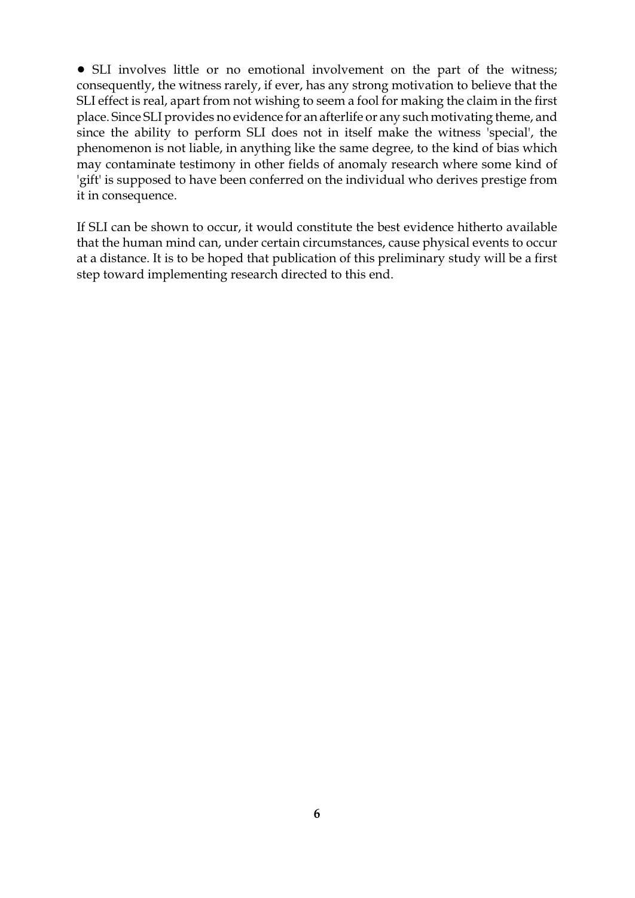- SLI involves little or no emotional involvement on the part of the witness; consequently, the witness rarely, if ever, has any strong motivation to believe that the SLI effect is real, apart from not wishing to seem a fool for making the claim in the first place. Since SLI provides no evidence for an afterlife or any such motivating theme, and since the ability to perform SLI does not in itself make the witness 'special', the phenomenon is not liable, in anything like the same degree, to the kind of bias which may contaminate testimony in other fields of anomaly research where some kind of 'gift' is supposed to have been conferred on the individual who derives prestige from it in consequence.

If SLI can be shown to occur, it would constitute the best evidence hitherto available that the human mind can, under certain circumstances, cause physical events to occur at a distance. It is to be hoped that publication of this preliminary study will be a first step toward implementing research directed to this end.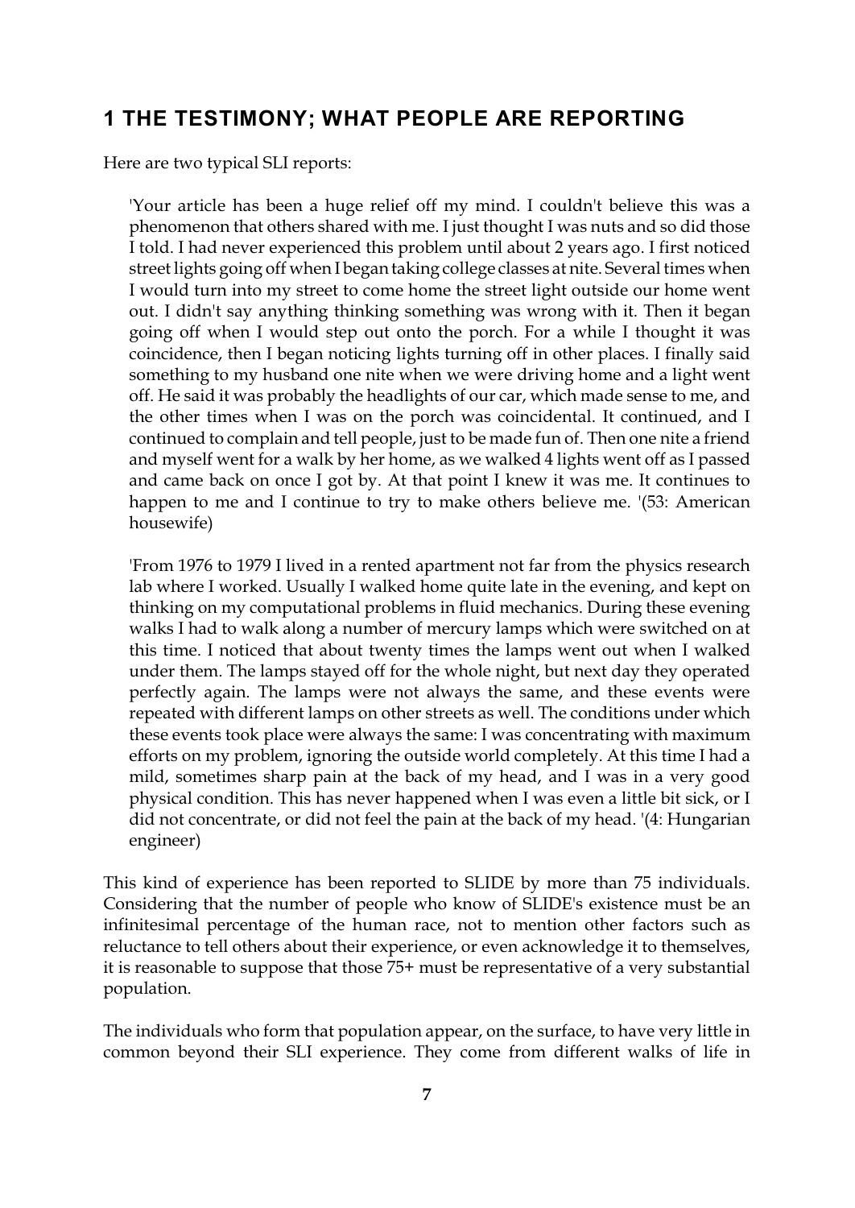## 1 THE TESTIMONY; WHAT PEOPLE ARE REPORTING

Here are two typical SLI reports:

> 'Your article has been a huge relief off my mind. I couldn't believe this was a phenomenon that others shared with me. I just thought I was nuts and so did those I told. I had never experienced this problem until about 2 years ago. I first noticed street lights going off when I began taking college classes at nite. Several times when I would turn into my street to come home the street light outside our home went out. I didn't say anything thinking something was wrong with it. Then it began going off when I would step out onto the porch. For a while I thought it was coincidence, then I began noticing lights turning off in other places. I finally said something to my husband one nite when we were driving home and a light went off. He said it was probably the headlights of our car, which made sense to me, and the other times when I was on the porch was coincidental. It continued, and I continued to complain and tell people, just to be made fun of. Then one nite a friend and myself went for a walk by her home, as we walked 4 lights went off as I passed and came back on once I got by. At that point I knew it was me. It continues to happen to me and I continue to try to make others believe me. '(53: American housewife)

> 'From 1976 to 1979 I lived in a rented apartment not far from the physics research lab where I worked. Usually I walked home quite late in the evening, and kept on thinking on my computational problems in fluid mechanics. During these evening walks I had to walk along a number of mercury lamps which were switched on at this time. I noticed that about twenty times the lamps went out when I walked under them. The lamps stayed off for the whole night, but next day they operated perfectly again. The lamps were not always the same, and these events were repeated with different lamps on other streets as well. The conditions under which these events took place were always the same: I was concentrating with maximum efforts on my problem, ignoring the outside world completely. At this time I had a mild, sometimes sharp pain at the back of my head, and I was in a very good physical condition. This has never happened when I was even a little bit sick, or I did not concentrate, or did not feel the pain at the back of my head. '(4: Hungarian engineer)

This kind of experience has been reported to SLIDE by more than 75 individuals. Considering that the number of people who know of SLIDE's existence must be an infinitesimal percentage of the human race, not to mention other factors such as reluctance to tell others about their experience, or even acknowledge it to themselves, it is reasonable to suppose that those 75+ must be representative of a very substantial population.

The individuals who form that population appear, on the surface, to have very little in common beyond their SLI experience. They come from different walks of life in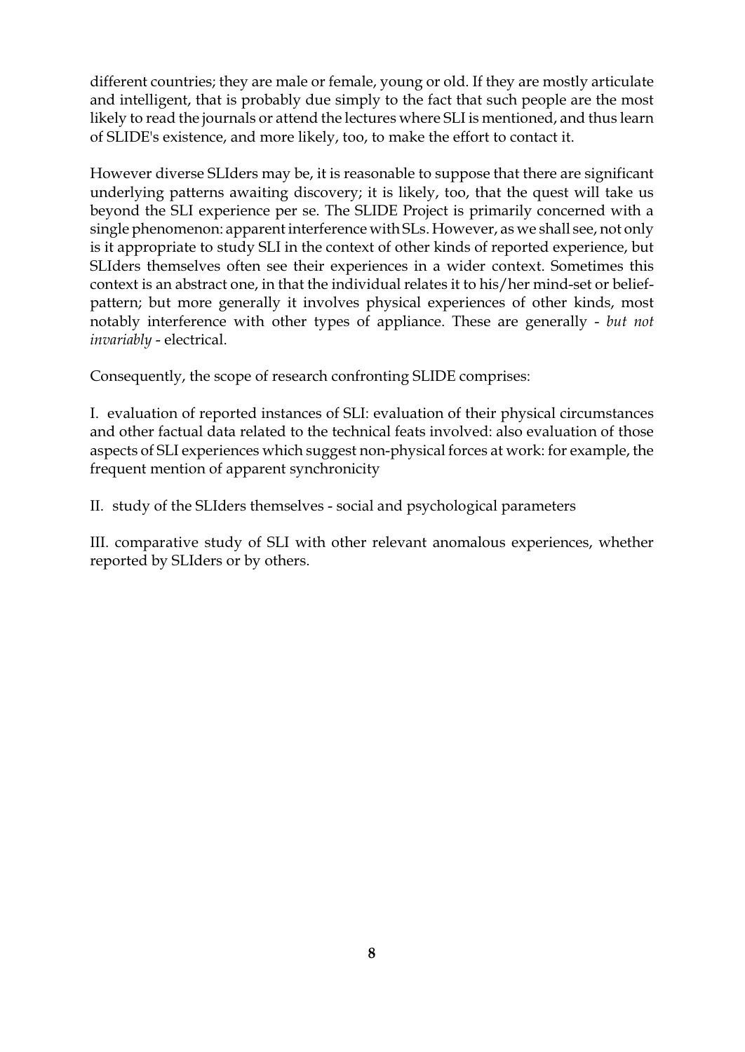different countries; they are male or female, young or old. If they are mostly articulate and intelligent, that is probably due simply to the fact that such people are the most likely to read the journals or attend the lectures where SLI is mentioned, and thus learn of SLIDE's existence, and more likely, too, to make the effort to contact it.

However diverse SLIders may be, it is reasonable to suppose that there are significant underlying patterns awaiting discovery; it is likely, too, that the quest will take us beyond the SLI experience per se. The SLIDE Project is primarily concerned with a single phenomenon: apparent interference with SLs. However, as we shall see, not only is it appropriate to study SLI in the context of other kinds of reported experience, but SLIders themselves often see their experiences in a wider context. Sometimes this context is an abstract one, in that the individual relates it to his/her mind-set or belief-pattern; but more generally it involves physical experiences of other kinds, most notably interference with other types of appliance. These are generally - *but not invariably* - electrical.

Consequently, the scope of research confronting SLIDE comprises:

I. evaluation of reported instances of SLI: evaluation of their physical circumstances and other factual data related to the technical feats involved: also evaluation of those aspects of SLI experiences which suggest non-physical forces at work: for example, the frequent mention of apparent synchronicity

II. study of the SLIders themselves - social and psychological parameters

III. comparative study of SLI with other relevant anomalous experiences, whether reported by SLIders or by others.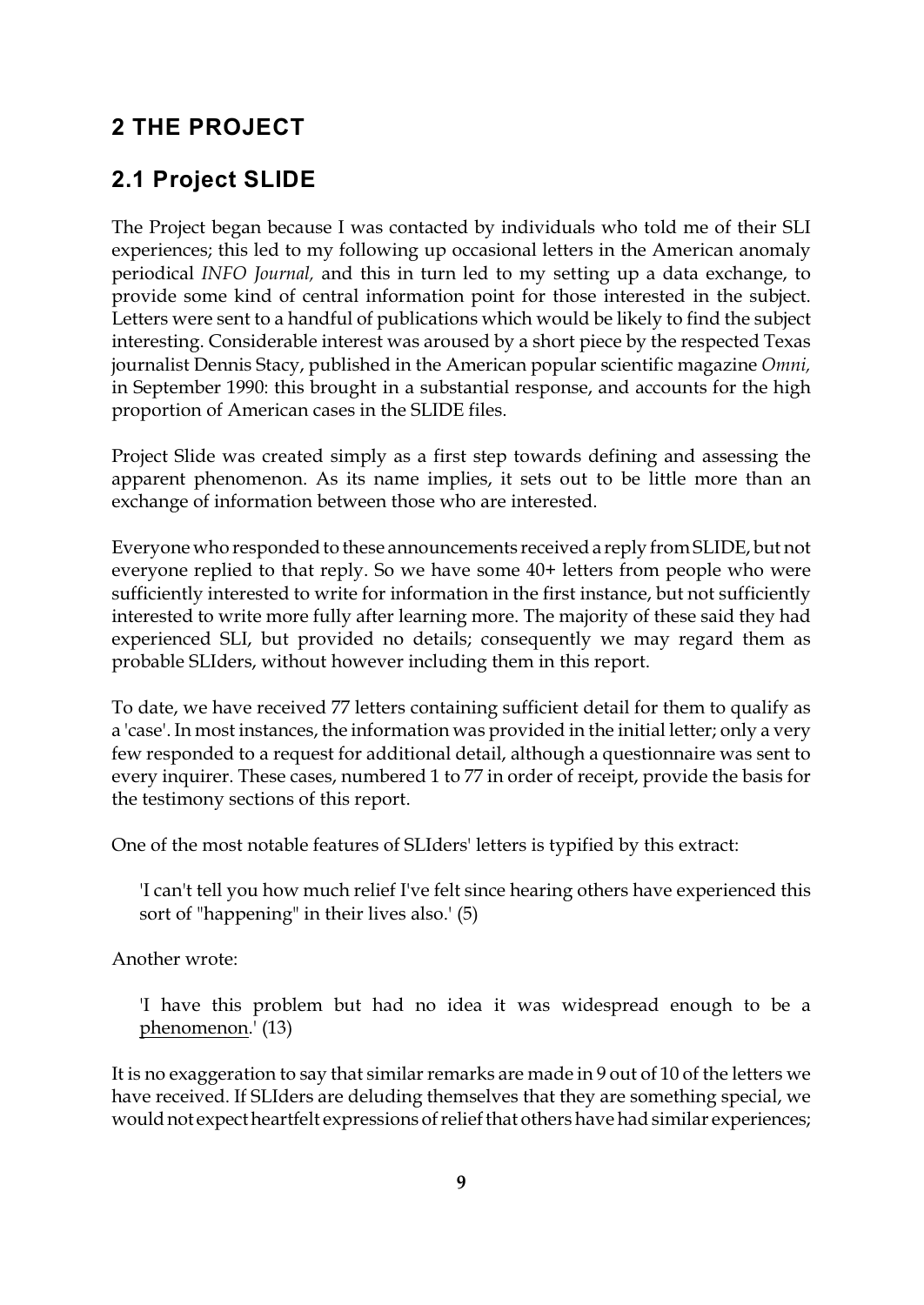## 2 THE PROJECT

### 2.1 Project SLIDE

The Project began because I was contacted by individuals who told me of their SLI experiences; this led to my following up occasional letters in the American anomaly periodical *INFO Journal,* and this in turn led to my setting up a data exchange, to provide some kind of central information point for those interested in the subject. Letters were sent to a handful of publications which would be likely to find the subject interesting. Considerable interest was aroused by a short piece by the respected Texas journalist Dennis Stacy, published in the American popular scientific magazine *Omni,* in September 1990: this brought in a substantial response, and accounts for the high proportion of American cases in the SLIDE files.

Project Slide was created simply as a first step towards defining and assessing the apparent phenomenon. As its name implies, it sets out to be little more than an exchange of information between those who are interested.

Everyone who responded to these announcements received a reply from SLIDE, but not everyone replied to that reply. So we have some 40+ letters from people who were sufficiently interested to write for information in the first instance, but not sufficiently interested to write more fully after learning more. The majority of these said they had experienced SLI, but provided no details; consequently we may regard them as probable SLIders, without however including them in this report.

To date, we have received 77 letters containing sufficient detail for them to qualify as a 'case'. In most instances, the information was provided in the initial letter; only a very few responded to a request for additional detail, although a questionnaire was sent to every inquirer. These cases, numbered 1 to 77 in order of receipt, provide the basis for the testimony sections of this report.

One of the most notable features of SLIders' letters is typified by this extract:

> 'I can't tell you how much relief I've felt since hearing others have experienced this sort of "happening" in their lives also.' (5)

Another wrote:

> 'I have this problem but had no idea it was widespread enough to be a <u>phenomenon</u>.' (13)

It is no exaggeration to say that similar remarks are made in 9 out of 10 of the letters we have received. If SLIders are deluding themselves that they are something special, we would not expect heartfelt expressions of relief that others have had similar experiences;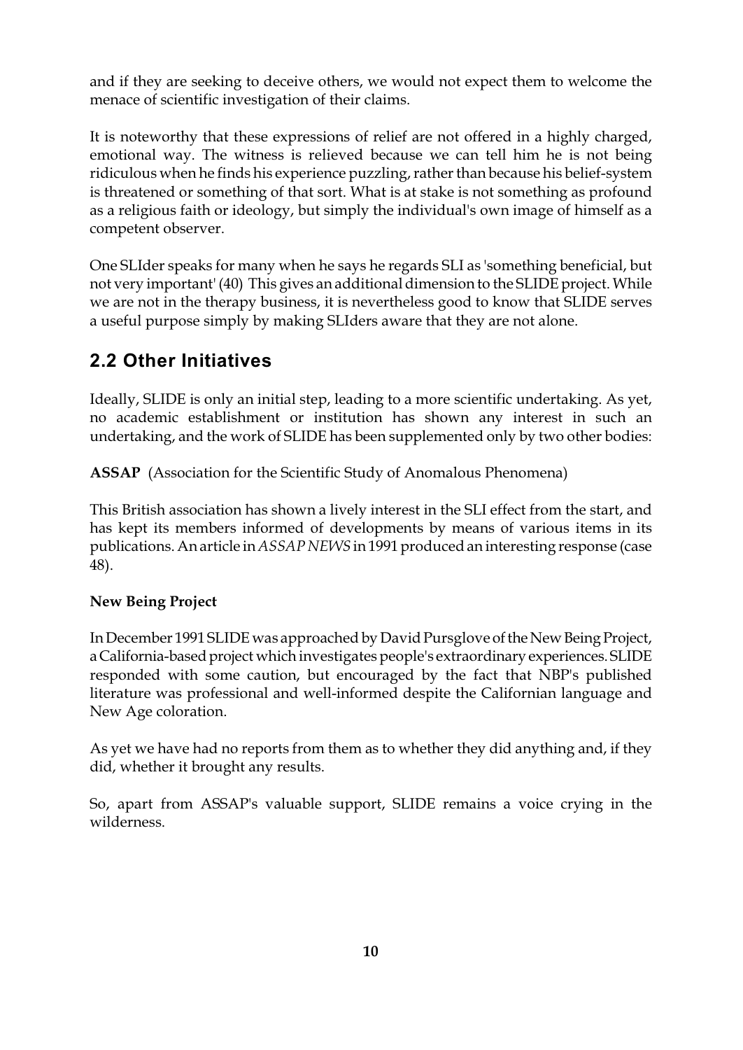and if they are seeking to deceive others, we would not expect them to welcome the menace of scientific investigation of their claims.

It is noteworthy that these expressions of relief are not offered in a highly charged, emotional way. The witness is relieved because we can tell him he is not being ridiculous when he finds his experience puzzling, rather than because his belief-system is threatened or something of that sort. What is at stake is not something as profound as a religious faith or ideology, but simply the individual's own image of himself as a competent observer.

One SLIder speaks for many when he says he regards SLI as 'something beneficial, but not very important' (40) This gives an additional dimension to the SLIDE project. While we are not in the therapy business, it is nevertheless good to know that SLIDE serves a useful purpose simply by making SLIders aware that they are not alone.

## 2.2 Other Initiatives

Ideally, SLIDE is only an initial step, leading to a more scientific undertaking. As yet, no academic establishment or institution has shown any interest in such an undertaking, and the work of SLIDE has been supplemented only by two other bodies:

**ASSAP** (Association for the Scientific Study of Anomalous Phenomena)

This British association has shown a lively interest in the SLI effect from the start, and has kept its members informed of developments by means of various items in its publications. An article in *ASSAP NEWS* in 1991 produced an interesting response (case 48).

**New Being Project**

In December 1991 SLIDE was approached by David Pursglove of the New Being Project, a California-based project which investigates people's extraordinary experiences. SLIDE responded with some caution, but encouraged by the fact that NBP's published literature was professional and well-informed despite the Californian language and New Age coloration.

As yet we have had no reports from them as to whether they did anything and, if they did, whether it brought any results.

So, apart from ASSAP's valuable support, SLIDE remains a voice crying in the wilderness.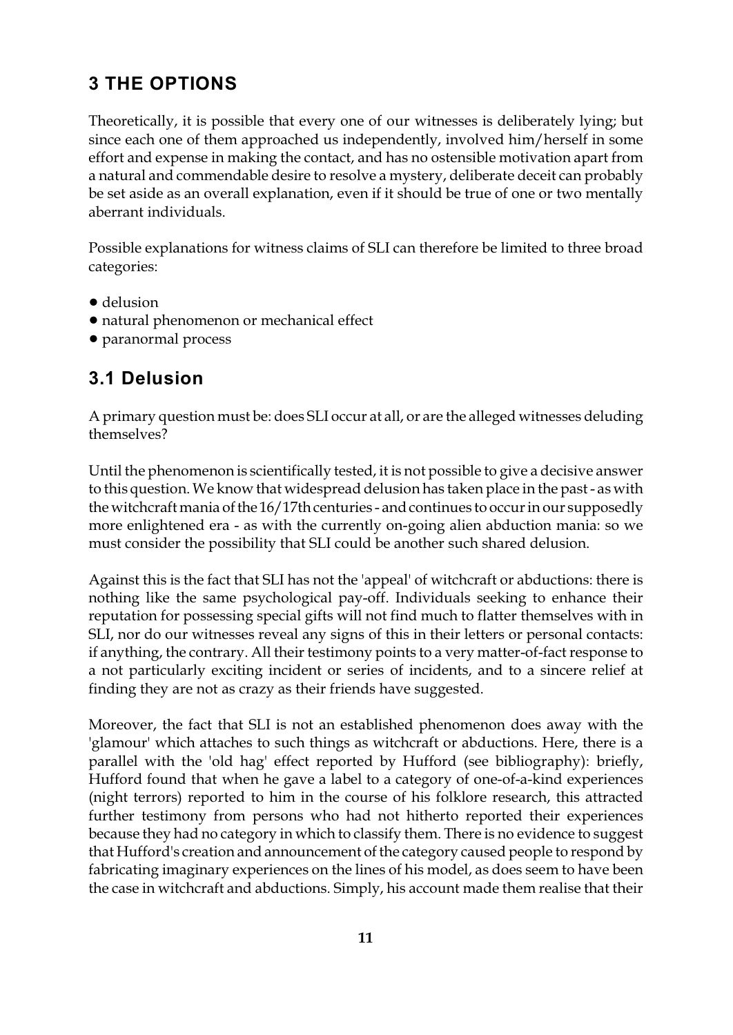## 3 THE OPTIONS

Theoretically, it is possible that every one of our witnesses is deliberately lying; but since each one of them approached us independently, involved him/herself in some effort and expense in making the contact, and has no ostensible motivation apart from a natural and commendable desire to resolve a mystery, deliberate deceit can probably be set aside as an overall explanation, even if it should be true of one or two mentally aberrant individuals.

Possible explanations for witness claims of SLI can therefore be limited to three broad categories:

- delusion
- natural phenomenon or mechanical effect
- paranormal process

### 3.1 Delusion

A primary question must be: does SLI occur at all, or are the alleged witnesses deluding themselves?

Until the phenomenon is scientifically tested, it is not possible to give a decisive answer to this question. We know that widespread delusion has taken place in the past - as with the witchcraft mania of the 16/17th centuries - and continues to occur in our supposedly more enlightened era - as with the currently on-going alien abduction mania: so we must consider the possibility that SLI could be another such shared delusion.

Against this is the fact that SLI has not the 'appeal' of witchcraft or abductions: there is nothing like the same psychological pay-off. Individuals seeking to enhance their reputation for possessing special gifts will not find much to flatter themselves with in SLI, nor do our witnesses reveal any signs of this in their letters or personal contacts: if anything, the contrary. All their testimony points to a very matter-of-fact response to a not particularly exciting incident or series of incidents, and to a sincere relief at finding they are not as crazy as their friends have suggested.

Moreover, the fact that SLI is not an established phenomenon does away with the 'glamour' which attaches to such things as witchcraft or abductions. Here, there is a parallel with the 'old hag' effect reported by Hufford (see bibliography): briefly, Hufford found that when he gave a label to a category of one-of-a-kind experiences (night terrors) reported to him in the course of his folklore research, this attracted further testimony from persons who had not hitherto reported their experiences because they had no category in which to classify them. There is no evidence to suggest that Hufford's creation and announcement of the category caused people to respond by fabricating imaginary experiences on the lines of his model, as does seem to have been the case in witchcraft and abductions. Simply, his account made them realise that their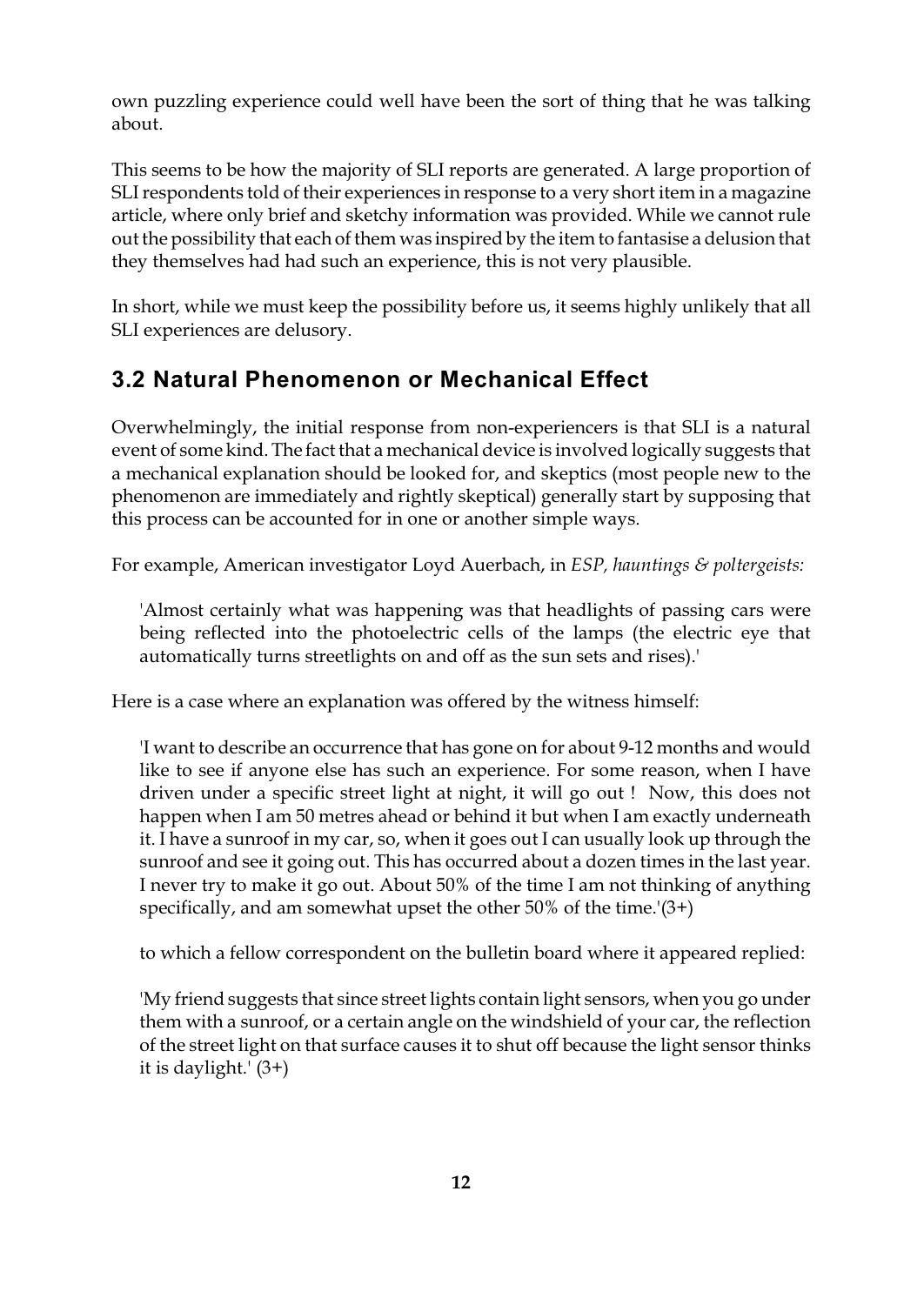own puzzling experience could well have been the sort of thing that he was talking about.

This seems to be how the majority of SLI reports are generated. A large proportion of SLI respondents told of their experiences in response to a very short item in a magazine article, where only brief and sketchy information was provided. While we cannot rule out the possibility that each of them was inspired by the item to fantasise a delusion that they themselves had had such an experience, this is not very plausible.

In short, while we must keep the possibility before us, it seems highly unlikely that all SLI experiences are delusory.

## 3.2 Natural Phenomenon or Mechanical Effect

Overwhelmingly, the initial response from non-experiencers is that SLI is a natural event of some kind. The fact that a mechanical device is involved logically suggests that a mechanical explanation should be looked for, and skeptics (most people new to the phenomenon are immediately and rightly skeptical) generally start by supposing that this process can be accounted for in one or another simple ways.

For example, American investigator Loyd Auerbach, in *ESP, hauntings & poltergeists:*

> 'Almost certainly what was happening was that headlights of passing cars were being reflected into the photoelectric cells of the lamps (the electric eye that automatically turns streetlights on and off as the sun sets and rises).'

Here is a case where an explanation was offered by the witness himself:

> 'I want to describe an occurrence that has gone on for about 9-12 months and would like to see if anyone else has such an experience. For some reason, when I have driven under a specific street light at night, it will go out ! Now, this does not happen when I am 50 metres ahead or behind it but when I am exactly underneath it. I have a sunroof in my car, so, when it goes out I can usually look up through the sunroof and see it going out. This has occurred about a dozen times in the last year. I never try to make it go out. About 50% of the time I am not thinking of anything specifically, and am somewhat upset the other 50% of the time.'(3+)
>
> to which a fellow correspondent on the bulletin board where it appeared replied:
>
> 'My friend suggests that since street lights contain light sensors, when you go under them with a sunroof, or a certain angle on the windshield of your car, the reflection of the street light on that surface causes it to shut off because the light sensor thinks it is daylight.' (3+)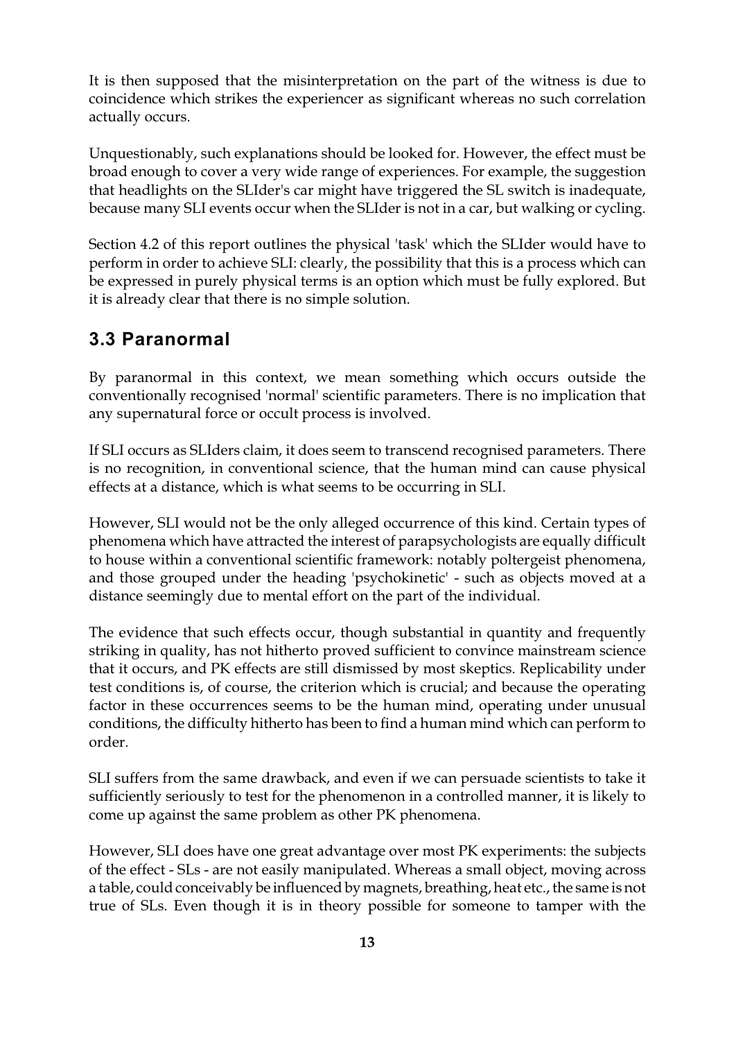It is then supposed that the misinterpretation on the part of the witness is due to coincidence which strikes the experiencer as significant whereas no such correlation actually occurs.

Unquestionably, such explanations should be looked for. However, the effect must be broad enough to cover a very wide range of experiences. For example, the suggestion that headlights on the SLIder's car might have triggered the SL switch is inadequate, because many SLI events occur when the SLIder is not in a car, but walking or cycling.

Section 4.2 of this report outlines the physical 'task' which the SLIder would have to perform in order to achieve SLI: clearly, the possibility that this is a process which can be expressed in purely physical terms is an option which must be fully explored. But it is already clear that there is no simple solution.

## 3.3 Paranormal

By paranormal in this context, we mean something which occurs outside the conventionally recognised 'normal' scientific parameters. There is no implication that any supernatural force or occult process is involved.

If SLI occurs as SLIders claim, it does seem to transcend recognised parameters. There is no recognition, in conventional science, that the human mind can cause physical effects at a distance, which is what seems to be occurring in SLI.

However, SLI would not be the only alleged occurrence of this kind. Certain types of phenomena which have attracted the interest of parapsychologists are equally difficult to house within a conventional scientific framework: notably poltergeist phenomena, and those grouped under the heading 'psychokinetic' - such as objects moved at a distance seemingly due to mental effort on the part of the individual.

The evidence that such effects occur, though substantial in quantity and frequently striking in quality, has not hitherto proved sufficient to convince mainstream science that it occurs, and PK effects are still dismissed by most skeptics. Replicability under test conditions is, of course, the criterion which is crucial; and because the operating factor in these occurrences seems to be the human mind, operating under unusual conditions, the difficulty hitherto has been to find a human mind which can perform to order.

SLI suffers from the same drawback, and even if we can persuade scientists to take it sufficiently seriously to test for the phenomenon in a controlled manner, it is likely to come up against the same problem as other PK phenomena.

However, SLI does have one great advantage over most PK experiments: the subjects of the effect - SLs - are not easily manipulated. Whereas a small object, moving across a table, could conceivably be influenced by magnets, breathing, heat etc., the same is not true of SLs. Even though it is in theory possible for someone to tamper with the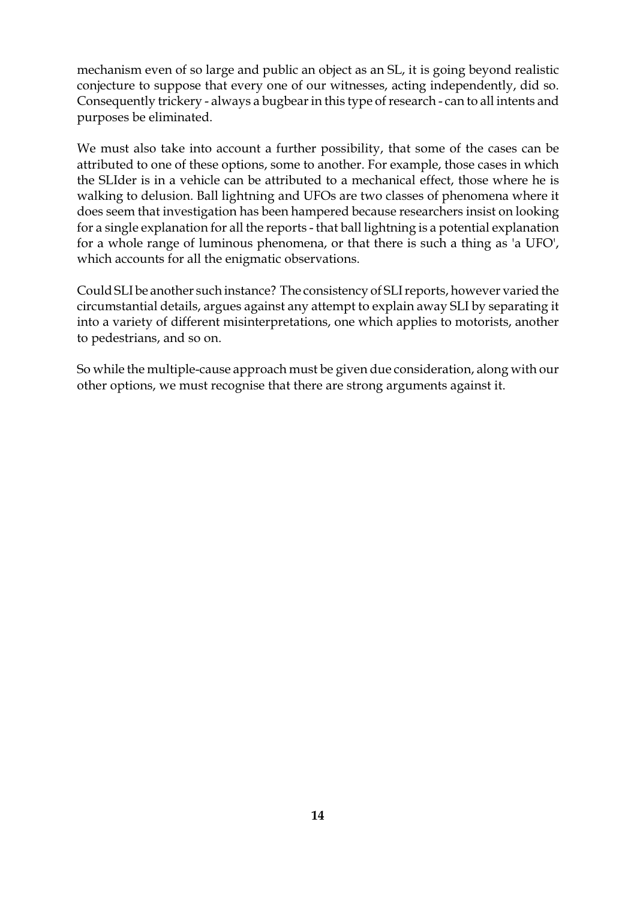mechanism even of so large and public an object as an SL, it is going beyond realistic conjecture to suppose that every one of our witnesses, acting independently, did so. Consequently trickery - always a bugbear in this type of research - can to all intents and purposes be eliminated.

We must also take into account a further possibility, that some of the cases can be attributed to one of these options, some to another. For example, those cases in which the SLIder is in a vehicle can be attributed to a mechanical effect, those where he is walking to delusion. Ball lightning and UFOs are two classes of phenomena where it does seem that investigation has been hampered because researchers insist on looking for a single explanation for all the reports - that ball lightning is a potential explanation for a whole range of luminous phenomena, or that there is such a thing as 'a UFO', which accounts for all the enigmatic observations.

Could SLI be another such instance? The consistency of SLI reports, however varied the circumstantial details, argues against any attempt to explain away SLI by separating it into a variety of different misinterpretations, one which applies to motorists, another to pedestrians, and so on.

So while the multiple-cause approach must be given due consideration, along with our other options, we must recognise that there are strong arguments against it.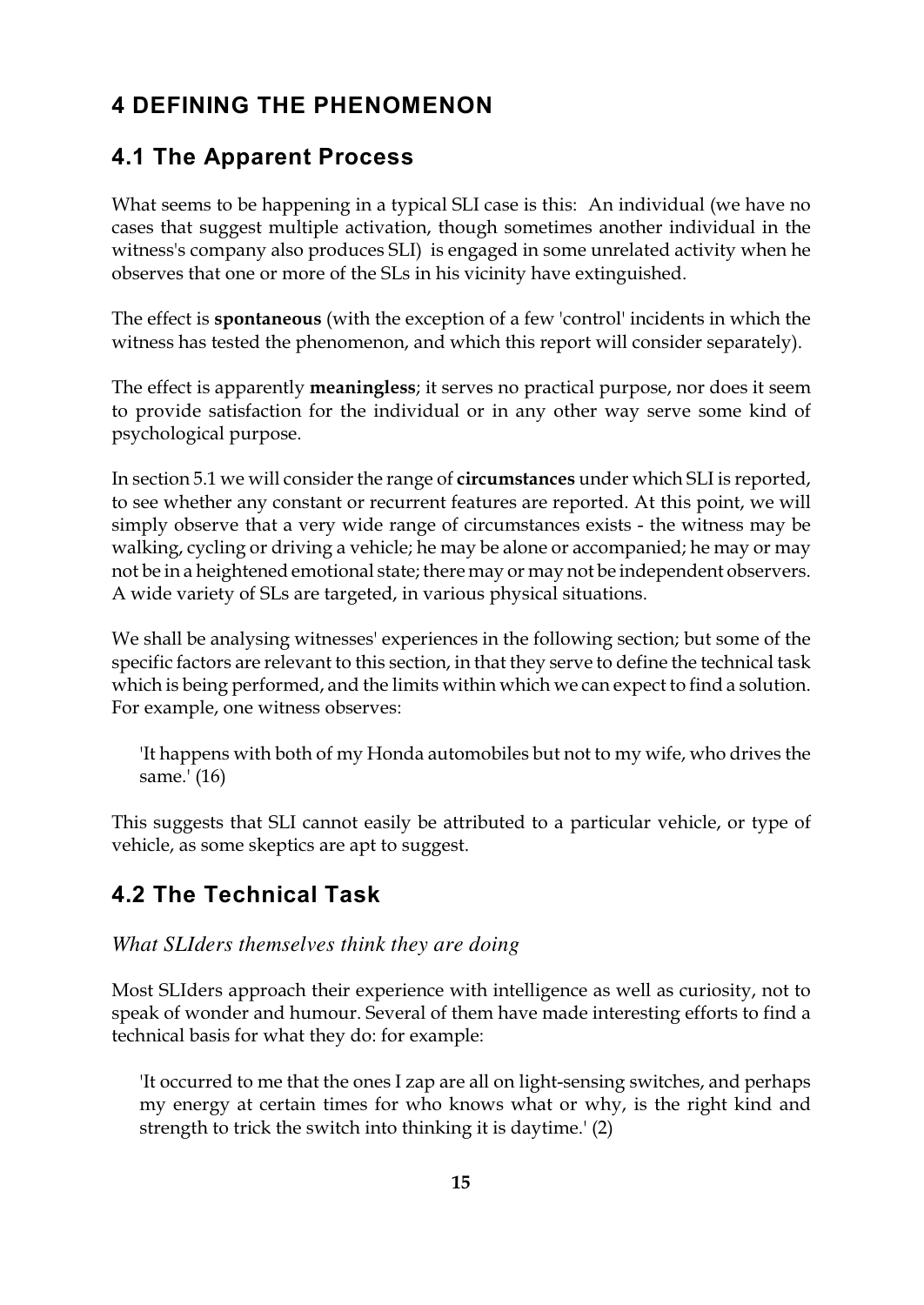# 4 DEFINING THE PHENOMENON

## 4.1 The Apparent Process

What seems to be happening in a typical SLI case is this: An individual (we have no cases that suggest multiple activation, though sometimes another individual in the witness's company also produces SLI) is engaged in some unrelated activity when he observes that one or more of the SLs in his vicinity have extinguished.

The effect is **spontaneous** (with the exception of a few 'control' incidents in which the witness has tested the phenomenon, and which this report will consider separately).

The effect is apparently **meaningless**; it serves no practical purpose, nor does it seem to provide satisfaction for the individual or in any other way serve some kind of psychological purpose.

In section 5.1 we will consider the range of **circumstances** under which SLI is reported, to see whether any constant or recurrent features are reported. At this point, we will simply observe that a very wide range of circumstances exists - the witness may be walking, cycling or driving a vehicle; he may be alone or accompanied; he may or may not be in a heightened emotional state; there may or may not be independent observers. A wide variety of SLs are targeted, in various physical situations.

We shall be analysing witnesses' experiences in the following section; but some of the specific factors are relevant to this section, in that they serve to define the technical task which is being performed, and the limits within which we can expect to find a solution. For example, one witness observes:

> 'It happens with both of my Honda automobiles but not to my wife, who drives the same.' (16)

This suggests that SLI cannot easily be attributed to a particular vehicle, or type of vehicle, as some skeptics are apt to suggest.

## 4.2 The Technical Task

*What SLIders themselves think they are doing*

Most SLIders approach their experience with intelligence as well as curiosity, not to speak of wonder and humour. Several of them have made interesting efforts to find a technical basis for what they do: for example:

> 'It occurred to me that the ones I zap are all on light-sensing switches, and perhaps my energy at certain times for who knows what or why, is the right kind and strength to trick the switch into thinking it is daytime.' (2)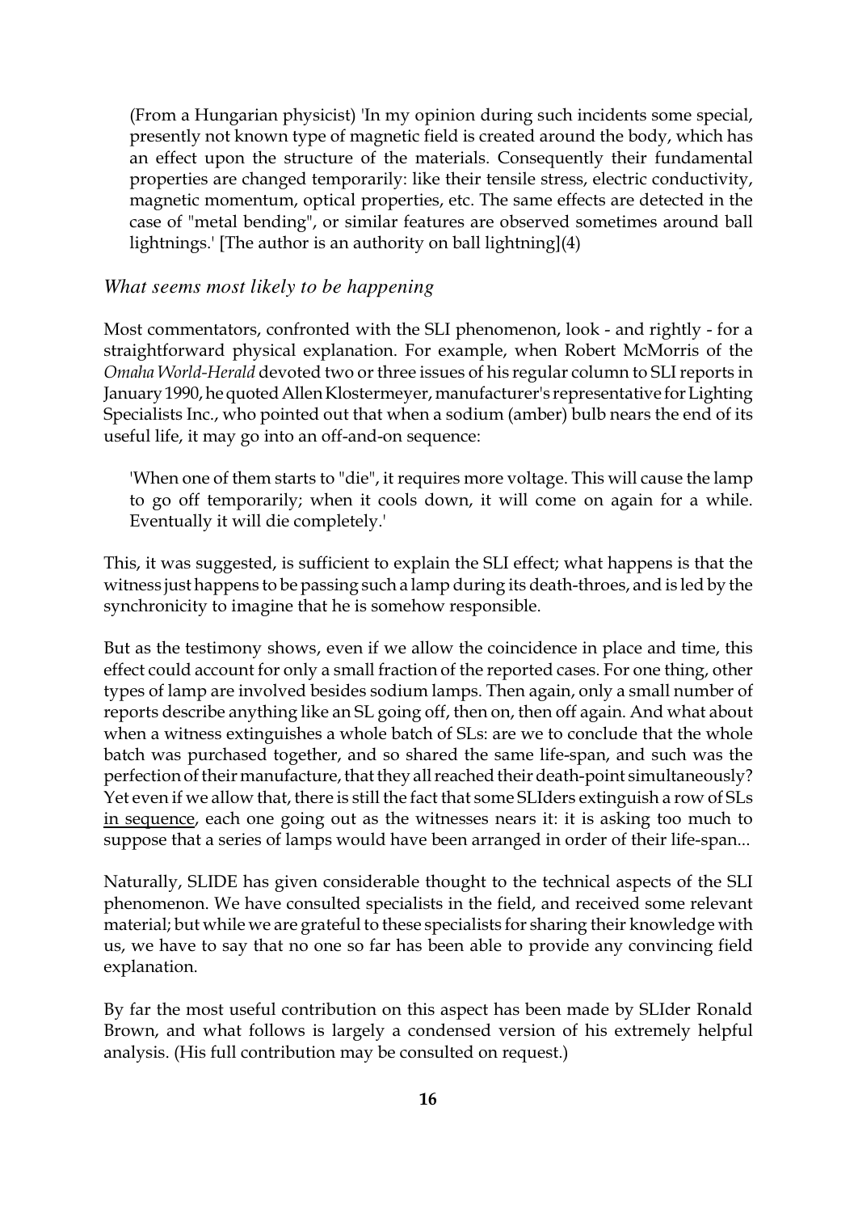> (From a Hungarian physicist) 'In my opinion during such incidents some special, presently not known type of magnetic field is created around the body, which has an effect upon the structure of the materials. Consequently their fundamental properties are changed temporarily: like their tensile stress, electric conductivity, magnetic momentum, optical properties, etc. The same effects are detected in the case of "metal bending", or similar features are observed sometimes around ball lightnings.' [The author is an authority on ball lightning](4)

### *What seems most likely to be happening*

Most commentators, confronted with the SLI phenomenon, look - and rightly - for a straightforward physical explanation. For example, when Robert McMorris of the *Omaha World-Herald* devoted two or three issues of his regular column to SLI reports in January 1990, he quoted Allen Klostermeyer, manufacturer's representative for Lighting Specialists Inc., who pointed out that when a sodium (amber) bulb nears the end of its useful life, it may go into an off-and-on sequence:

> 'When one of them starts to "die", it requires more voltage. This will cause the lamp to go off temporarily; when it cools down, it will come on again for a while. Eventually it will die completely.'

This, it was suggested, is sufficient to explain the SLI effect; what happens is that the witness just happens to be passing such a lamp during its death-throes, and is led by the synchronicity to imagine that he is somehow responsible.

But as the testimony shows, even if we allow the coincidence in place and time, this effect could account for only a small fraction of the reported cases. For one thing, other types of lamp are involved besides sodium lamps. Then again, only a small number of reports describe anything like an SL going off, then on, then off again. And what about when a witness extinguishes a whole batch of SLs: are we to conclude that the whole batch was purchased together, and so shared the same life-span, and such was the perfection of their manufacture, that they all reached their death-point simultaneously? Yet even if we allow that, there is still the fact that some SLIders extinguish a row of SLs <u>in sequence</u>, each one going out as the witnesses nears it: it is asking too much to suppose that a series of lamps would have been arranged in order of their life-span...

Naturally, SLIDE has given considerable thought to the technical aspects of the SLI phenomenon. We have consulted specialists in the field, and received some relevant material; but while we are grateful to these specialists for sharing their knowledge with us, we have to say that no one so far has been able to provide any convincing field explanation.

By far the most useful contribution on this aspect has been made by SLIder Ronald Brown, and what follows is largely a condensed version of his extremely helpful analysis. (His full contribution may be consulted on request.)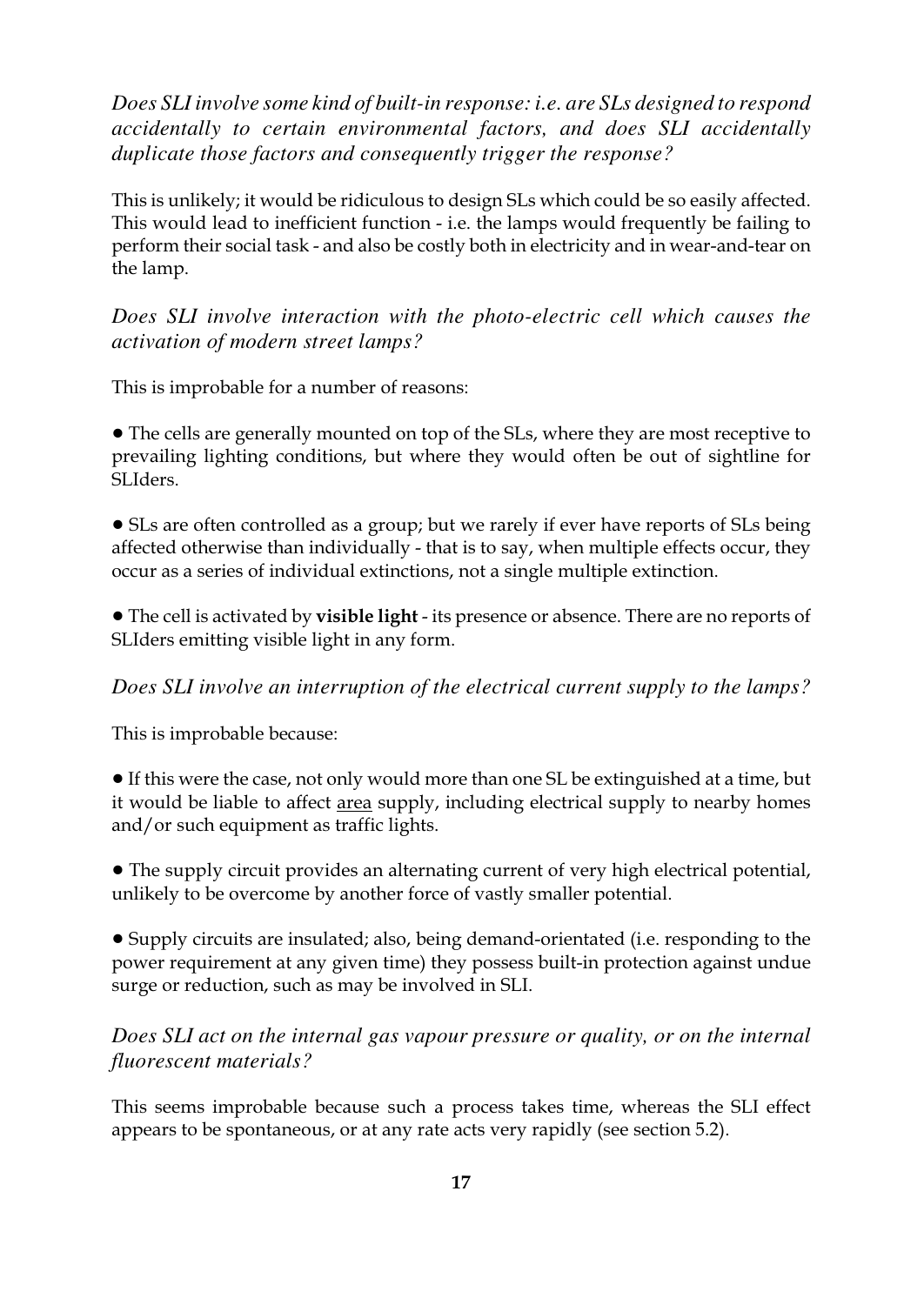*Does SLI involve some kind of built-in response: i.e. are SLs designed to respond accidentally to certain environmental factors, and does SLI accidentally duplicate those factors and consequently trigger the response?*

This is unlikely; it would be ridiculous to design SLs which could be so easily affected. This would lead to inefficient function - i.e. the lamps would frequently be failing to perform their social task - and also be costly both in electricity and in wear-and-tear on the lamp.

*Does SLI involve interaction with the photo-electric cell which causes the activation of modern street lamps?*

This is improbable for a number of reasons:

- The cells are generally mounted on top of the SLs, where they are most receptive to prevailing lighting conditions, but where they would often be out of sightline for SLIders.

- SLs are often controlled as a group; but we rarely if ever have reports of SLs being affected otherwise than individually - that is to say, when multiple effects occur, they occur as a series of individual extinctions, not a single multiple extinction.

- The cell is activated by **visible light** - its presence or absence. There are no reports of SLIders emitting visible light in any form.

*Does SLI involve an interruption of the electrical current supply to the lamps?*

This is improbable because:

- If this were the case, not only would more than one SL be extinguished at a time, but it would be liable to affect <u>area</u> supply, including electrical supply to nearby homes and/or such equipment as traffic lights.

- The supply circuit provides an alternating current of very high electrical potential, unlikely to be overcome by another force of vastly smaller potential.

- Supply circuits are insulated; also, being demand-orientated (i.e. responding to the power requirement at any given time) they possess built-in protection against undue surge or reduction, such as may be involved in SLI.

*Does SLI act on the internal gas vapour pressure or quality, or on the internal fluorescent materials?*

This seems improbable because such a process takes time, whereas the SLI effect appears to be spontaneous, or at any rate acts very rapidly (see section 5.2).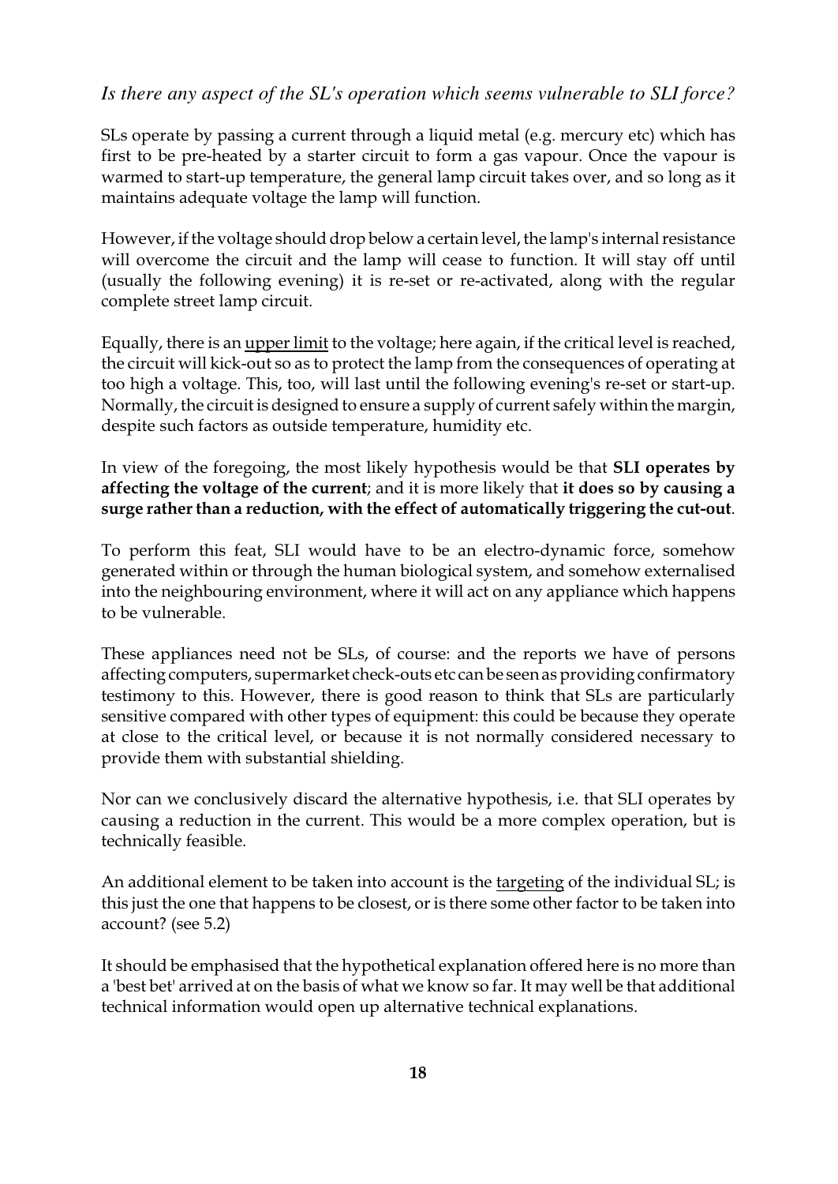*Is there any aspect of the SL's operation which seems vulnerable to SLI force?*

SLs operate by passing a current through a liquid metal (e.g. mercury etc) which has first to be pre-heated by a starter circuit to form a gas vapour. Once the vapour is warmed to start-up temperature, the general lamp circuit takes over, and so long as it maintains adequate voltage the lamp will function.

However, if the voltage should drop below a certain level, the lamp's internal resistance will overcome the circuit and the lamp will cease to function. It will stay off until (usually the following evening) it is re-set or re-activated, along with the regular complete street lamp circuit.

Equally, there is an <u>upper limit</u> to the voltage; here again, if the critical level is reached, the circuit will kick-out so as to protect the lamp from the consequences of operating at too high a voltage. This, too, will last until the following evening's re-set or start-up. Normally, the circuit is designed to ensure a supply of current safely within the margin, despite such factors as outside temperature, humidity etc.

In view of the foregoing, the most likely hypothesis would be that **SLI operates by affecting the voltage of the current**; and it is more likely that **it does so by causing a surge rather than a reduction, with the effect of automatically triggering the cut-out**.

To perform this feat, SLI would have to be an electro-dynamic force, somehow generated within or through the human biological system, and somehow externalised into the neighbouring environment, where it will act on any appliance which happens to be vulnerable.

These appliances need not be SLs, of course: and the reports we have of persons affecting computers, supermarket check-outs etc can be seen as providing confirmatory testimony to this. However, there is good reason to think that SLs are particularly sensitive compared with other types of equipment: this could be because they operate at close to the critical level, or because it is not normally considered necessary to provide them with substantial shielding.

Nor can we conclusively discard the alternative hypothesis, i.e. that SLI operates by causing a reduction in the current. This would be a more complex operation, but is technically feasible.

An additional element to be taken into account is the <u>targeting</u> of the individual SL; is this just the one that happens to be closest, or is there some other factor to be taken into account? (see 5.2)

It should be emphasised that the hypothetical explanation offered here is no more than a 'best bet' arrived at on the basis of what we know so far. It may well be that additional technical information would open up alternative technical explanations.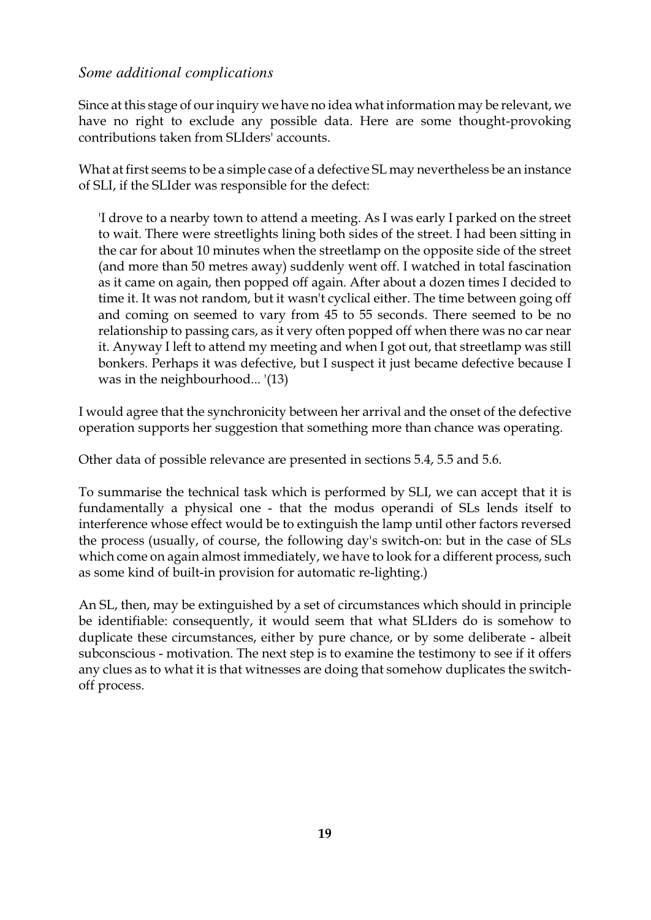*Some additional complications*

Since at this stage of our inquiry we have no idea what information may be relevant, we have no right to exclude any possible data. Here are some thought-provoking contributions taken from SLIders' accounts.

What at first seems to be a simple case of a defective SL may nevertheless be an instance of SLI, if the SLIder was responsible for the defect:

> 'I drove to a nearby town to attend a meeting. As I was early I parked on the street to wait. There were streetlights lining both sides of the street. I had been sitting in the car for about 10 minutes when the streetlamp on the opposite side of the street (and more than 50 metres away) suddenly went off. I watched in total fascination as it came on again, then popped off again. After about a dozen times I decided to time it. It was not random, but it wasn't cyclical either. The time between going off and coming on seemed to vary from 45 to 55 seconds. There seemed to be no relationship to passing cars, as it very often popped off when there was no car near it. Anyway I left to attend my meeting and when I got out, that streetlamp was still bonkers. Perhaps it was defective, but I suspect it just became defective because I was in the neighbourhood... '(13)

I would agree that the synchronicity between her arrival and the onset of the defective operation supports her suggestion that something more than chance was operating.

Other data of possible relevance are presented in sections 5.4, 5.5 and 5.6.

To summarise the technical task which is performed by SLI, we can accept that it is fundamentally a physical one - that the modus operandi of SLs lends itself to interference whose effect would be to extinguish the lamp until other factors reversed the process (usually, of course, the following day's switch-on: but in the case of SLs which come on again almost immediately, we have to look for a different process, such as some kind of built-in provision for automatic re-lighting.)

An SL, then, may be extinguished by a set of circumstances which should in principle be identifiable: consequently, it would seem that what SLIders do is somehow to duplicate these circumstances, either by pure chance, or by some deliberate - albeit subconscious - motivation. The next step is to examine the testimony to see if it offers any clues as to what it is that witnesses are doing that somehow duplicates the switch-off process.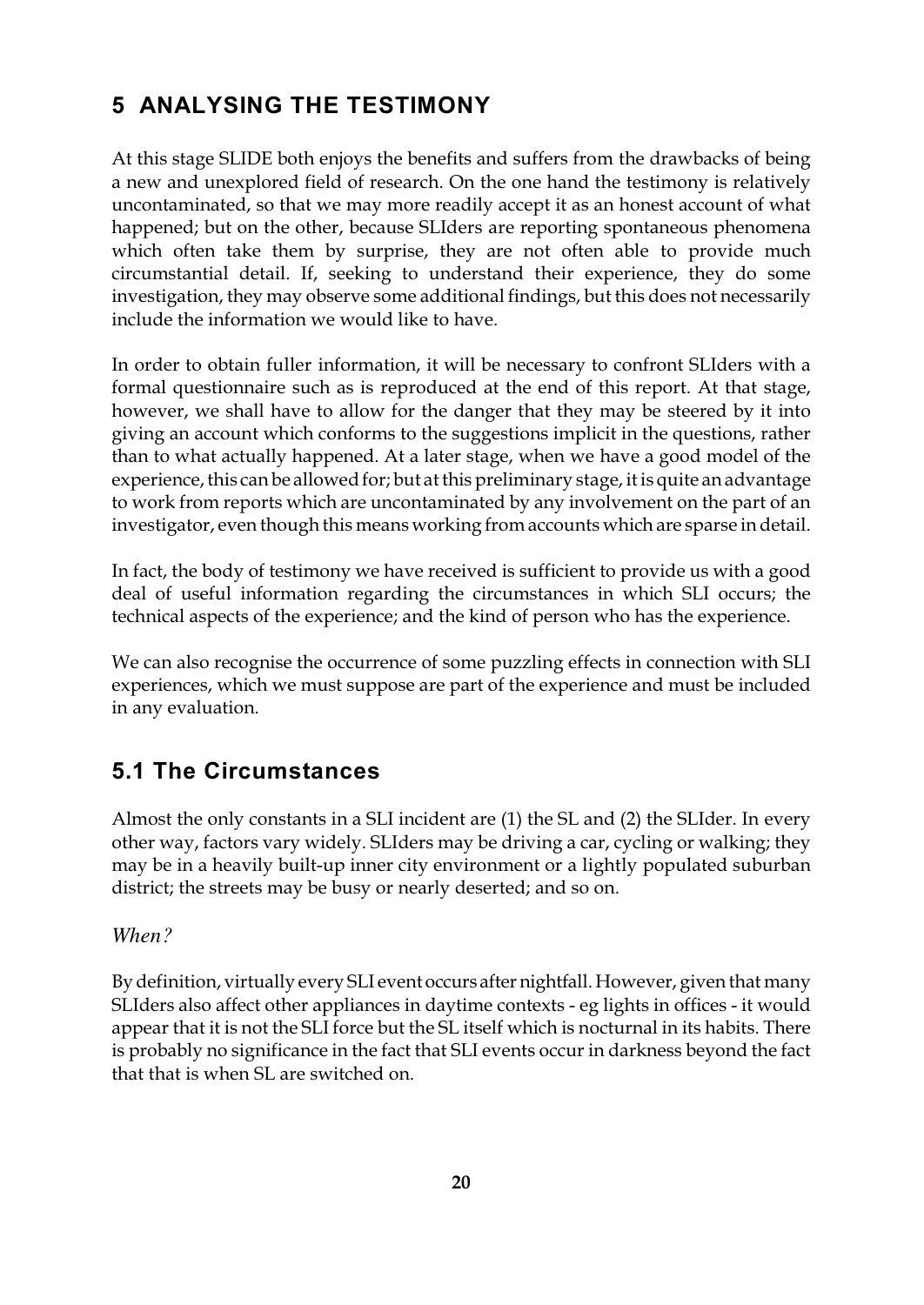## 5 ANALYSING THE TESTIMONY

At this stage SLIDE both enjoys the benefits and suffers from the drawbacks of being a new and unexplored field of research. On the one hand the testimony is relatively uncontaminated, so that we may more readily accept it as an honest account of what happened; but on the other, because SLIders are reporting spontaneous phenomena which often take them by surprise, they are not often able to provide much circumstantial detail. If, seeking to understand their experience, they do some investigation, they may observe some additional findings, but this does not necessarily include the information we would like to have.

In order to obtain fuller information, it will be necessary to confront SLIders with a formal questionnaire such as is reproduced at the end of this report. At that stage, however, we shall have to allow for the danger that they may be steered by it into giving an account which conforms to the suggestions implicit in the questions, rather than to what actually happened. At a later stage, when we have a good model of the experience, this can be allowed for; but at this preliminary stage, it is quite an advantage to work from reports which are uncontaminated by any involvement on the part of an investigator, even though this means working from accounts which are sparse in detail.

In fact, the body of testimony we have received is sufficient to provide us with a good deal of useful information regarding the circumstances in which SLI occurs; the technical aspects of the experience; and the kind of person who has the experience.

We can also recognise the occurrence of some puzzling effects in connection with SLI experiences, which we must suppose are part of the experience and must be included in any evaluation.

### 5.1 The Circumstances

Almost the only constants in a SLI incident are (1) the SL and (2) the SLIder. In every other way, factors vary widely. SLIders may be driving a car, cycling or walking; they may be in a heavily built-up inner city environment or a lightly populated suburban district; the streets may be busy or nearly deserted; and so on.

*When?*

By definition, virtually every SLI event occurs after nightfall. However, given that many SLIders also affect other appliances in daytime contexts - eg lights in offices - it would appear that it is not the SLI force but the SL itself which is nocturnal in its habits. There is probably no significance in the fact that SLI events occur in darkness beyond the fact that that is when SL are switched on.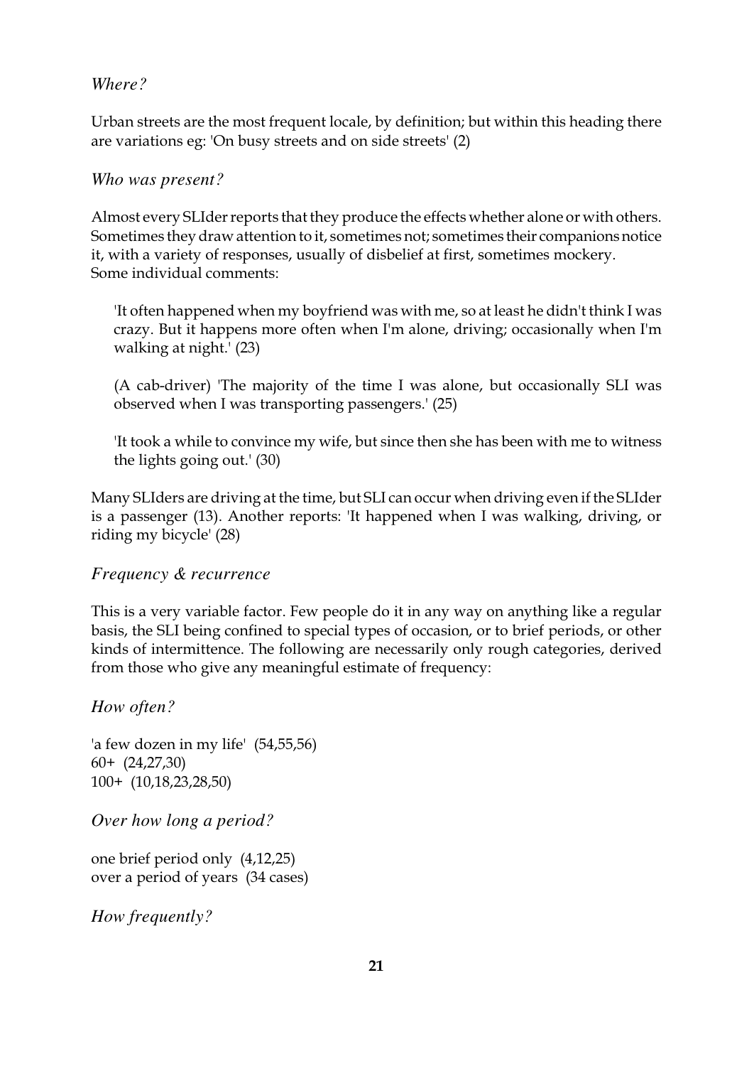*Where?*

Urban streets are the most frequent locale, by definition; but within this heading there are variations eg: 'On busy streets and on side streets' (2)

*Who was present?*

Almost every SLIder reports that they produce the effects whether alone or with others. Sometimes they draw attention to it, sometimes not; sometimes their companions notice it, with a variety of responses, usually of disbelief at first, sometimes mockery.
Some individual comments:

> 'It often happened when my boyfriend was with me, so at least he didn't think I was crazy. But it happens more often when I'm alone, driving; occasionally when I'm walking at night.' (23)
>
> (A cab-driver) 'The majority of the time I was alone, but occasionally SLI was observed when I was transporting passengers.' (25)
>
> 'It took a while to convince my wife, but since then she has been with me to witness the lights going out.' (30)

Many SLIders are driving at the time, but SLI can occur when driving even if the SLIder is a passenger (13). Another reports: 'It happened when I was walking, driving, or riding my bicycle' (28)

*Frequency & recurrence*

This is a very variable factor. Few people do it in any way on anything like a regular basis, the SLI being confined to special types of occasion, or to brief periods, or other kinds of intermittence. The following are necessarily only rough categories, derived from those who give any meaningful estimate of frequency:

*How often?*

'a few dozen in my life' (54,55,56)
60+ (24,27,30)
100+ (10,18,23,28,50)

*Over how long a period?*

one brief period only (4,12,25)
over a period of years (34 cases)

*How frequently?*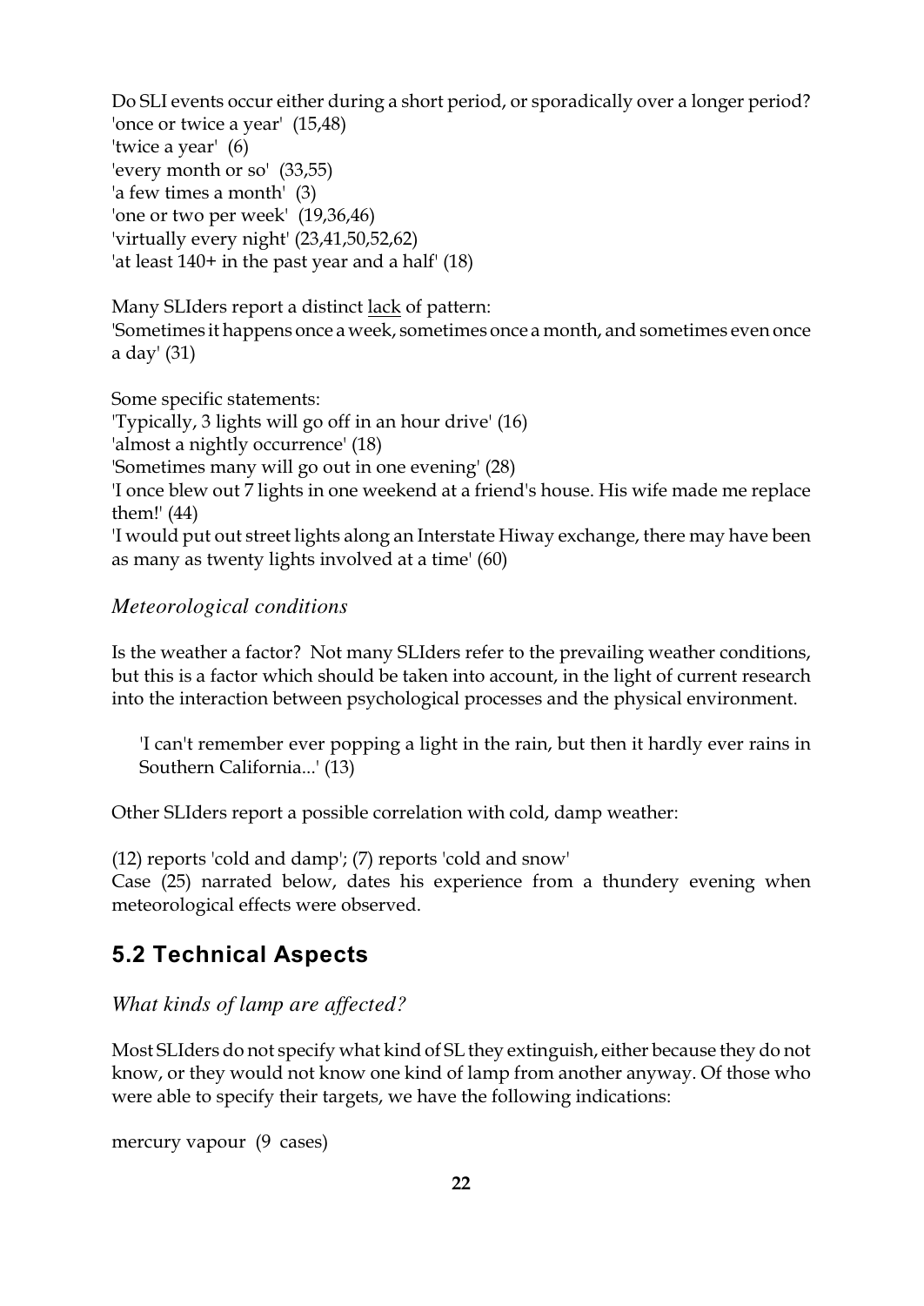Do SLI events occur either during a short period, or sporadically over a longer period?
'once or twice a year' (15,48)
'twice a year' (6)
'every month or so' (33,55)
'a few times a month' (3)
'one or two per week' (19,36,46)
'virtually every night' (23,41,50,52,62)
'at least 140+ in the past year and a half' (18)

Many SLIders report a distinct <u>lack</u> of pattern:
'Sometimes it happens once a week, sometimes once a month, and sometimes even once a day' (31)

Some specific statements:
'Typically, 3 lights will go off in an hour drive' (16)
'almost a nightly occurrence' (18)
'Sometimes many will go out in one evening' (28)
'I once blew out 7 lights in one weekend at a friend's house. His wife made me replace them!' (44)
'I would put out street lights along an Interstate Hiway exchange, there may have been as many as twenty lights involved at a time' (60)

### *Meteorological conditions*

Is the weather a factor? Not many SLIders refer to the prevailing weather conditions, but this is a factor which should be taken into account, in the light of current research into the interaction between psychological processes and the physical environment.

> 'I can't remember ever popping a light in the rain, but then it hardly ever rains in Southern California...' (13)

Other SLIders report a possible correlation with cold, damp weather:

(12) reports 'cold and damp'; (7) reports 'cold and snow'
Case (25) narrated below, dates his experience from a thundery evening when meteorological effects were observed.

## 5.2 Technical Aspects

### *What kinds of lamp are affected?*

Most SLIders do not specify what kind of SL they extinguish, either because they do not know, or they would not know one kind of lamp from another anyway. Of those who were able to specify their targets, we have the following indications:

mercury vapour (9 cases)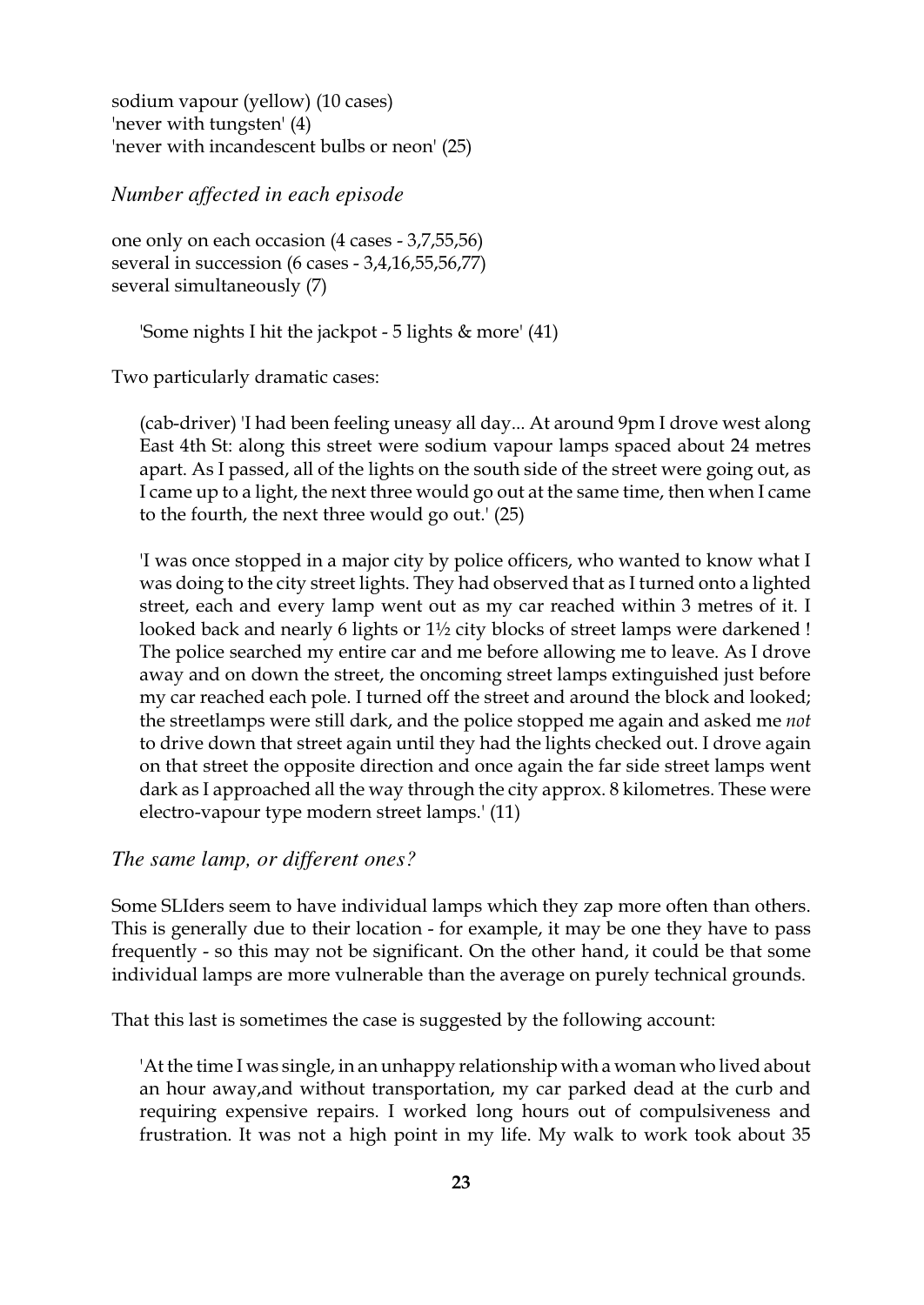sodium vapour (yellow) (10 cases)
'never with tungsten' (4)
'never with incandescent bulbs or neon' (25)

### *Number affected in each episode*

one only on each occasion (4 cases - 3,7,55,56)
several in succession (6 cases - 3,4,16,55,56,77)
several simultaneously (7)

> 'Some nights I hit the jackpot - 5 lights & more' (41)

Two particularly dramatic cases:

> (cab-driver) 'I had been feeling uneasy all day... At around 9pm I drove west along East 4th St: along this street were sodium vapour lamps spaced about 24 metres apart. As I passed, all of the lights on the south side of the street were going out, as I came up to a light, the next three would go out at the same time, then when I came to the fourth, the next three would go out.' (25)

> 'I was once stopped in a major city by police officers, who wanted to know what I was doing to the city street lights. They had observed that as I turned onto a lighted street, each and every lamp went out as my car reached within 3 metres of it. I looked back and nearly 6 lights or 1½ city blocks of street lamps were darkened ! The police searched my entire car and me before allowing me to leave. As I drove away and on down the street, the oncoming street lamps extinguished just before my car reached each pole. I turned off the street and around the block and looked; the streetlamps were still dark, and the police stopped me again and asked me *not* to drive down that street again until they had the lights checked out. I drove again on that street the opposite direction and once again the far side street lamps went dark as I approached all the way through the city approx. 8 kilometres. These were electro-vapour type modern street lamps.' (11)

### *The same lamp, or different ones?*

Some SLIders seem to have individual lamps which they zap more often than others. This is generally due to their location - for example, it may be one they have to pass frequently - so this may not be significant. On the other hand, it could be that some individual lamps are more vulnerable than the average on purely technical grounds.

That this last is sometimes the case is suggested by the following account:

> 'At the time I was single, in an unhappy relationship with a woman who lived about an hour away,and without transportation, my car parked dead at the curb and requiring expensive repairs. I worked long hours out of compulsiveness and frustration. It was not a high point in my life. My walk to work took about 35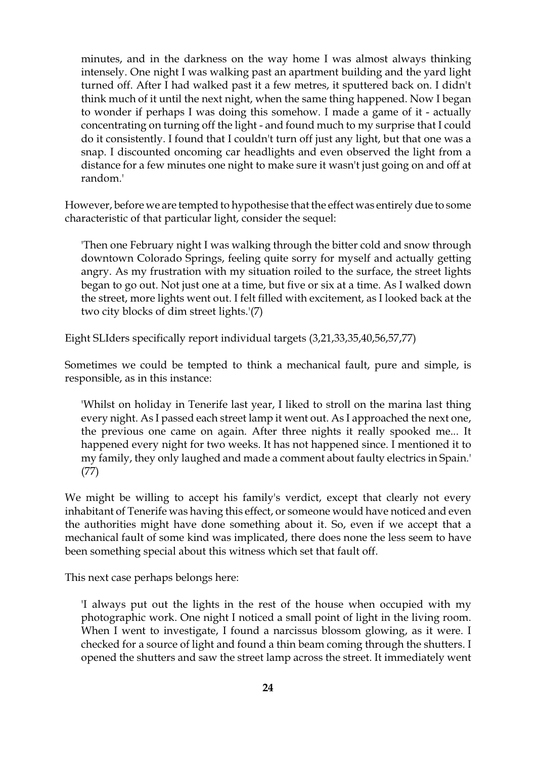> minutes, and in the darkness on the way home I was almost always thinking intensely. One night I was walking past an apartment building and the yard light turned off. After I had walked past it a few metres, it sputtered back on. I didn't think much of it until the next night, when the same thing happened. Now I began to wonder if perhaps I was doing this somehow. I made a game of it - actually concentrating on turning off the light - and found much to my surprise that I could do it consistently. I found that I couldn't turn off just any light, but that one was a snap. I discounted oncoming car headlights and even observed the light from a distance for a few minutes one night to make sure it wasn't just going on and off at random.'

However, before we are tempted to hypothesise that the effect was entirely due to some characteristic of that particular light, consider the sequel:

> 'Then one February night I was walking through the bitter cold and snow through downtown Colorado Springs, feeling quite sorry for myself and actually getting angry. As my frustration with my situation roiled to the surface, the street lights began to go out. Not just one at a time, but five or six at a time. As I walked down the street, more lights went out. I felt filled with excitement, as I looked back at the two city blocks of dim street lights.'(7)

Eight SLIders specifically report individual targets (3,21,33,35,40,56,57,77)

Sometimes we could be tempted to think a mechanical fault, pure and simple, is responsible, as in this instance:

> 'Whilst on holiday in Tenerife last year, I liked to stroll on the marina last thing every night. As I passed each street lamp it went out. As I approached the next one, the previous one came on again. After three nights it really spooked me... It happened every night for two weeks. It has not happened since. I mentioned it to my family, they only laughed and made a comment about faulty electrics in Spain.' (77)

We might be willing to accept his family's verdict, except that clearly not every inhabitant of Tenerife was having this effect, or someone would have noticed and even the authorities might have done something about it. So, even if we accept that a mechanical fault of some kind was implicated, there does none the less seem to have been something special about this witness which set that fault off.

This next case perhaps belongs here:

> 'I always put out the lights in the rest of the house when occupied with my photographic work. One night I noticed a small point of light in the living room. When I went to investigate, I found a narcissus blossom glowing, as it were. I checked for a source of light and found a thin beam coming through the shutters. I opened the shutters and saw the street lamp across the street. It immediately went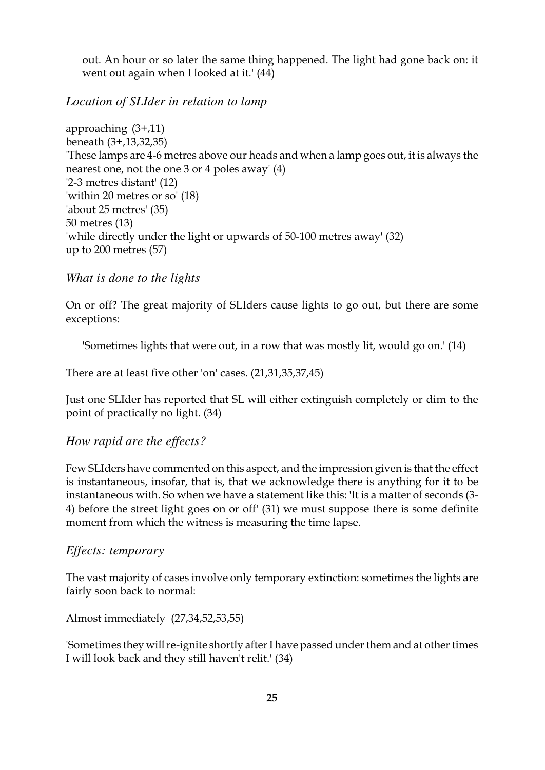out. An hour or so later the same thing happened. The light had gone back on: it went out again when I looked at it.' (44)

*Location of SLIder in relation to lamp*

approaching (3+,11)
beneath (3+,13,32,35)
'These lamps are 4-6 metres above our heads and when a lamp goes out, it is always the nearest one, not the one 3 or 4 poles away' (4)
'2-3 metres distant' (12)
'within 20 metres or so' (18)
'about 25 metres' (35)
50 metres (13)
'while directly under the light or upwards of 50-100 metres away' (32)
up to 200 metres (57)

*What is done to the lights*

On or off? The great majority of SLIders cause lights to go out, but there are some exceptions:

> 'Sometimes lights that were out, in a row that was mostly lit, would go on.' (14)

There are at least five other 'on' cases. (21,31,35,37,45)

Just one SLIder has reported that SL will either extinguish completely or dim to the point of practically no light. (34)

*How rapid are the effects?*

Few SLIders have commented on this aspect, and the impression given is that the effect is instantaneous, insofar, that is, that we acknowledge there is anything for it to be instantaneous <u>with</u>. So when we have a statement like this: 'It is a matter of seconds (3-4) before the street light goes on or off' (31) we must suppose there is some definite moment from which the witness is measuring the time lapse.

*Effects: temporary*

The vast majority of cases involve only temporary extinction: sometimes the lights are fairly soon back to normal:

Almost immediately (27,34,52,53,55)

'Sometimes they will re-ignite shortly after I have passed under them and at other times I will look back and they still haven't relit.' (34)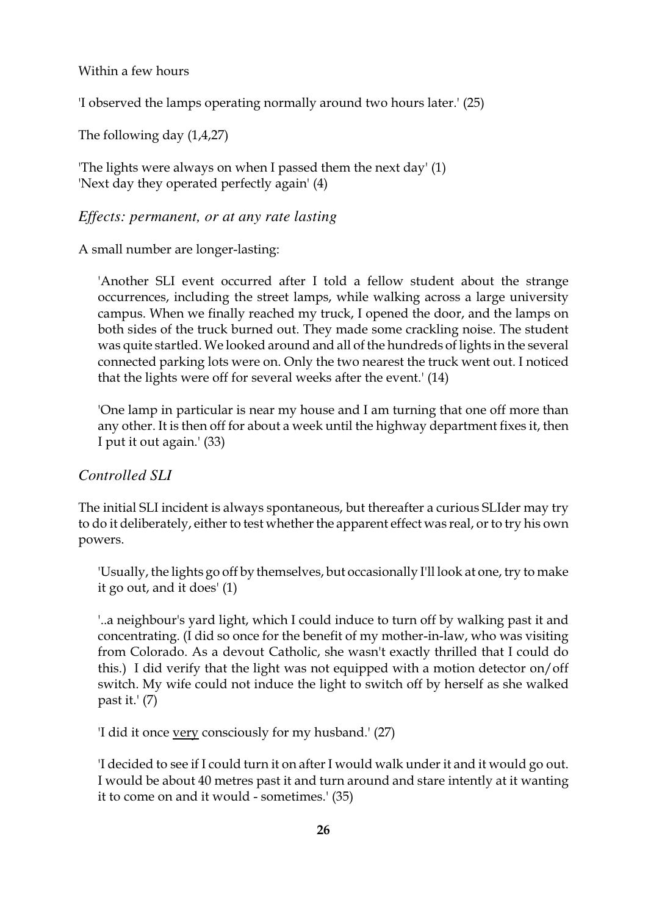Within a few hours

'I observed the lamps operating normally around two hours later.' (25)

The following day (1,4,27)

'The lights were always on when I passed them the next day' (1)
'Next day they operated perfectly again' (4)

### *Effects: permanent, or at any rate lasting*

A small number are longer-lasting:

> 'Another SLI event occurred after I told a fellow student about the strange occurrences, including the street lamps, while walking across a large university campus. When we finally reached my truck, I opened the door, and the lamps on both sides of the truck burned out. They made some crackling noise. The student was quite startled. We looked around and all of the hundreds of lights in the several connected parking lots were on. Only the two nearest the truck went out. I noticed that the lights were off for several weeks after the event.' (14)

> 'One lamp in particular is near my house and I am turning that one off more than any other. It is then off for about a week until the highway department fixes it, then I put it out again.' (33)

### *Controlled SLI*

The initial SLI incident is always spontaneous, but thereafter a curious SLIder may try to do it deliberately, either to test whether the apparent effect was real, or to try his own powers.

> 'Usually, the lights go off by themselves, but occasionally I'll look at one, try to make it go out, and it does' (1)

> '..a neighbour's yard light, which I could induce to turn off by walking past it and concentrating. (I did so once for the benefit of my mother-in-law, who was visiting from Colorado. As a devout Catholic, she wasn't exactly thrilled that I could do this.) I did verify that the light was not equipped with a motion detector on/off switch. My wife could not induce the light to switch off by herself as she walked past it.' (7)

> 'I did it once <u>very</u> consciously for my husband.' (27)

> 'I decided to see if I could turn it on after I would walk under it and it would go out. I would be about 40 metres past it and turn around and stare intently at it wanting it to come on and it would - sometimes.' (35)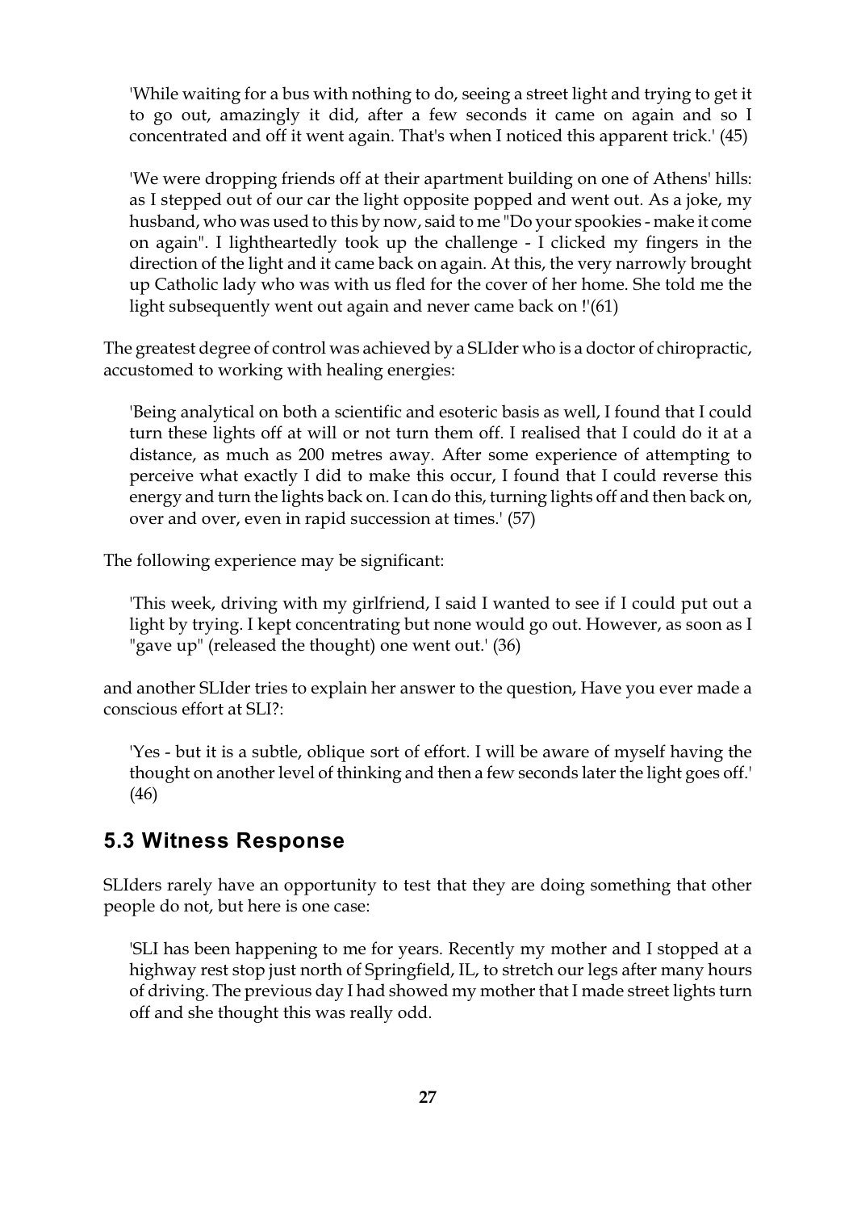> 'While waiting for a bus with nothing to do, seeing a street light and trying to get it to go out, amazingly it did, after a few seconds it came on again and so I concentrated and off it went again. That's when I noticed this apparent trick.' (45)

> 'We were dropping friends off at their apartment building on one of Athens' hills: as I stepped out of our car the light opposite popped and went out. As a joke, my husband, who was used to this by now, said to me "Do your spookies - make it come on again". I lightheartedly took up the challenge - I clicked my fingers in the direction of the light and it came back on again. At this, the very narrowly brought up Catholic lady who was with us fled for the cover of her home. She told me the light subsequently went out again and never came back on !'(61)

The greatest degree of control was achieved by a SLIder who is a doctor of chiropractic, accustomed to working with healing energies:

> 'Being analytical on both a scientific and esoteric basis as well, I found that I could turn these lights off at will or not turn them off. I realised that I could do it at a distance, as much as 200 metres away. After some experience of attempting to perceive what exactly I did to make this occur, I found that I could reverse this energy and turn the lights back on. I can do this, turning lights off and then back on, over and over, even in rapid succession at times.' (57)

The following experience may be significant:

> 'This week, driving with my girlfriend, I said I wanted to see if I could put out a light by trying. I kept concentrating but none would go out. However, as soon as I "gave up" (released the thought) one went out.' (36)

and another SLIder tries to explain her answer to the question, Have you ever made a conscious effort at SLI?:

> 'Yes - but it is a subtle, oblique sort of effort. I will be aware of myself having the thought on another level of thinking and then a few seconds later the light goes off.' (46)

## 5.3 Witness Response

SLIders rarely have an opportunity to test that they are doing something that other people do not, but here is one case:

> 'SLI has been happening to me for years. Recently my mother and I stopped at a highway rest stop just north of Springfield, IL, to stretch our legs after many hours of driving. The previous day I had showed my mother that I made street lights turn off and she thought this was really odd.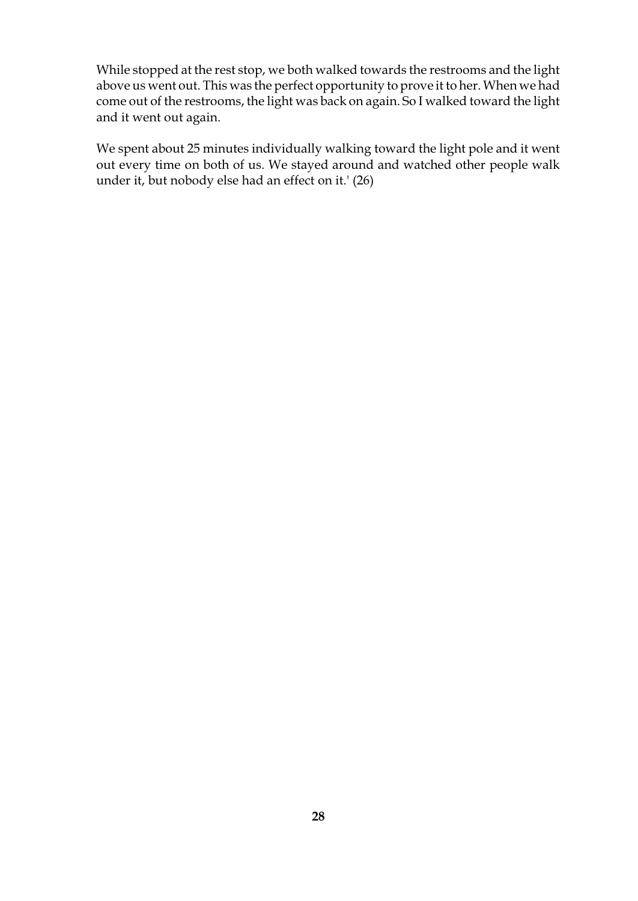While stopped at the rest stop, we both walked towards the restrooms and the light above us went out. This was the perfect opportunity to prove it to her. When we had come out of the restrooms, the light was back on again. So I walked toward the light and it went out again.

We spent about 25 minutes individually walking toward the light pole and it went out every time on both of us. We stayed around and watched other people walk under it, but nobody else had an effect on it.' (26)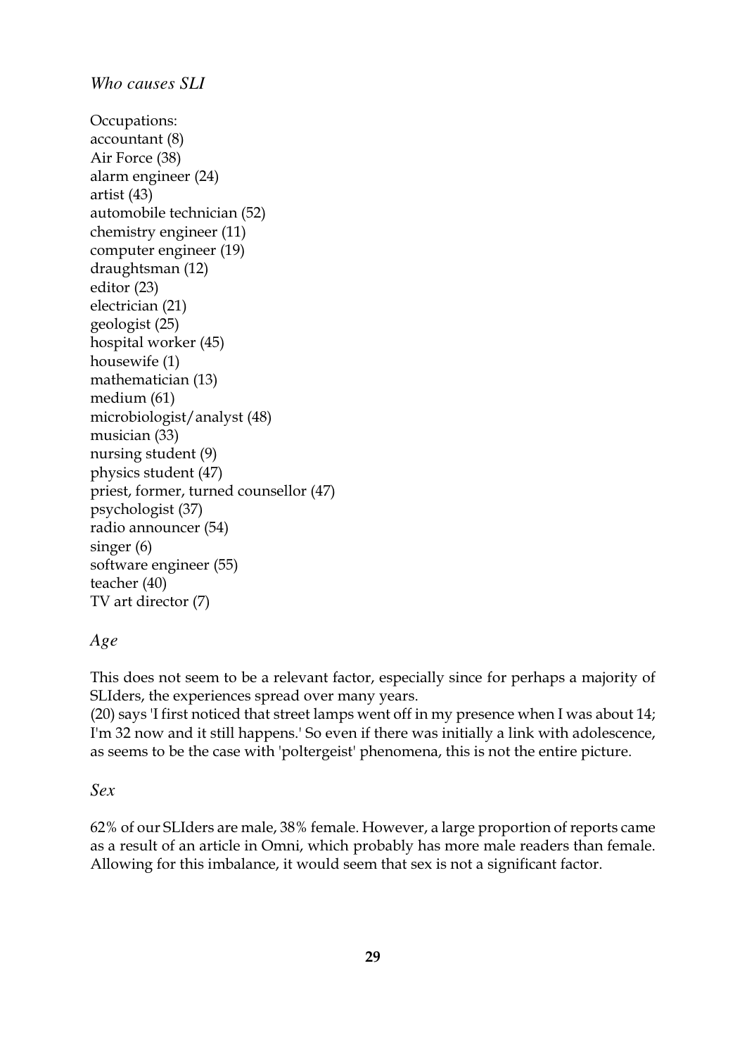*Who causes SLI*

Occupations:
accountant (8)
Air Force (38)
alarm engineer (24)
artist (43)
automobile technician (52)
chemistry engineer (11)
computer engineer (19)
draughtsman (12)
editor (23)
electrician (21)
geologist (25)
hospital worker (45)
housewife (1)
mathematician (13)
medium (61)
microbiologist/analyst (48)
musician (33)
nursing student (9)
physics student (47)
priest, former, turned counsellor (47)
psychologist (37)
radio announcer (54)
singer (6)
software engineer (55)
teacher (40)
TV art director (7)

*Age*

This does not seem to be a relevant factor, especially since for perhaps a majority of SLIders, the experiences spread over many years.
(20) says 'I first noticed that street lamps went off in my presence when I was about 14; I'm 32 now and it still happens.' So even if there was initially a link with adolescence, as seems to be the case with 'poltergeist' phenomena, this is not the entire picture.

*Sex*

62% of our SLIders are male, 38% female. However, a large proportion of reports came as a result of an article in Omni, which probably has more male readers than female. Allowing for this imbalance, it would seem that sex is not a significant factor.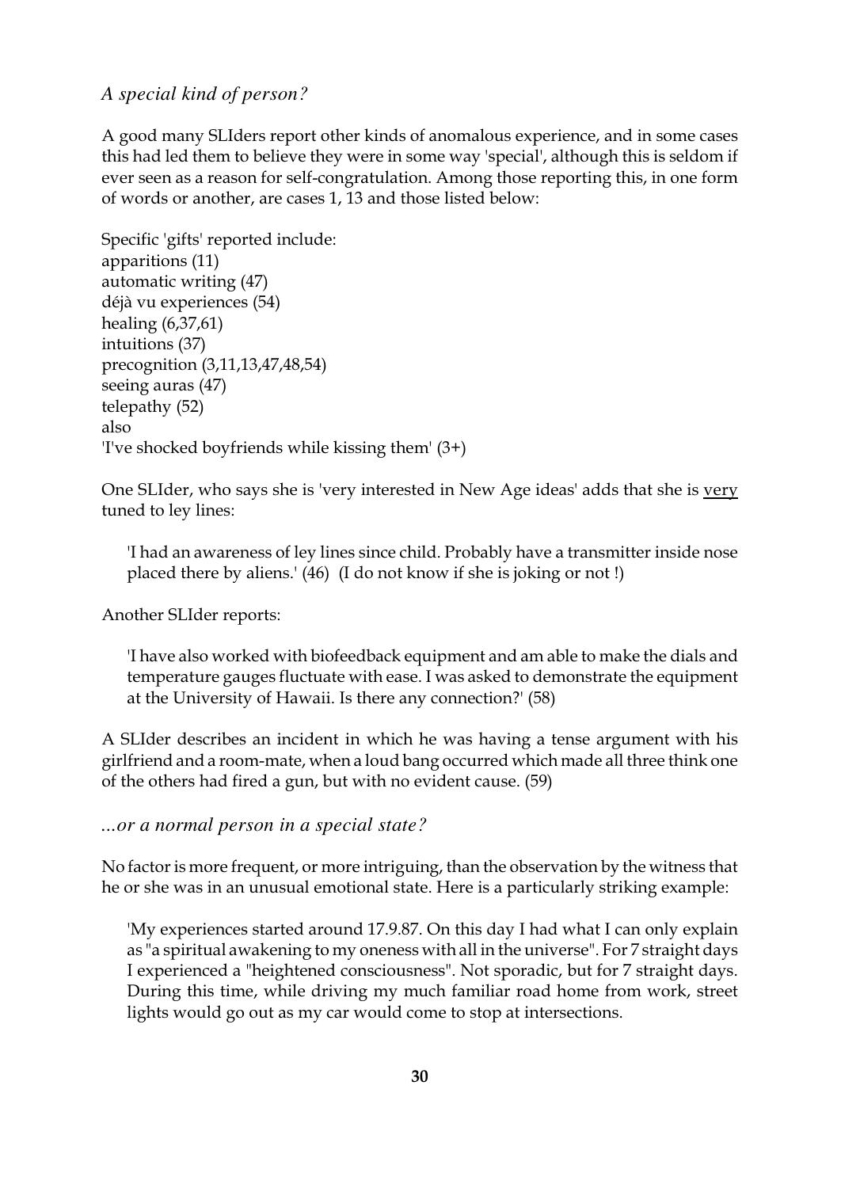### *A special kind of person?*

A good many SLIders report other kinds of anomalous experience, and in some cases this had led them to believe they were in some way 'special', although this is seldom if ever seen as a reason for self-congratulation. Among those reporting this, in one form of words or another, are cases 1, 13 and those listed below:

Specific 'gifts' reported include:
apparitions (11)
automatic writing (47)
déjà vu experiences (54)
healing (6,37,61)
intuitions (37)
precognition (3,11,13,47,48,54)
seeing auras (47)
telepathy (52)
also
'I've shocked boyfriends while kissing them' (3+)

One SLIder, who says she is 'very interested in New Age ideas' adds that she is <u>very</u> tuned to ley lines:

> 'I had an awareness of ley lines since child. Probably have a transmitter inside nose placed there by aliens.' (46) (I do not know if she is joking or not !)

Another SLIder reports:

> 'I have also worked with biofeedback equipment and am able to make the dials and temperature gauges fluctuate with ease. I was asked to demonstrate the equipment at the University of Hawaii. Is there any connection?' (58)

A SLIder describes an incident in which he was having a tense argument with his girlfriend and a room-mate, when a loud bang occurred which made all three think one of the others had fired a gun, but with no evident cause. (59)

### *...or a normal person in a special state?*

No factor is more frequent, or more intriguing, than the observation by the witness that he or she was in an unusual emotional state. Here is a particularly striking example:

> 'My experiences started around 17.9.87. On this day I had what I can only explain as "a spiritual awakening to my oneness with all in the universe". For 7 straight days I experienced a "heightened consciousness". Not sporadic, but for 7 straight days. During this time, while driving my much familiar road home from work, street lights would go out as my car would come to stop at intersections.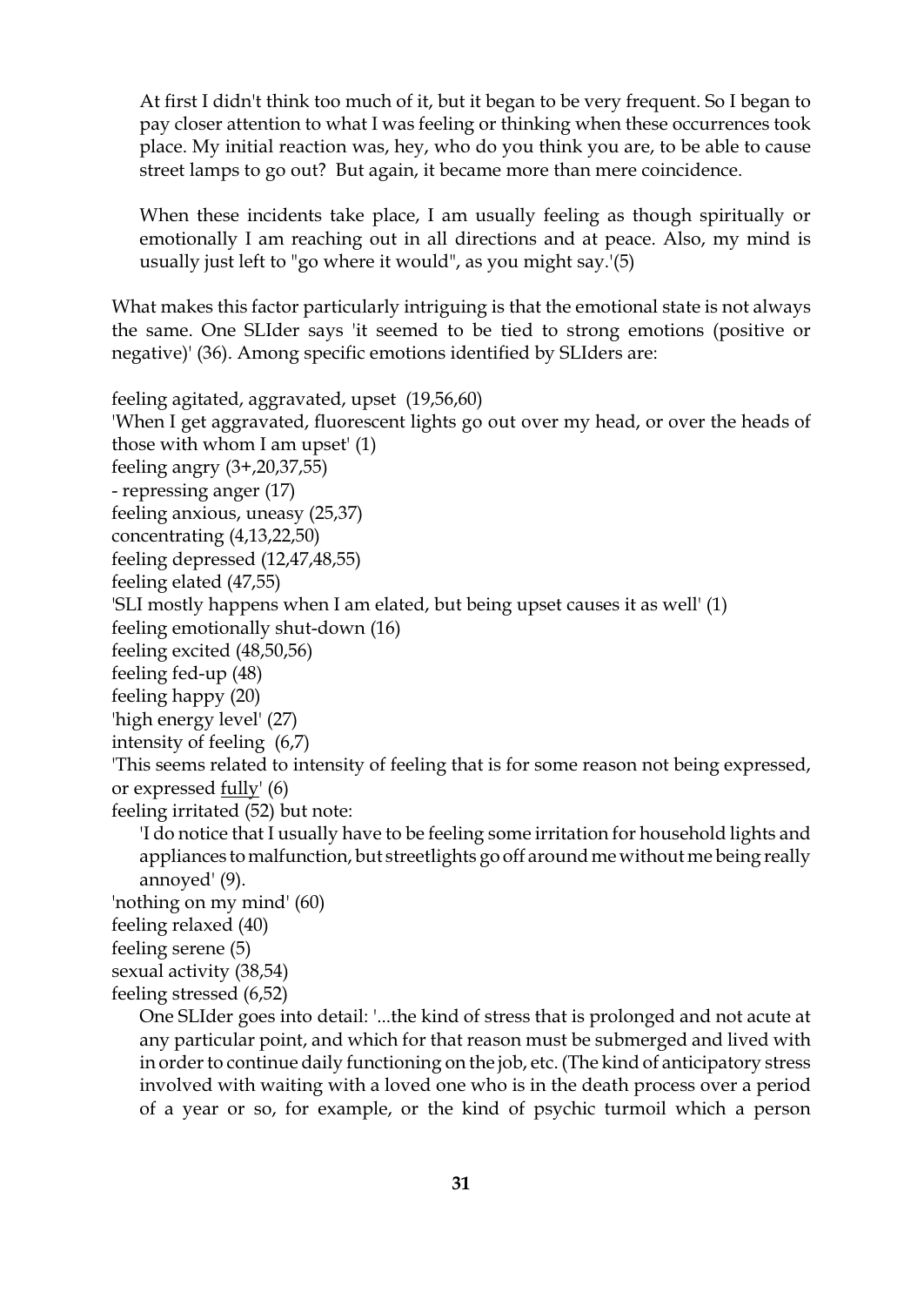> At first I didn't think too much of it, but it began to be very frequent. So I began to pay closer attention to what I was feeling or thinking when these occurrences took place. My initial reaction was, hey, who do you think you are, to be able to cause street lamps to go out? But again, it became more than mere coincidence.
>
> When these incidents take place, I am usually feeling as though spiritually or emotionally I am reaching out in all directions and at peace. Also, my mind is usually just left to "go where it would", as you might say.'(5)

What makes this factor particularly intriguing is that the emotional state is not always the same. One SLIder says 'it seemed to be tied to strong emotions (positive or negative)' (36). Among specific emotions identified by SLIders are:

feeling agitated, aggravated, upset (19,56,60)
'When I get aggravated, fluorescent lights go out over my head, or over the heads of those with whom I am upset' (1)
feeling angry (3+,20,37,55)
- repressing anger (17)
feeling anxious, uneasy (25,37)
concentrating (4,13,22,50)
feeling depressed (12,47,48,55)
feeling elated (47,55)
'SLI mostly happens when I am elated, but being upset causes it as well' (1)
feeling emotionally shut-down (16)
feeling excited (48,50,56)
feeling fed-up (48)
feeling happy (20)
'high energy level' (27)
intensity of feeling (6,7)
'This seems related to intensity of feeling that is for some reason not being expressed, or expressed <u>fully</u>' (6)
feeling irritated (52) but note:

> 'I do notice that I usually have to be feeling some irritation for household lights and appliances to malfunction, but streetlights go off around me without me being really annoyed' (9).

'nothing on my mind' (60)
feeling relaxed (40)
feeling serene (5)
sexual activity (38,54)
feeling stressed (6,52)

> One SLIder goes into detail: '...the kind of stress that is prolonged and not acute at any particular point, and which for that reason must be submerged and lived with in order to continue daily functioning on the job, etc. (The kind of anticipatory stress involved with waiting with a loved one who is in the death process over a period of a year or so, for example, or the kind of psychic turmoil which a person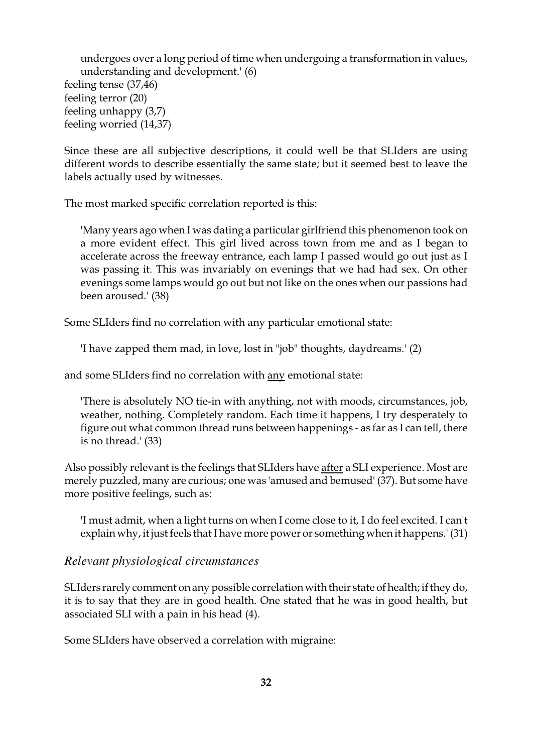undergoes over a long period of time when undergoing a transformation in values, understanding and development.' (6)

feeling tense (37,46)
feeling terror (20)
feeling unhappy (3,7)
feeling worried (14,37)

Since these are all subjective descriptions, it could well be that SLIders are using different words to describe essentially the same state; but it seemed best to leave the labels actually used by witnesses.

The most marked specific correlation reported is this:

> 'Many years ago when I was dating a particular girlfriend this phenomenon took on a more evident effect. This girl lived across town from me and as I began to accelerate across the freeway entrance, each lamp I passed would go out just as I was passing it. This was invariably on evenings that we had had sex. On other evenings some lamps would go out but not like on the ones when our passions had been aroused.' (38)

Some SLIders find no correlation with any particular emotional state:

> 'I have zapped them mad, in love, lost in "job" thoughts, daydreams.' (2)

and some SLIders find no correlation with <u>any</u> emotional state:

> 'There is absolutely NO tie-in with anything, not with moods, circumstances, job, weather, nothing. Completely random. Each time it happens, I try desperately to figure out what common thread runs between happenings - as far as I can tell, there is no thread.' (33)

Also possibly relevant is the feelings that SLIders have <u>after</u> a SLI experience. Most are merely puzzled, many are curious; one was 'amused and bemused' (37). But some have more positive feelings, such as:

> 'I must admit, when a light turns on when I come close to it, I do feel excited. I can't explain why, it just feels that I have more power or something when it happens.' (31)

### *Relevant physiological circumstances*

SLIders rarely comment on any possible correlation with their state of health; if they do, it is to say that they are in good health. One stated that he was in good health, but associated SLI with a pain in his head (4).

Some SLIders have observed a correlation with migraine: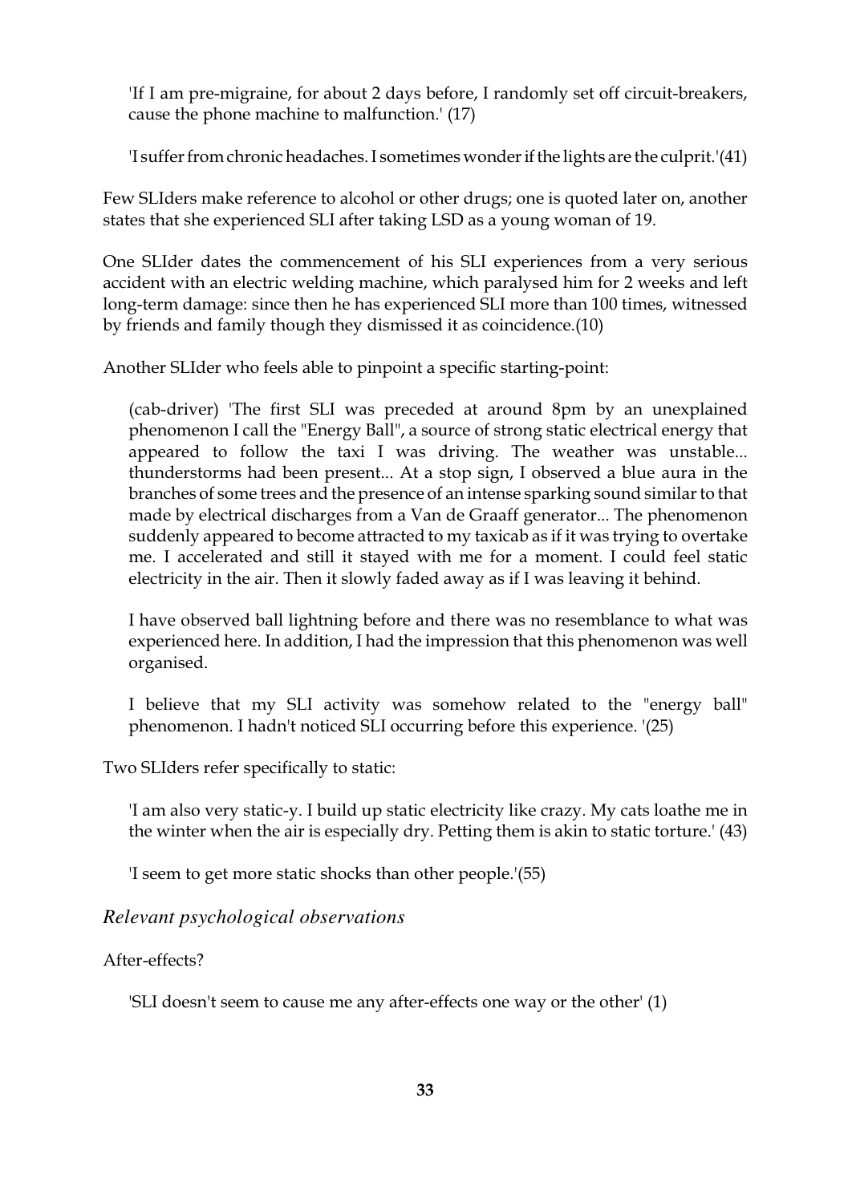> 'If I am pre-migraine, for about 2 days before, I randomly set off circuit-breakers, cause the phone machine to malfunction.' (17)

> 'I suffer from chronic headaches. I sometimes wonder if the lights are the culprit.'(41)

Few SLIders make reference to alcohol or other drugs; one is quoted later on, another states that she experienced SLI after taking LSD as a young woman of 19.

One SLIder dates the commencement of his SLI experiences from a very serious accident with an electric welding machine, which paralysed him for 2 weeks and left long-term damage: since then he has experienced SLI more than 100 times, witnessed by friends and family though they dismissed it as coincidence.(10)

Another SLIder who feels able to pinpoint a specific starting-point:

> (cab-driver) 'The first SLI was preceded at around 8pm by an unexplained phenomenon I call the "Energy Ball", a source of strong static electrical energy that appeared to follow the taxi I was driving. The weather was unstable... thunderstorms had been present... At a stop sign, I observed a blue aura in the branches of some trees and the presence of an intense sparking sound similar to that made by electrical discharges from a Van de Graaff generator... The phenomenon suddenly appeared to become attracted to my taxicab as if it was trying to overtake me. I accelerated and still it stayed with me for a moment. I could feel static electricity in the air. Then it slowly faded away as if I was leaving it behind.
>
> I have observed ball lightning before and there was no resemblance to what was experienced here. In addition, I had the impression that this phenomenon was well organised.
>
> I believe that my SLI activity was somehow related to the "energy ball" phenomenon. I hadn't noticed SLI occurring before this experience. '(25)

Two SLIders refer specifically to static:

> 'I am also very static-y. I build up static electricity like crazy. My cats loathe me in the winter when the air is especially dry. Petting them is akin to static torture.' (43)

> 'I seem to get more static shocks than other people.'(55)

### *Relevant psychological observations*

After-effects?

> 'SLI doesn't seem to cause me any after-effects one way or the other' (1)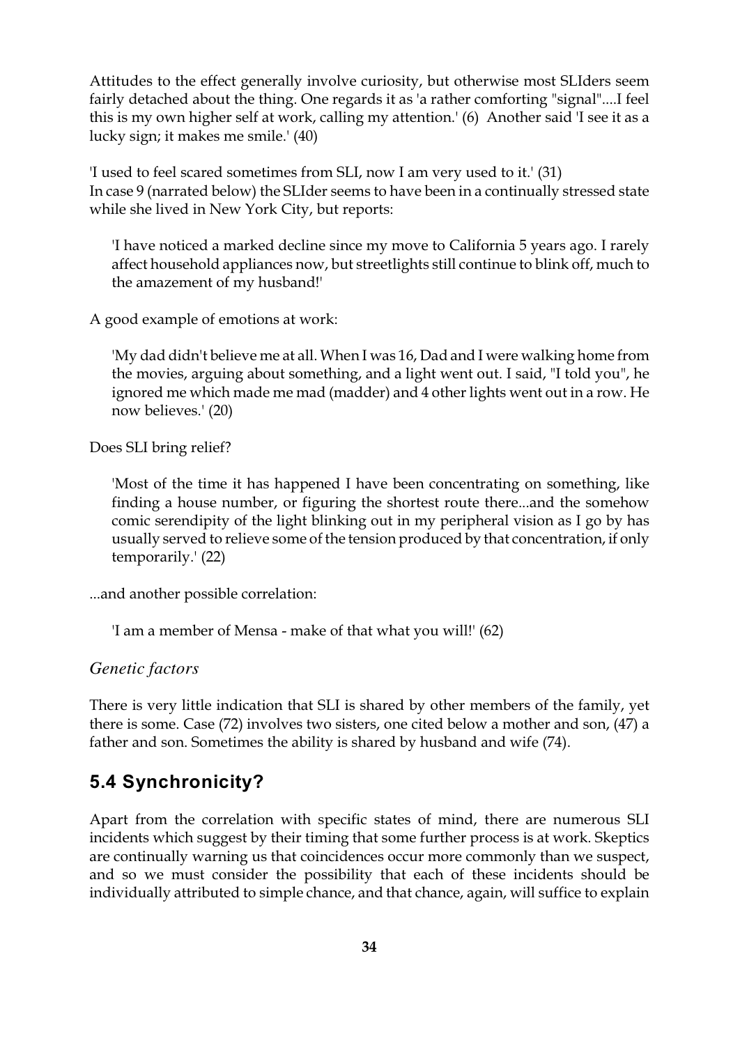Attitudes to the effect generally involve curiosity, but otherwise most SLIders seem fairly detached about the thing. One regards it as 'a rather comforting "signal"....I feel this is my own higher self at work, calling my attention.' (6) Another said 'I see it as a lucky sign; it makes me smile.' (40)

'I used to feel scared sometimes from SLI, now I am very used to it.' (31)
In case 9 (narrated below) the SLIder seems to have been in a continually stressed state while she lived in New York City, but reports:

> 'I have noticed a marked decline since my move to California 5 years ago. I rarely affect household appliances now, but streetlights still continue to blink off, much to the amazement of my husband!'

A good example of emotions at work:

> 'My dad didn't believe me at all. When I was 16, Dad and I were walking home from the movies, arguing about something, and a light went out. I said, "I told you", he ignored me which made me mad (madder) and 4 other lights went out in a row. He now believes.' (20)

Does SLI bring relief?

> 'Most of the time it has happened I have been concentrating on something, like finding a house number, or figuring the shortest route there...and the somehow comic serendipity of the light blinking out in my peripheral vision as I go by has usually served to relieve some of the tension produced by that concentration, if only temporarily.' (22)

...and another possible correlation:

> 'I am a member of Mensa - make of that what you will!' (62)

*Genetic factors*

There is very little indication that SLI is shared by other members of the family, yet there is some. Case (72) involves two sisters, one cited below a mother and son, (47) a father and son. Sometimes the ability is shared by husband and wife (74).

## 5.4 Synchronicity?

Apart from the correlation with specific states of mind, there are numerous SLI incidents which suggest by their timing that some further process is at work. Skeptics are continually warning us that coincidences occur more commonly than we suspect, and so we must consider the possibility that each of these incidents should be individually attributed to simple chance, and that chance, again, will suffice to explain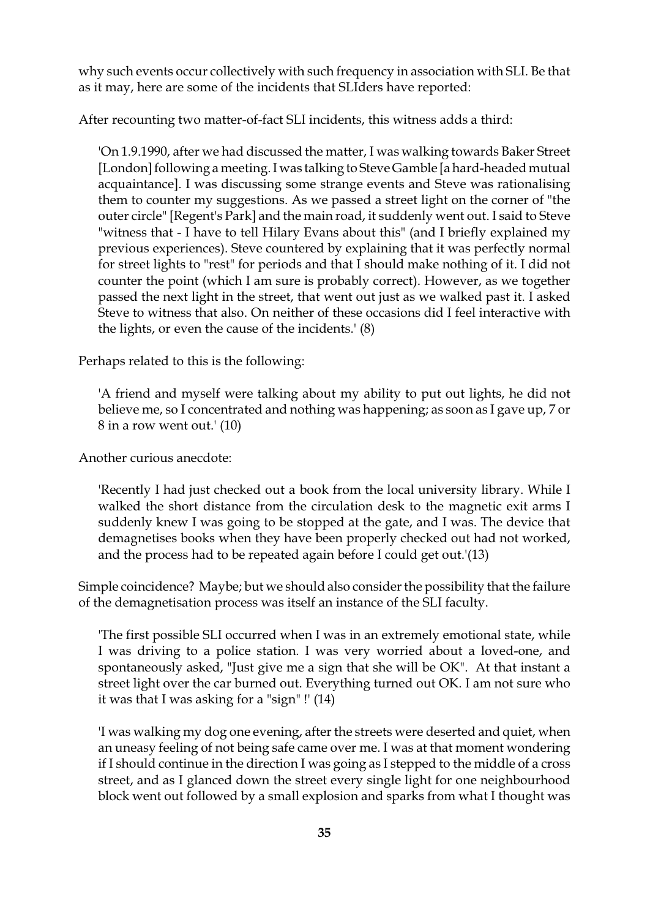why such events occur collectively with such frequency in association with SLI. Be that as it may, here are some of the incidents that SLIders have reported:

After recounting two matter-of-fact SLI incidents, this witness adds a third:

> 'On 1.9.1990, after we had discussed the matter, I was walking towards Baker Street [London] following a meeting. I was talking to Steve Gamble [a hard-headed mutual acquaintance]. I was discussing some strange events and Steve was rationalising them to counter my suggestions. As we passed a street light on the corner of "the outer circle" [Regent's Park] and the main road, it suddenly went out. I said to Steve "witness that - I have to tell Hilary Evans about this" (and I briefly explained my previous experiences). Steve countered by explaining that it was perfectly normal for street lights to "rest" for periods and that I should make nothing of it. I did not counter the point (which I am sure is probably correct). However, as we together passed the next light in the street, that went out just as we walked past it. I asked Steve to witness that also. On neither of these occasions did I feel interactive with the lights, or even the cause of the incidents.' (8)

Perhaps related to this is the following:

> 'A friend and myself were talking about my ability to put out lights, he did not believe me, so I concentrated and nothing was happening; as soon as I gave up, 7 or 8 in a row went out.' (10)

Another curious anecdote:

> 'Recently I had just checked out a book from the local university library. While I walked the short distance from the circulation desk to the magnetic exit arms I suddenly knew I was going to be stopped at the gate, and I was. The device that demagnetises books when they have been properly checked out had not worked, and the process had to be repeated again before I could get out.'(13)

Simple coincidence? Maybe; but we should also consider the possibility that the failure of the demagnetisation process was itself an instance of the SLI faculty.

> 'The first possible SLI occurred when I was in an extremely emotional state, while I was driving to a police station. I was very worried about a loved-one, and spontaneously asked, "Just give me a sign that she will be OK". At that instant a street light over the car burned out. Everything turned out OK. I am not sure who it was that I was asking for a "sign" !' (14)

> 'I was walking my dog one evening, after the streets were deserted and quiet, when an uneasy feeling of not being safe came over me. I was at that moment wondering if I should continue in the direction I was going as I stepped to the middle of a cross street, and as I glanced down the street every single light for one neighbourhood block went out followed by a small explosion and sparks from what I thought was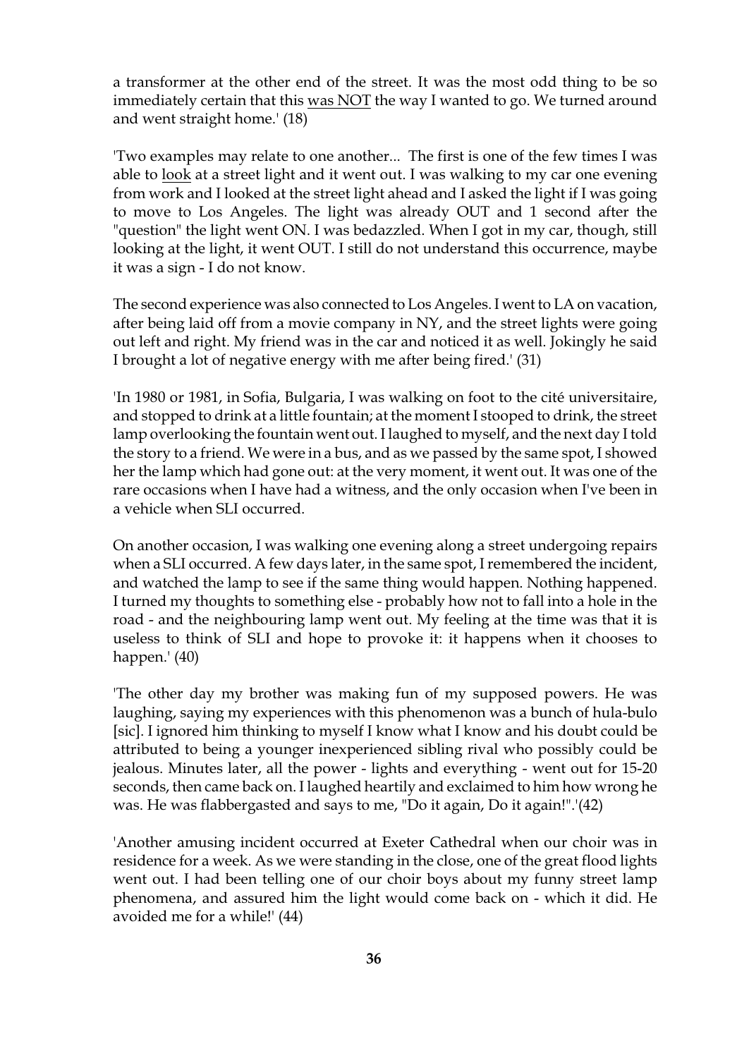a transformer at the other end of the street. It was the most odd thing to be so immediately certain that this <u>was NOT</u> the way I wanted to go. We turned around and went straight home.' (18)

'Two examples may relate to one another... The first is one of the few times I was able to <u>look</u> at a street light and it went out. I was walking to my car one evening from work and I looked at the street light ahead and I asked the light if I was going to move to Los Angeles. The light was already OUT and 1 second after the "question" the light went ON. I was bedazzled. When I got in my car, though, still looking at the light, it went OUT. I still do not understand this occurrence, maybe it was a sign - I do not know.

The second experience was also connected to Los Angeles. I went to LA on vacation, after being laid off from a movie company in NY, and the street lights were going out left and right. My friend was in the car and noticed it as well. Jokingly he said I brought a lot of negative energy with me after being fired.' (31)

'In 1980 or 1981, in Sofia, Bulgaria, I was walking on foot to the cité universitaire, and stopped to drink at a little fountain; at the moment I stooped to drink, the street lamp overlooking the fountain went out. I laughed to myself, and the next day I told the story to a friend. We were in a bus, and as we passed by the same spot, I showed her the lamp which had gone out: at the very moment, it went out. It was one of the rare occasions when I have had a witness, and the only occasion when I've been in a vehicle when SLI occurred.

On another occasion, I was walking one evening along a street undergoing repairs when a SLI occurred. A few days later, in the same spot, I remembered the incident, and watched the lamp to see if the same thing would happen. Nothing happened. I turned my thoughts to something else - probably how not to fall into a hole in the road - and the neighbouring lamp went out. My feeling at the time was that it is useless to think of SLI and hope to provoke it: it happens when it chooses to happen.' (40)

'The other day my brother was making fun of my supposed powers. He was laughing, saying my experiences with this phenomenon was a bunch of hula-bulo [sic]. I ignored him thinking to myself I know what I know and his doubt could be attributed to being a younger inexperienced sibling rival who possibly could be jealous. Minutes later, all the power - lights and everything - went out for 15-20 seconds, then came back on. I laughed heartily and exclaimed to him how wrong he was. He was flabbergasted and says to me, "Do it again, Do it again!".'(42)

'Another amusing incident occurred at Exeter Cathedral when our choir was in residence for a week. As we were standing in the close, one of the great flood lights went out. I had been telling one of our choir boys about my funny street lamp phenomena, and assured him the light would come back on - which it did. He avoided me for a while!' (44)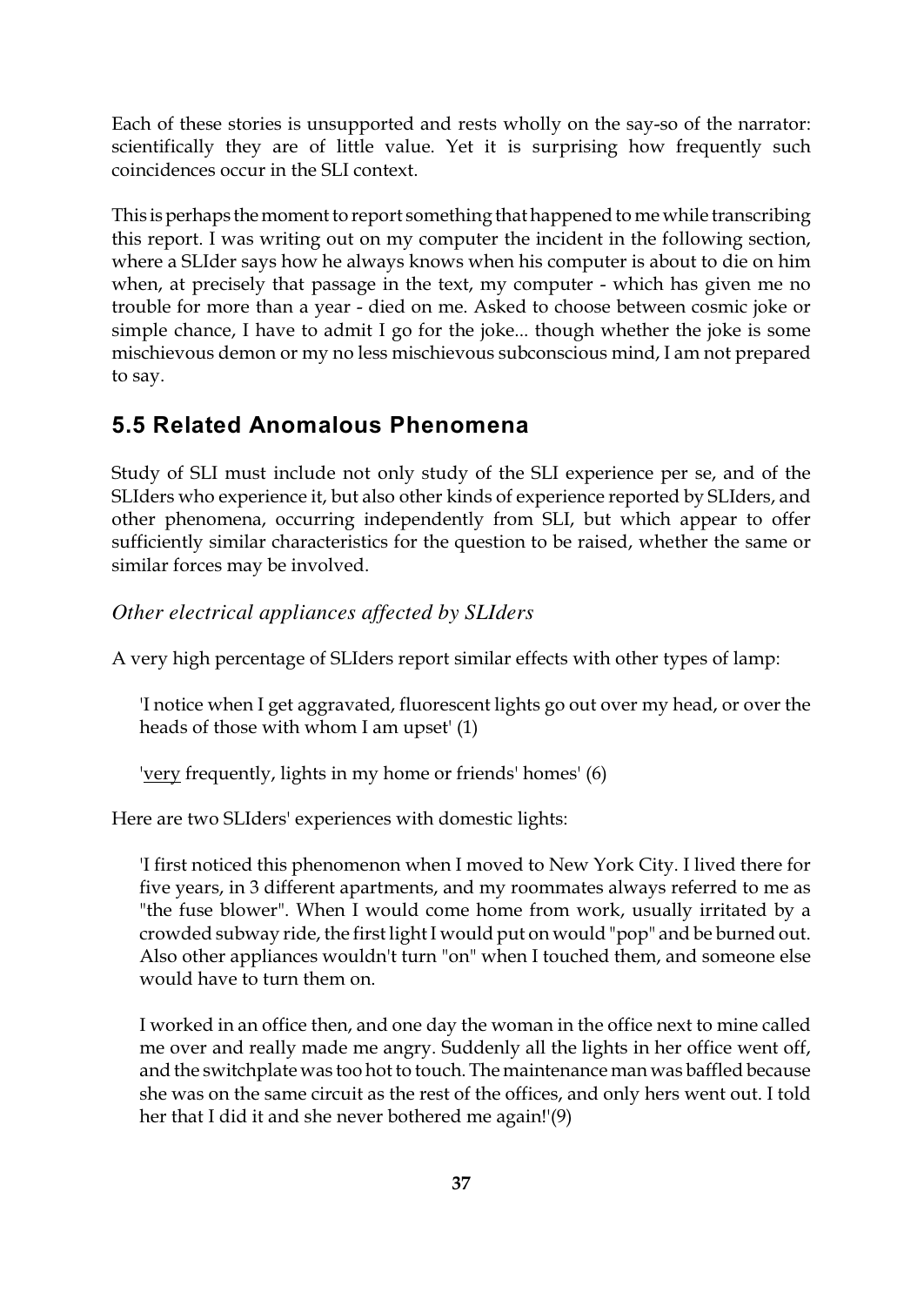Each of these stories is unsupported and rests wholly on the say-so of the narrator: scientifically they are of little value. Yet it is surprising how frequently such coincidences occur in the SLI context.

This is perhaps the moment to report something that happened to me while transcribing this report. I was writing out on my computer the incident in the following section, where a SLIder says how he always knows when his computer is about to die on him when, at precisely that passage in the text, my computer - which has given me no trouble for more than a year - died on me. Asked to choose between cosmic joke or simple chance, I have to admit I go for the joke... though whether the joke is some mischievous demon or my no less mischievous subconscious mind, I am not prepared to say.

## 5.5 Related Anomalous Phenomena

Study of SLI must include not only study of the SLI experience per se, and of the SLIders who experience it, but also other kinds of experience reported by SLIders, and other phenomena, occurring independently from SLI, but which appear to offer sufficiently similar characteristics for the question to be raised, whether the same or similar forces may be involved.

*Other electrical appliances affected by SLIders*

A very high percentage of SLIders report similar effects with other types of lamp:

> 'I notice when I get aggravated, fluorescent lights go out over my head, or over the heads of those with whom I am upset' (1)

> '<u>very</u> frequently, lights in my home or friends' homes' (6)

Here are two SLIders' experiences with domestic lights:

> 'I first noticed this phenomenon when I moved to New York City. I lived there for five years, in 3 different apartments, and my roommates always referred to me as "the fuse blower". When I would come home from work, usually irritated by a crowded subway ride, the first light I would put on would "pop" and be burned out. Also other appliances wouldn't turn "on" when I touched them, and someone else would have to turn them on.
>
> I worked in an office then, and one day the woman in the office next to mine called me over and really made me angry. Suddenly all the lights in her office went off, and the switchplate was too hot to touch. The maintenance man was baffled because she was on the same circuit as the rest of the offices, and only hers went out. I told her that I did it and she never bothered me again!'(9)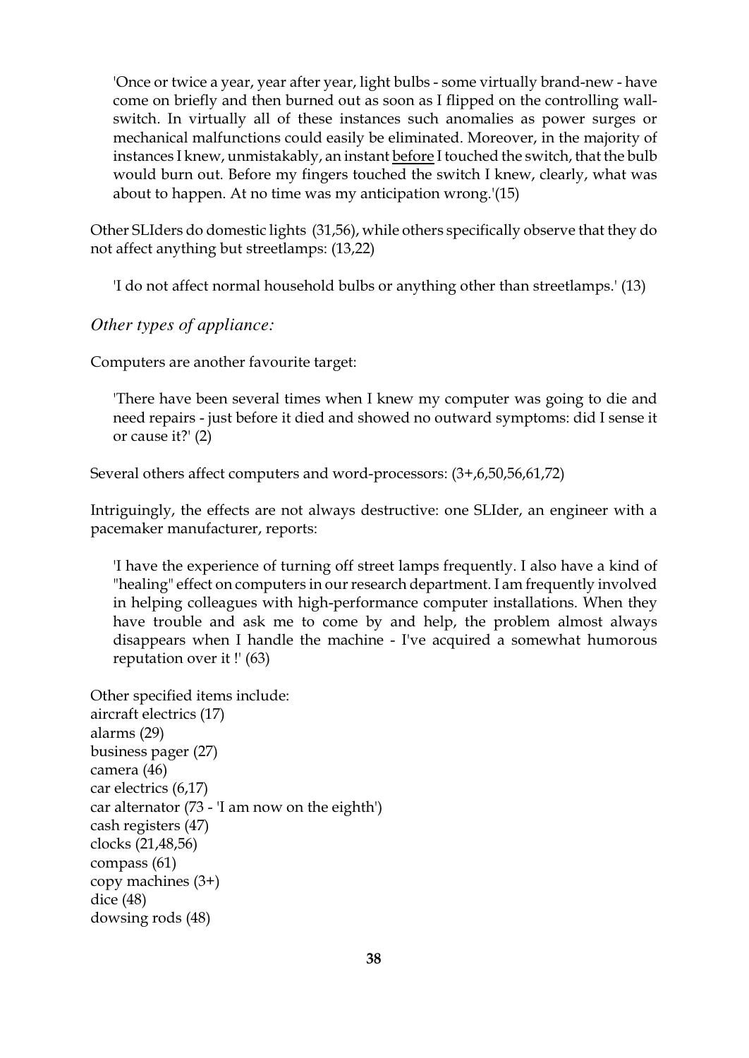'Once or twice a year, year after year, light bulbs - some virtually brand-new - have come on briefly and then burned out as soon as I flipped on the controlling wall-switch. In virtually all of these instances such anomalies as power surges or mechanical malfunctions could easily be eliminated. Moreover, in the majority of instances I knew, unmistakably, an instant <u>before</u> I touched the switch, that the bulb would burn out. Before my fingers touched the switch I knew, clearly, what was about to happen. At no time was my anticipation wrong.'(15)

Other SLIders do domestic lights (31,56), while others specifically observe that they do not affect anything but streetlamps: (13,22)

'I do not affect normal household bulbs or anything other than streetlamps.' (13)

*Other types of appliance:*

Computers are another favourite target:

'There have been several times when I knew my computer was going to die and need repairs - just before it died and showed no outward symptoms: did I sense it or cause it?' (2)

Several others affect computers and word-processors: (3+,6,50,56,61,72)

Intriguingly, the effects are not always destructive: one SLIder, an engineer with a pacemaker manufacturer, reports:

'I have the experience of turning off street lamps frequently. I also have a kind of "healing" effect on computers in our research department. I am frequently involved in helping colleagues with high-performance computer installations. When they have trouble and ask me to come by and help, the problem almost always disappears when I handle the machine - I've acquired a somewhat humorous reputation over it !' (63)

Other specified items include:
aircraft electrics (17)
alarms (29)
business pager (27)
camera (46)
car electrics (6,17)
car alternator (73 - 'I am now on the eighth')
cash registers (47)
clocks (21,48,56)
compass (61)
copy machines (3+)
dice (48)
dowsing rods (48)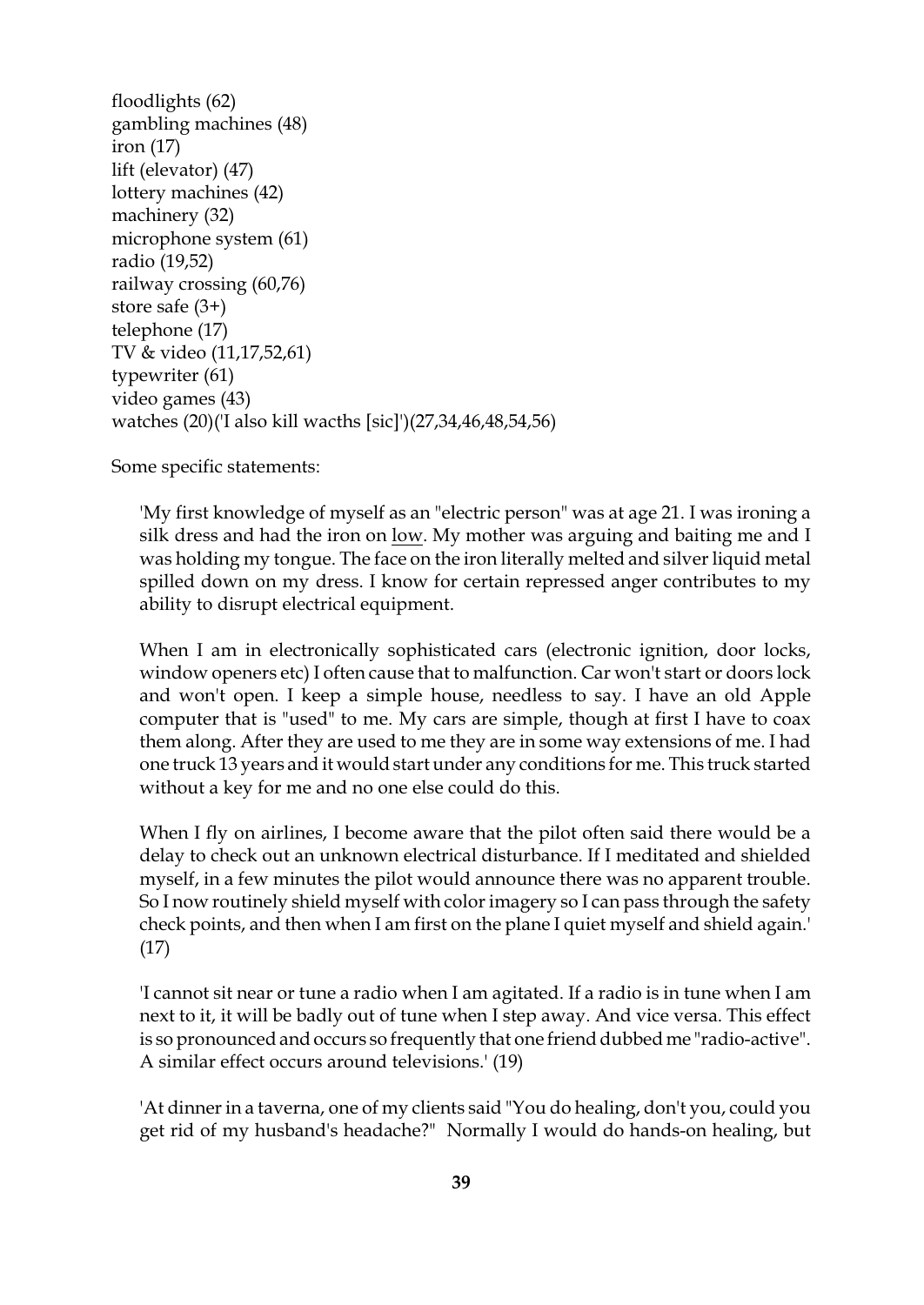floodlights (62)  
gambling machines (48)  
iron (17)  
lift (elevator) (47)  
lottery machines (42)  
machinery (32)  
microphone system (61)  
radio (19,52)  
railway crossing (60,76)  
store safe (3+)  
telephone (17)  
TV & video (11,17,52,61)  
typewriter (61)  
video games (43)  
watches (20)('I also kill wacths [sic]')(27,34,46,48,54,56)

Some specific statements:

> 'My first knowledge of myself as an "electric person" was at age 21. I was ironing a silk dress and had the iron on <u>low</u>. My mother was arguing and baiting me and I was holding my tongue. The face on the iron literally melted and silver liquid metal spilled down on my dress. I know for certain repressed anger contributes to my ability to disrupt electrical equipment.
>
> When I am in electronically sophisticated cars (electronic ignition, door locks, window openers etc) I often cause that to malfunction. Car won't start or doors lock and won't open. I keep a simple house, needless to say. I have an old Apple computer that is "used" to me. My cars are simple, though at first I have to coax them along. After they are used to me they are in some way extensions of me. I had one truck 13 years and it would start under any conditions for me. This truck started without a key for me and no one else could do this.
>
> When I fly on airlines, I become aware that the pilot often said there would be a delay to check out an unknown electrical disturbance. If I meditated and shielded myself, in a few minutes the pilot would announce there was no apparent trouble. So I now routinely shield myself with color imagery so I can pass through the safety check points, and then when I am first on the plane I quiet myself and shield again.' (17)
>
> 'I cannot sit near or tune a radio when I am agitated. If a radio is in tune when I am next to it, it will be badly out of tune when I step away. And vice versa. This effect is so pronounced and occurs so frequently that one friend dubbed me "radio-active". A similar effect occurs around televisions.' (19)
>
> 'At dinner in a taverna, one of my clients said "You do healing, don't you, could you get rid of my husband's headache?" Normally I would do hands-on healing, but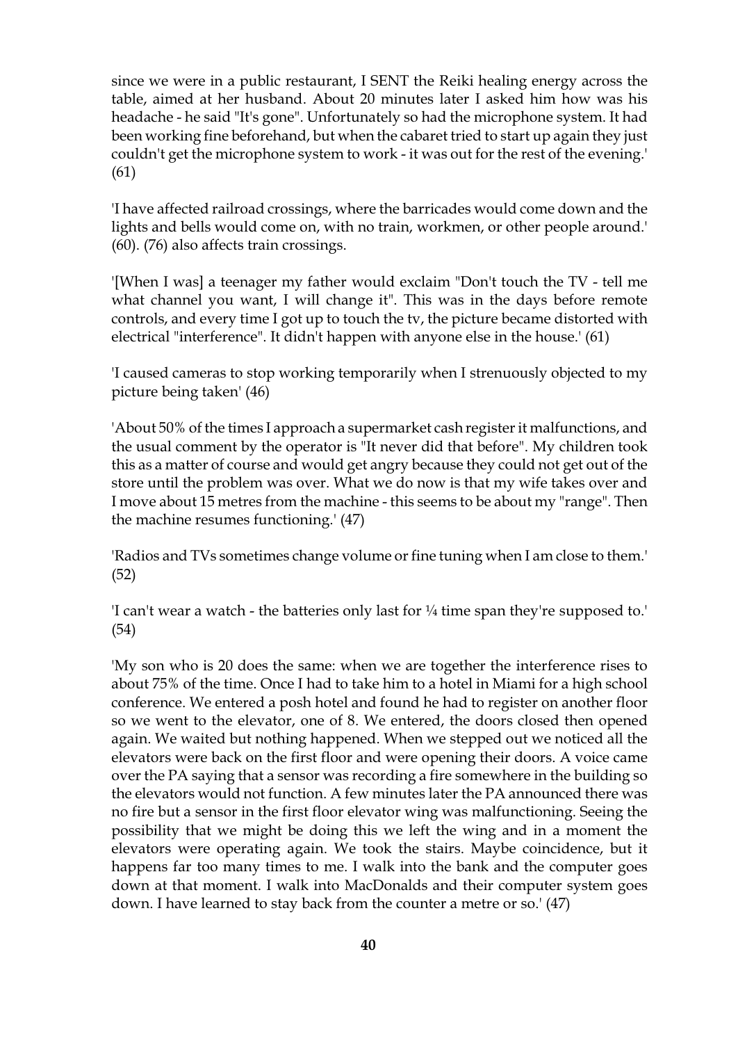since we were in a public restaurant, I SENT the Reiki healing energy across the table, aimed at her husband. About 20 minutes later I asked him how was his headache - he said "It's gone". Unfortunately so had the microphone system. It had been working fine beforehand, but when the cabaret tried to start up again they just couldn't get the microphone system to work - it was out for the rest of the evening.' (61)

'I have affected railroad crossings, where the barricades would come down and the lights and bells would come on, with no train, workmen, or other people around.' (60). (76) also affects train crossings.

'[When I was] a teenager my father would exclaim "Don't touch the TV - tell me what channel you want, I will change it". This was in the days before remote controls, and every time I got up to touch the tv, the picture became distorted with electrical "interference". It didn't happen with anyone else in the house.' (61)

'I caused cameras to stop working temporarily when I strenuously objected to my picture being taken' (46)

'About 50% of the times I approach a supermarket cash register it malfunctions, and the usual comment by the operator is "It never did that before". My children took this as a matter of course and would get angry because they could not get out of the store until the problem was over. What we do now is that my wife takes over and I move about 15 metres from the machine - this seems to be about my "range". Then the machine resumes functioning.' (47)

'Radios and TVs sometimes change volume or fine tuning when I am close to them.' (52)

'I can't wear a watch - the batteries only last for ¼ time span they're supposed to.' (54)

'My son who is 20 does the same: when we are together the interference rises to about 75% of the time. Once I had to take him to a hotel in Miami for a high school conference. We entered a posh hotel and found he had to register on another floor so we went to the elevator, one of 8. We entered, the doors closed then opened again. We waited but nothing happened. When we stepped out we noticed all the elevators were back on the first floor and were opening their doors. A voice came over the PA saying that a sensor was recording a fire somewhere in the building so the elevators would not function. A few minutes later the PA announced there was no fire but a sensor in the first floor elevator wing was malfunctioning. Seeing the possibility that we might be doing this we left the wing and in a moment the elevators were operating again. We took the stairs. Maybe coincidence, but it happens far too many times to me. I walk into the bank and the computer goes down at that moment. I walk into MacDonalds and their computer system goes down. I have learned to stay back from the counter a metre or so.' (47)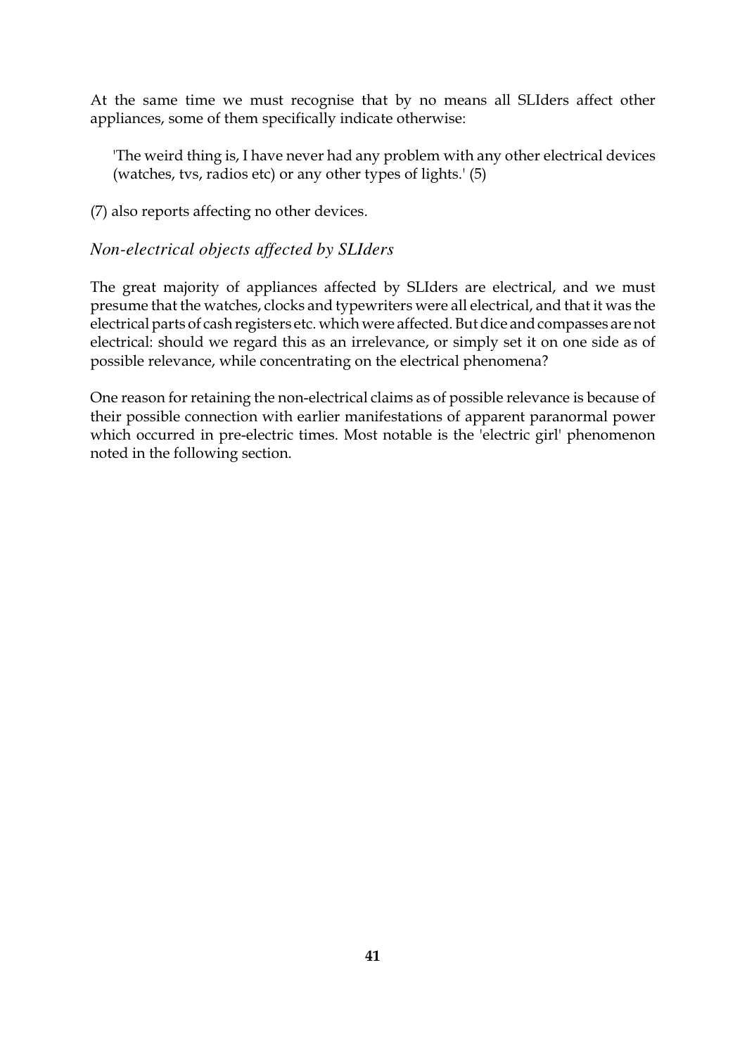At the same time we must recognise that by no means all SLIders affect other appliances, some of them specifically indicate otherwise:

> 'The weird thing is, I have never had any problem with any other electrical devices (watches, tvs, radios etc) or any other types of lights.' (5)

(7) also reports affecting no other devices.

### *Non-electrical objects affected by SLIders*

The great majority of appliances affected by SLIders are electrical, and we must presume that the watches, clocks and typewriters were all electrical, and that it was the electrical parts of cash registers etc. which were affected. But dice and compasses are not electrical: should we regard this as an irrelevance, or simply set it on one side as of possible relevance, while concentrating on the electrical phenomena?

One reason for retaining the non-electrical claims as of possible relevance is because of their possible connection with earlier manifestations of apparent paranormal power which occurred in pre-electric times. Most notable is the 'electric girl' phenomenon noted in the following section.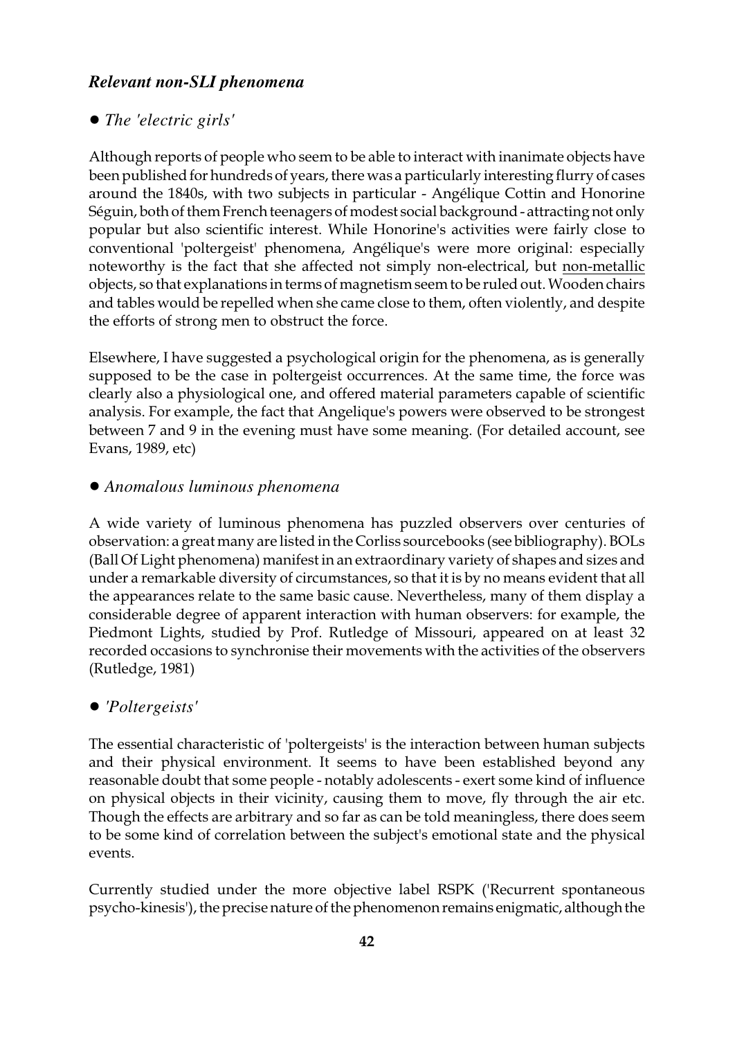### *Relevant non-SLI phenomena*

● *The 'electric girls'*

Although reports of people who seem to be able to interact with inanimate objects have been published for hundreds of years, there was a particularly interesting flurry of cases around the 1840s, with two subjects in particular - Angélique Cottin and Honorine Séguin, both of them French teenagers of modest social background - attracting not only popular but also scientific interest. While Honorine's activities were fairly close to conventional 'poltergeist' phenomena, Angélique's were more original: especially noteworthy is the fact that she affected not simply non-electrical, but <u>non-metallic</u> objects, so that explanations in terms of magnetism seem to be ruled out. Wooden chairs and tables would be repelled when she came close to them, often violently, and despite the efforts of strong men to obstruct the force.

Elsewhere, I have suggested a psychological origin for the phenomena, as is generally supposed to be the case in poltergeist occurrences. At the same time, the force was clearly also a physiological one, and offered material parameters capable of scientific analysis. For example, the fact that Angelique's powers were observed to be strongest between 7 and 9 in the evening must have some meaning. (For detailed account, see Evans, 1989, etc)

● *Anomalous luminous phenomena*

A wide variety of luminous phenomena has puzzled observers over centuries of observation: a great many are listed in the Corliss sourcebooks (see bibliography). BOLs (Ball Of Light phenomena) manifest in an extraordinary variety of shapes and sizes and under a remarkable diversity of circumstances, so that it is by no means evident that all the appearances relate to the same basic cause. Nevertheless, many of them display a considerable degree of apparent interaction with human observers: for example, the Piedmont Lights, studied by Prof. Rutledge of Missouri, appeared on at least 32 recorded occasions to synchronise their movements with the activities of the observers (Rutledge, 1981)

● *'Poltergeists'*

The essential characteristic of 'poltergeists' is the interaction between human subjects and their physical environment. It seems to have been established beyond any reasonable doubt that some people - notably adolescents - exert some kind of influence on physical objects in their vicinity, causing them to move, fly through the air etc. Though the effects are arbitrary and so far as can be told meaningless, there does seem to be some kind of correlation between the subject's emotional state and the physical events.

Currently studied under the more objective label RSPK ('Recurrent spontaneous psycho-kinesis'), the precise nature of the phenomenon remains enigmatic, although the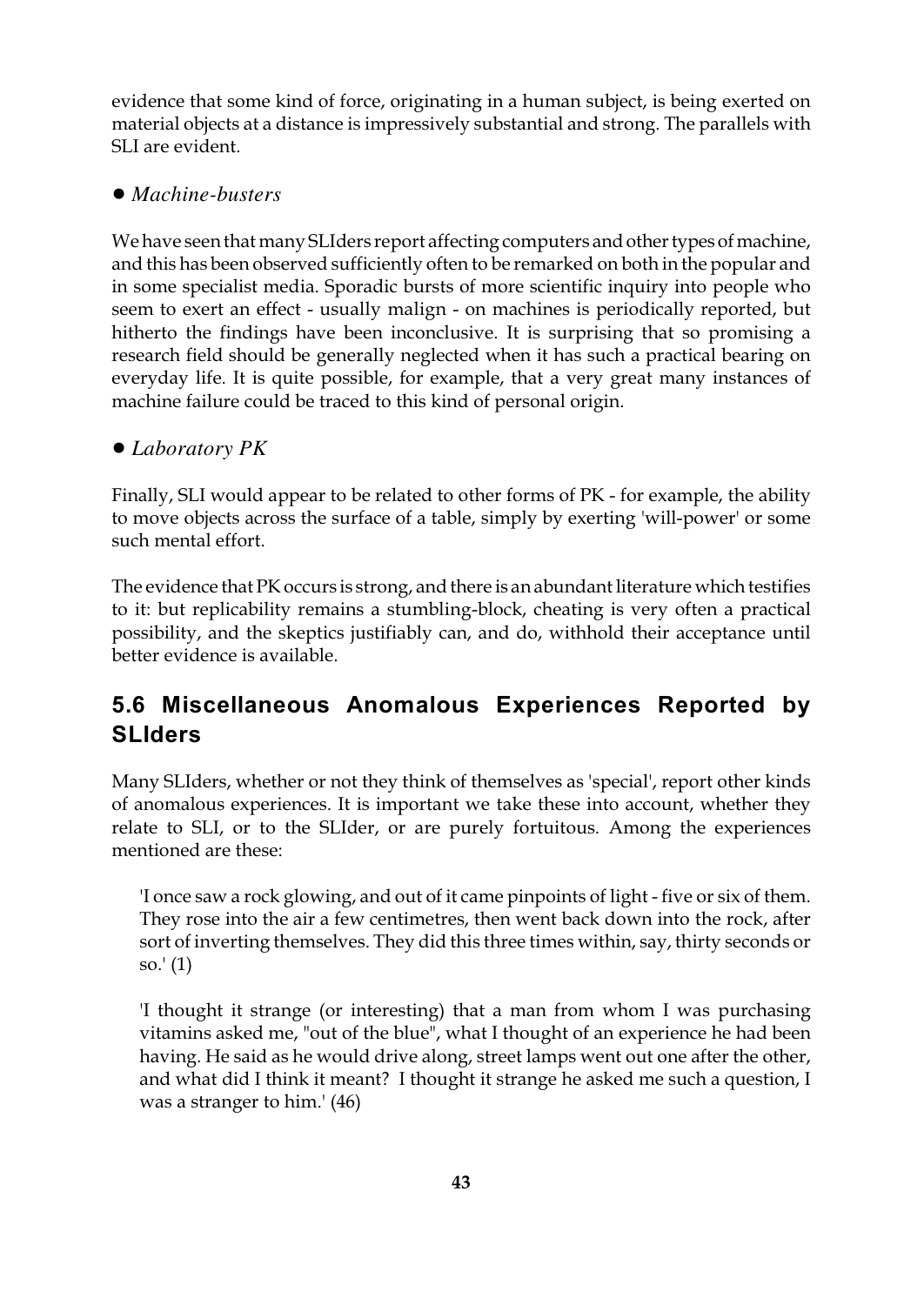evidence that some kind of force, originating in a human subject, is being exerted on material objects at a distance is impressively substantial and strong. The parallels with SLI are evident.

- *Machine-busters*

We have seen that many SLIders report affecting computers and other types of machine, and this has been observed sufficiently often to be remarked on both in the popular and in some specialist media. Sporadic bursts of more scientific inquiry into people who seem to exert an effect - usually malign - on machines is periodically reported, but hitherto the findings have been inconclusive. It is surprising that so promising a research field should be generally neglected when it has such a practical bearing on everyday life. It is quite possible, for example, that a very great many instances of machine failure could be traced to this kind of personal origin.

- *Laboratory PK*

Finally, SLI would appear to be related to other forms of PK - for example, the ability to move objects across the surface of a table, simply by exerting 'will-power' or some such mental effort.

The evidence that PK occurs is strong, and there is an abundant literature which testifies to it: but replicability remains a stumbling-block, cheating is very often a practical possibility, and the skeptics justifiably can, and do, withhold their acceptance until better evidence is available.

## 5.6 Miscellaneous Anomalous Experiences Reported by SLIders

Many SLIders, whether or not they think of themselves as 'special', report other kinds of anomalous experiences. It is important we take these into account, whether they relate to SLI, or to the SLIder, or are purely fortuitous. Among the experiences mentioned are these:

> 'I once saw a rock glowing, and out of it came pinpoints of light - five or six of them. They rose into the air a few centimetres, then went back down into the rock, after sort of inverting themselves. They did this three times within, say, thirty seconds or so.' (1)

> 'I thought it strange (or interesting) that a man from whom I was purchasing vitamins asked me, "out of the blue", what I thought of an experience he had been having. He said as he would drive along, street lamps went out one after the other, and what did I think it meant? I thought it strange he asked me such a question, I was a stranger to him.' (46)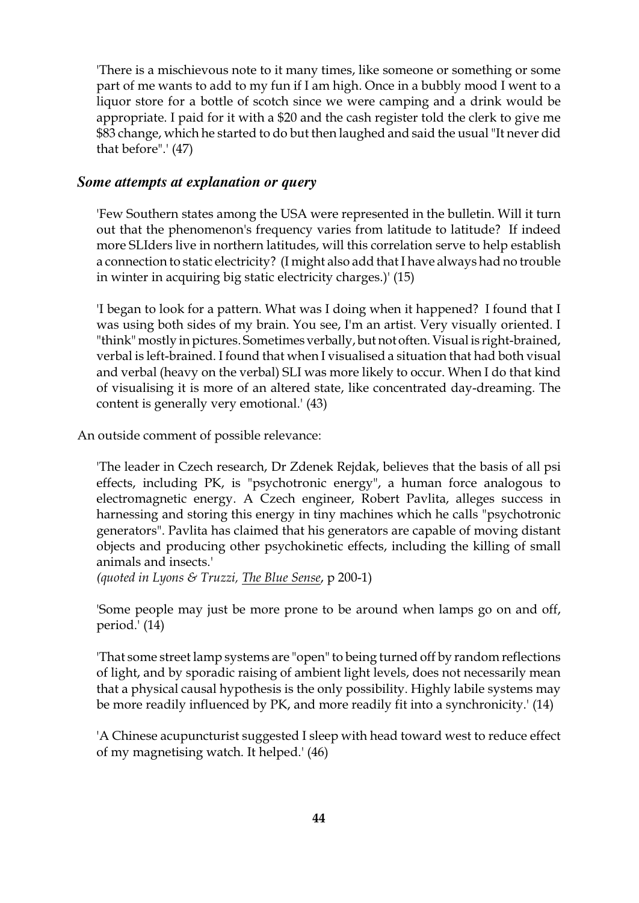'There is a mischievous note to it many times, like someone or something or some part of me wants to add to my fun if I am high. Once in a bubbly mood I went to a liquor store for a bottle of scotch since we were camping and a drink would be appropriate. I paid for it with a $20 and the cash register told the clerk to give me $83 change, which he started to do but then laughed and said the usual "It never did that before".' (47)

### *Some attempts at explanation or query*

'Few Southern states among the USA were represented in the bulletin. Will it turn out that the phenomenon's frequency varies from latitude to latitude? If indeed more SLIders live in northern latitudes, will this correlation serve to help establish a connection to static electricity? (I might also add that I have always had no trouble in winter in acquiring big static electricity charges.)' (15)

'I began to look for a pattern. What was I doing when it happened? I found that I was using both sides of my brain. You see, I'm an artist. Very visually oriented. I "think" mostly in pictures. Sometimes verbally, but not often. Visual is right-brained, verbal is left-brained. I found that when I visualised a situation that had both visual and verbal (heavy on the verbal) SLI was more likely to occur. When I do that kind of visualising it is more of an altered state, like concentrated day-dreaming. The content is generally very emotional.' (43)

An outside comment of possible relevance:

'The leader in Czech research, Dr Zdenek Rejdak, believes that the basis of all psi effects, including PK, is "psychotronic energy", a human force analogous to electromagnetic energy. A Czech engineer, Robert Pavlita, alleges success in harnessing and storing this energy in tiny machines which he calls "psychotronic generators". Pavlita has claimed that his generators are capable of moving distant objects and producing other psychokinetic effects, including the killing of small animals and insects.'
*(quoted in Lyons & Truzzi, The Blue Sense*, p 200-1)

'Some people may just be more prone to be around when lamps go on and off, period.' (14)

'That some street lamp systems are "open" to being turned off by random reflections of light, and by sporadic raising of ambient light levels, does not necessarily mean that a physical causal hypothesis is the only possibility. Highly labile systems may be more readily influenced by PK, and more readily fit into a synchronicity.' (14)

'A Chinese acupuncturist suggested I sleep with head toward west to reduce effect of my magnetising watch. It helped.' (46)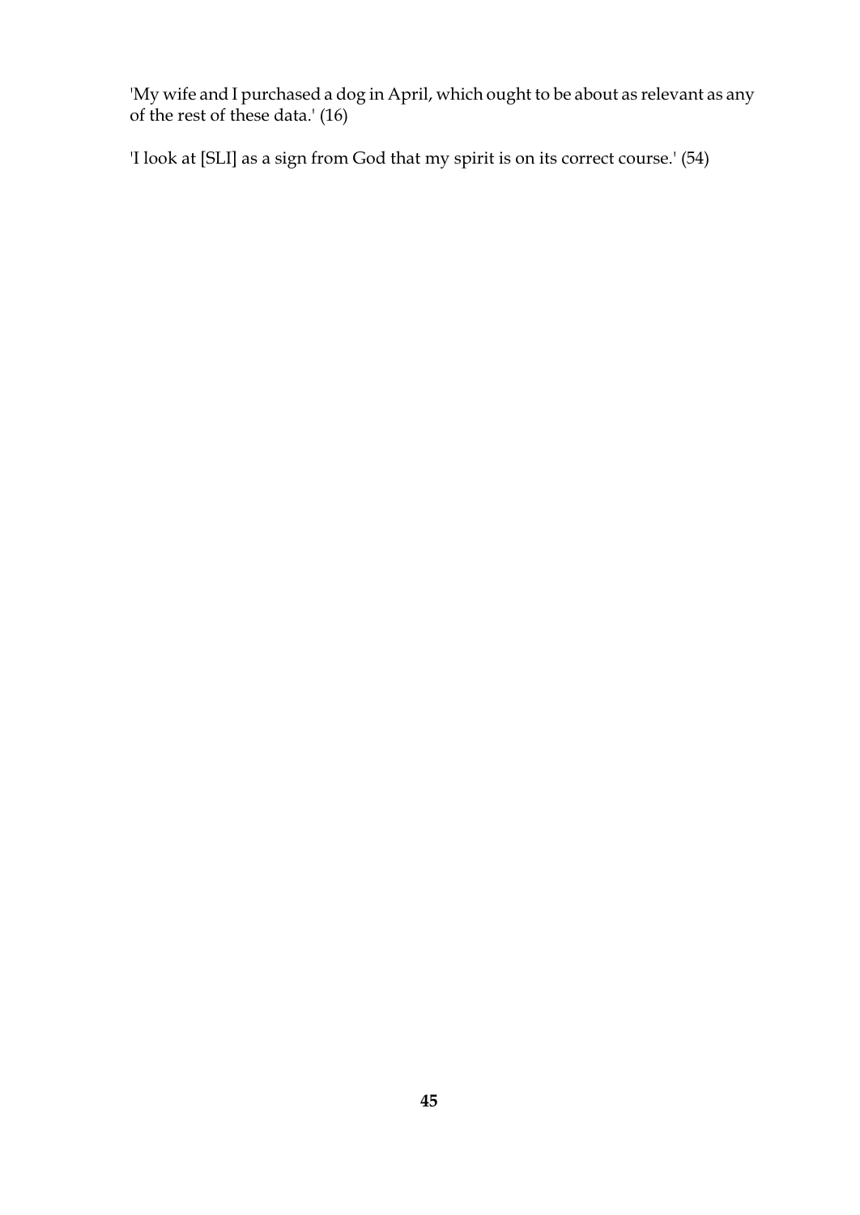'My wife and I purchased a dog in April, which ought to be about as relevant as any of the rest of these data.' (16)

'I look at [SLI] as a sign from God that my spirit is on its correct course.' (54)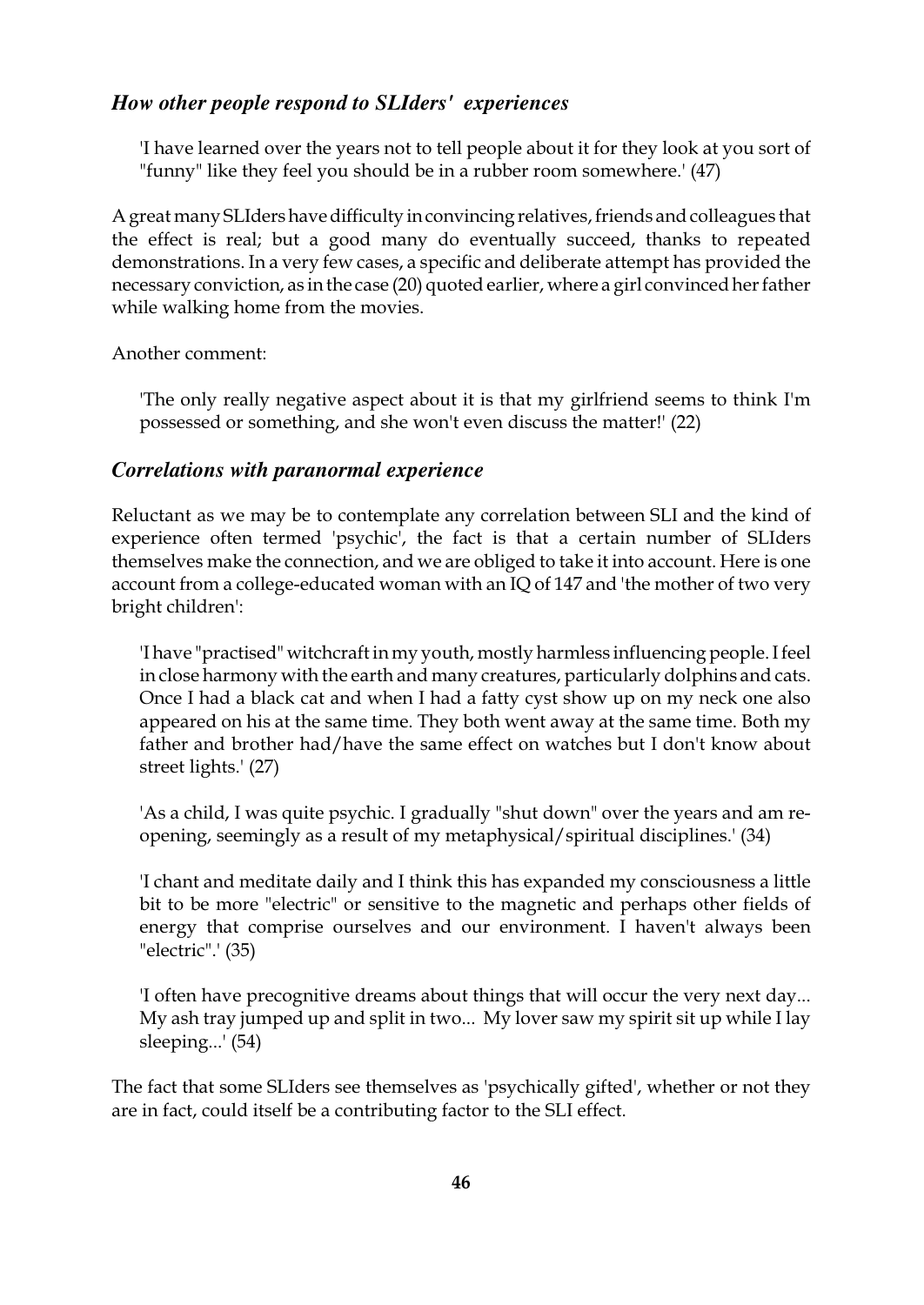### *How other people respond to SLIders' experiences*

> 'I have learned over the years not to tell people about it for they look at you sort of "funny" like they feel you should be in a rubber room somewhere.' (47)

A great many SLIders have difficulty in convincing relatives, friends and colleagues that the effect is real; but a good many do eventually succeed, thanks to repeated demonstrations. In a very few cases, a specific and deliberate attempt has provided the necessary conviction, as in the case (20) quoted earlier, where a girl convinced her father while walking home from the movies.

Another comment:

> 'The only really negative aspect about it is that my girlfriend seems to think I'm possessed or something, and she won't even discuss the matter!' (22)

### *Correlations with paranormal experience*

Reluctant as we may be to contemplate any correlation between SLI and the kind of experience often termed 'psychic', the fact is that a certain number of SLIders themselves make the connection, and we are obliged to take it into account. Here is one account from a college-educated woman with an IQ of 147 and 'the mother of two very bright children':

> 'I have "practised" witchcraft in my youth, mostly harmless influencing people. I feel in close harmony with the earth and many creatures, particularly dolphins and cats. Once I had a black cat and when I had a fatty cyst show up on my neck one also appeared on his at the same time. They both went away at the same time. Both my father and brother had/have the same effect on watches but I don't know about street lights.' (27)

> 'As a child, I was quite psychic. I gradually "shut down" over the years and am re-opening, seemingly as a result of my metaphysical/spiritual disciplines.' (34)

> 'I chant and meditate daily and I think this has expanded my consciousness a little bit to be more "electric" or sensitive to the magnetic and perhaps other fields of energy that comprise ourselves and our environment. I haven't always been "electric".' (35)

> 'I often have precognitive dreams about things that will occur the very next day... My ash tray jumped up and split in two... My lover saw my spirit sit up while I lay sleeping...' (54)

The fact that some SLIders see themselves as 'psychically gifted', whether or not they are in fact, could itself be a contributing factor to the SLI effect.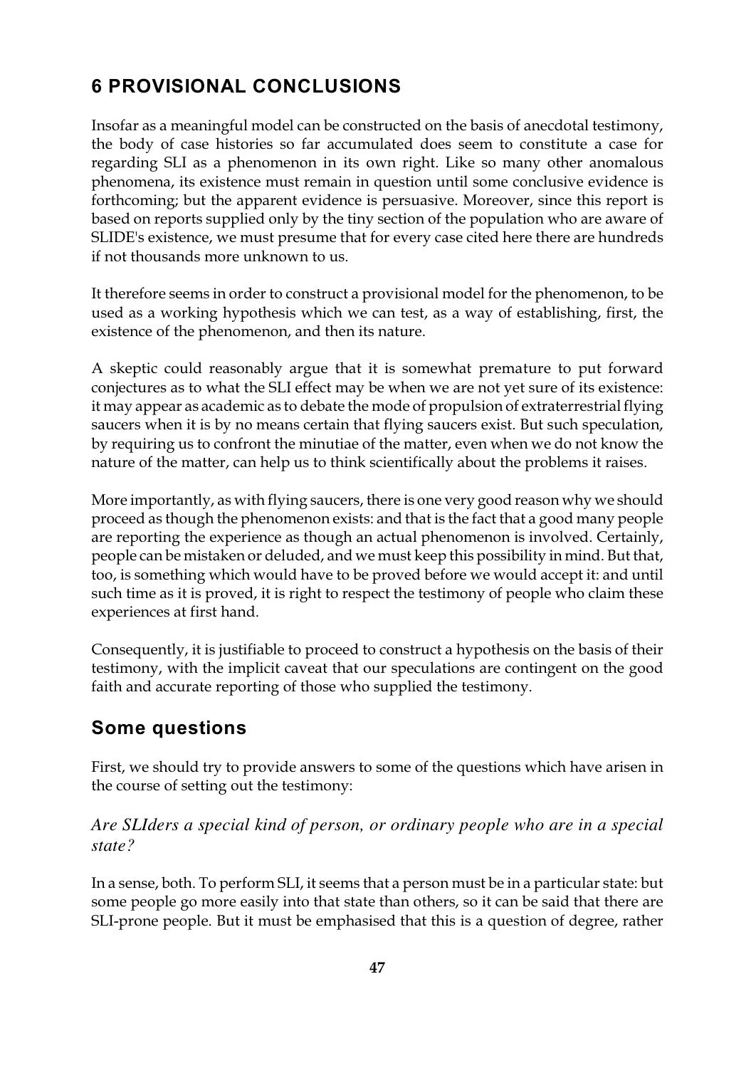## 6 PROVISIONAL CONCLUSIONS

Insofar as a meaningful model can be constructed on the basis of anecdotal testimony, the body of case histories so far accumulated does seem to constitute a case for regarding SLI as a phenomenon in its own right. Like so many other anomalous phenomena, its existence must remain in question until some conclusive evidence is forthcoming; but the apparent evidence is persuasive. Moreover, since this report is based on reports supplied only by the tiny section of the population who are aware of SLIDE's existence, we must presume that for every case cited here there are hundreds if not thousands more unknown to us.

It therefore seems in order to construct a provisional model for the phenomenon, to be used as a working hypothesis which we can test, as a way of establishing, first, the existence of the phenomenon, and then its nature.

A skeptic could reasonably argue that it is somewhat premature to put forward conjectures as to what the SLI effect may be when we are not yet sure of its existence: it may appear as academic as to debate the mode of propulsion of extraterrestrial flying saucers when it is by no means certain that flying saucers exist. But such speculation, by requiring us to confront the minutiae of the matter, even when we do not know the nature of the matter, can help us to think scientifically about the problems it raises.

More importantly, as with flying saucers, there is one very good reason why we should proceed as though the phenomenon exists: and that is the fact that a good many people are reporting the experience as though an actual phenomenon is involved. Certainly, people can be mistaken or deluded, and we must keep this possibility in mind. But that, too, is something which would have to be proved before we would accept it: and until such time as it is proved, it is right to respect the testimony of people who claim these experiences at first hand.

Consequently, it is justifiable to proceed to construct a hypothesis on the basis of their testimony, with the implicit caveat that our speculations are contingent on the good faith and accurate reporting of those who supplied the testimony.

### Some questions

First, we should try to provide answers to some of the questions which have arisen in the course of setting out the testimony:

*Are SLIders a special kind of person, or ordinary people who are in a special state?*

In a sense, both. To perform SLI, it seems that a person must be in a particular state: but some people go more easily into that state than others, so it can be said that there are SLI-prone people. But it must be emphasised that this is a question of degree, rather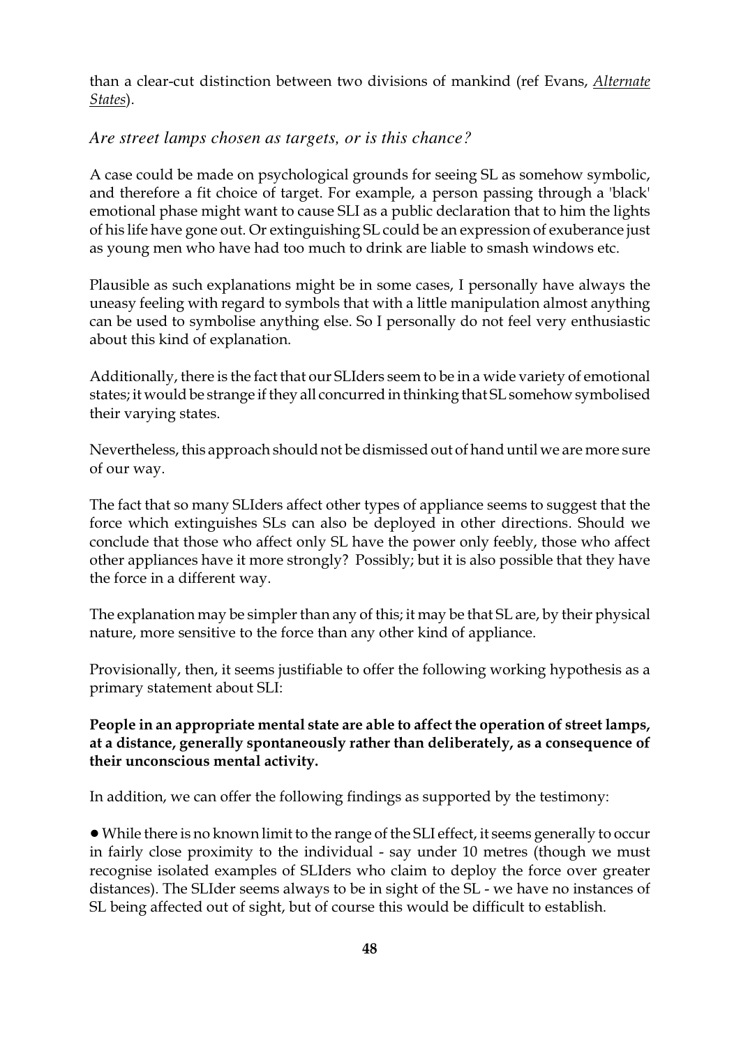than a clear-cut distinction between two divisions of mankind (ref Evans, *Alternate States*).

### *Are street lamps chosen as targets, or is this chance?*

A case could be made on psychological grounds for seeing SL as somehow symbolic, and therefore a fit choice of target. For example, a person passing through a 'black' emotional phase might want to cause SLI as a public declaration that to him the lights of his life have gone out. Or extinguishing SL could be an expression of exuberance just as young men who have had too much to drink are liable to smash windows etc.

Plausible as such explanations might be in some cases, I personally have always the uneasy feeling with regard to symbols that with a little manipulation almost anything can be used to symbolise anything else. So I personally do not feel very enthusiastic about this kind of explanation.

Additionally, there is the fact that our SLIders seem to be in a wide variety of emotional states; it would be strange if they all concurred in thinking that SL somehow symbolised their varying states.

Nevertheless, this approach should not be dismissed out of hand until we are more sure of our way.

The fact that so many SLIders affect other types of appliance seems to suggest that the force which extinguishes SLs can also be deployed in other directions. Should we conclude that those who affect only SL have the power only feebly, those who affect other appliances have it more strongly? Possibly; but it is also possible that they have the force in a different way.

The explanation may be simpler than any of this; it may be that SL are, by their physical nature, more sensitive to the force than any other kind of appliance.

Provisionally, then, it seems justifiable to offer the following working hypothesis as a primary statement about SLI:

**People in an appropriate mental state are able to affect the operation of street lamps, at a distance, generally spontaneously rather than deliberately, as a consequence of their unconscious mental activity.**

In addition, we can offer the following findings as supported by the testimony:

- While there is no known limit to the range of the SLI effect, it seems generally to occur in fairly close proximity to the individual - say under 10 metres (though we must recognise isolated examples of SLIders who claim to deploy the force over greater distances). The SLIder seems always to be in sight of the SL - we have no instances of SL being affected out of sight, but of course this would be difficult to establish.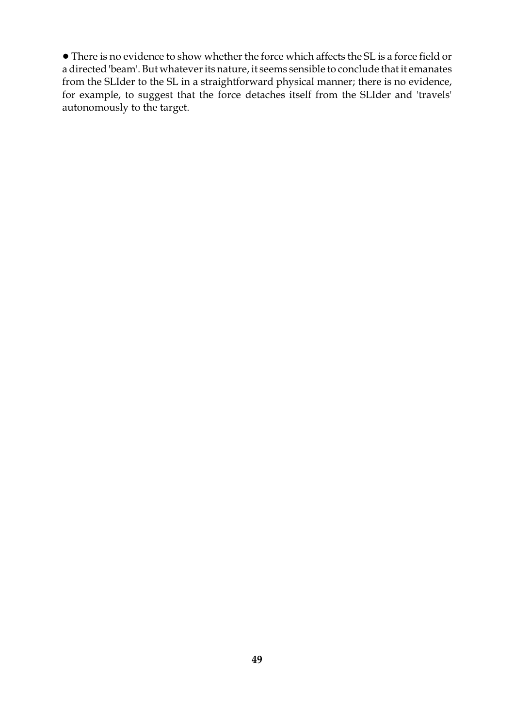- There is no evidence to show whether the force which affects the SL is a force field or a directed 'beam'. But whatever its nature, it seems sensible to conclude that it emanates from the SLIder to the SL in a straightforward physical manner; there is no evidence, for example, to suggest that the force detaches itself from the SLIder and 'travels' autonomously to the target.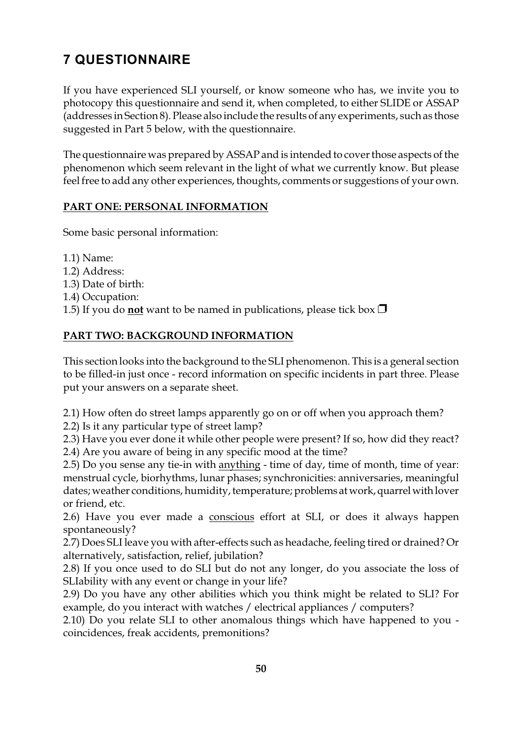## 7 QUESTIONNAIRE

If you have experienced SLI yourself, or know someone who has, we invite you to photocopy this questionnaire and send it, when completed, to either SLIDE or ASSAP (addresses in Section 8). Please also include the results of any experiments, such as those suggested in Part 5 below, with the questionnaire.

The questionnaire was prepared by ASSAP and is intended to cover those aspects of the phenomenon which seem relevant in the light of what we currently know. But please feel free to add any other experiences, thoughts, comments or suggestions of your own.

### PART ONE: PERSONAL INFORMATION

Some basic personal information:

1.1) Name:
1.2) Address:
1.3) Date of birth:
1.4) Occupation:
1.5) If you do **not** want to be named in publications, please tick box ❒

### PART TWO: BACKGROUND INFORMATION

This section looks into the background to the SLI phenomenon. This is a general section to be filled-in just once - record information on specific incidents in part three. Please put your answers on a separate sheet.

2.1) How often do street lamps apparently go on or off when you approach them?
2.2) Is it any particular type of street lamp?
2.3) Have you ever done it while other people were present? If so, how did they react?
2.4) Are you aware of being in any specific mood at the time?
2.5) Do you sense any tie-in with anything - time of day, time of month, time of year: menstrual cycle, biorhythms, lunar phases; synchronicities: anniversaries, meaningful dates; weather conditions, humidity, temperature; problems at work, quarrel with lover or friend, etc.
2.6) Have you ever made a conscious effort at SLI, or does it always happen spontaneously?
2.7) Does SLI leave you with after-effects such as headache, feeling tired or drained? Or alternatively, satisfaction, relief, jubilation?
2.8) If you once used to do SLI but do not any longer, do you associate the loss of SLIability with any event or change in your life?
2.9) Do you have any other abilities which you think might be related to SLI? For example, do you interact with watches / electrical appliances / computers?
2.10) Do you relate SLI to other anomalous things which have happened to you - coincidences, freak accidents, premonitions?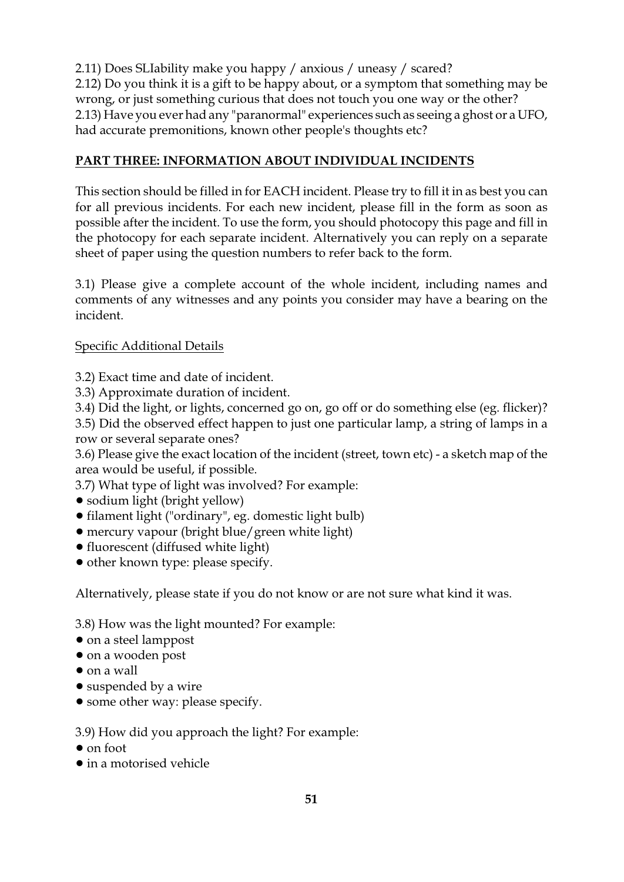2.11) Does SLIability make you happy / anxious / uneasy / scared?
2.12) Do you think it is a gift to be happy about, or a symptom that something may be wrong, or just something curious that does not touch you one way or the other?
2.13) Have you ever had any "paranormal" experiences such as seeing a ghost or a UFO, had accurate premonitions, known other people's thoughts etc?

## PART THREE: INFORMATION ABOUT INDIVIDUAL INCIDENTS

This section should be filled in for EACH incident. Please try to fill it in as best you can for all previous incidents. For each new incident, please fill in the form as soon as possible after the incident. To use the form, you should photocopy this page and fill in the photocopy for each separate incident. Alternatively you can reply on a separate sheet of paper using the question numbers to refer back to the form.

3.1) Please give a complete account of the whole incident, including names and comments of any witnesses and any points you consider may have a bearing on the incident.

Specific Additional Details

3.2) Exact time and date of incident.
3.3) Approximate duration of incident.
3.4) Did the light, or lights, concerned go on, go off or do something else (eg. flicker)?
3.5) Did the observed effect happen to just one particular lamp, a string of lamps in a row or several separate ones?
3.6) Please give the exact location of the incident (street, town etc) - a sketch map of the area would be useful, if possible.
3.7) What type of light was involved? For example:

- sodium light (bright yellow)
- filament light ("ordinary", eg. domestic light bulb)
- mercury vapour (bright blue/green white light)
- fluorescent (diffused white light)
- other known type: please specify.

Alternatively, please state if you do not know or are not sure what kind it was.

3.8) How was the light mounted? For example:

- on a steel lamppost
- on a wooden post
- on a wall
- suspended by a wire
- some other way: please specify.

3.9) How did you approach the light? For example:

- on foot
- in a motorised vehicle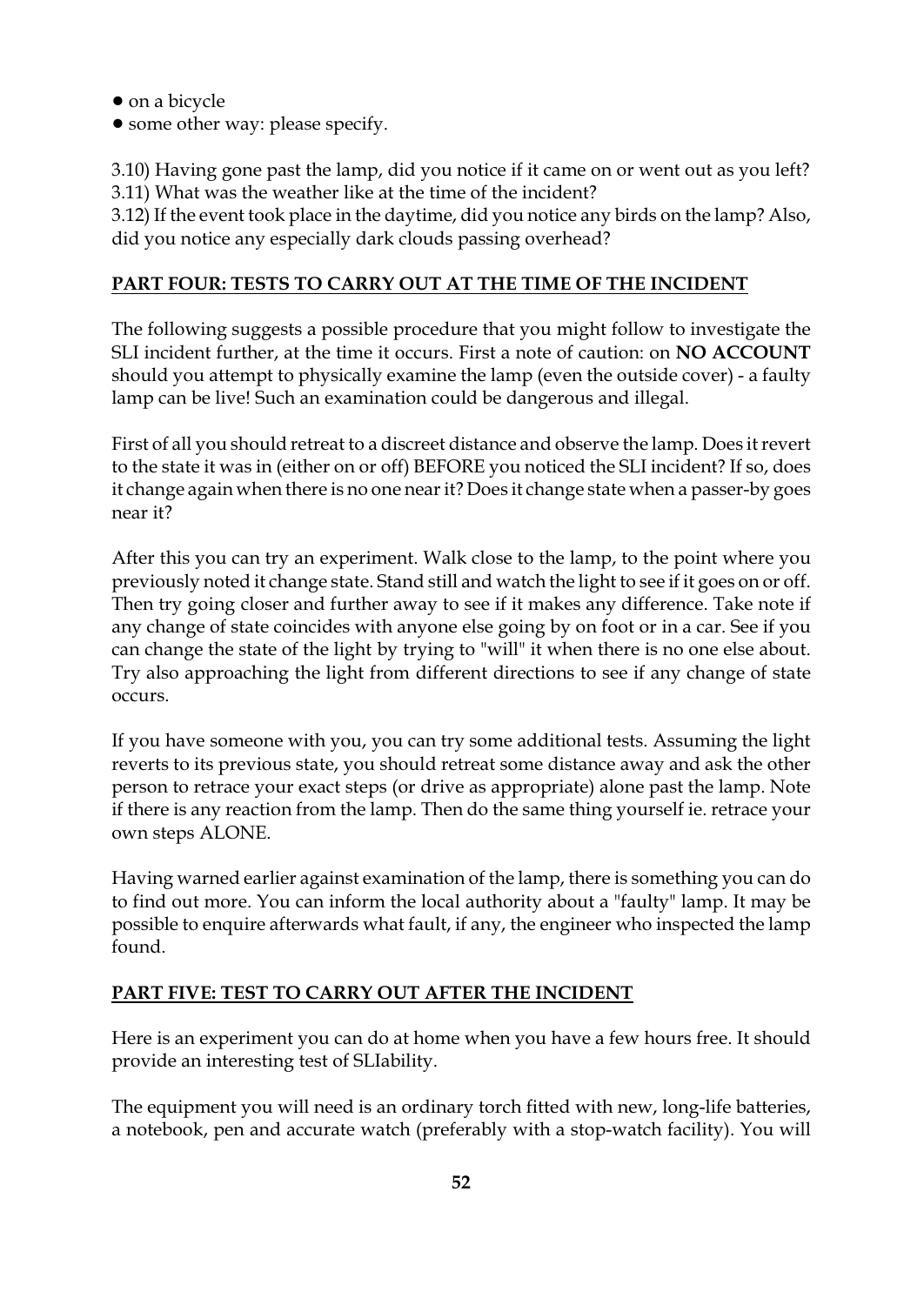- on a bicycle
- some other way: please specify.

3.10) Having gone past the lamp, did you notice if it came on or went out as you left?
3.11) What was the weather like at the time of the incident?
3.12) If the event took place in the daytime, did you notice any birds on the lamp? Also, did you notice any especially dark clouds passing overhead?

## PART FOUR: TESTS TO CARRY OUT AT THE TIME OF THE INCIDENT

The following suggests a possible procedure that you might follow to investigate the SLI incident further, at the time it occurs. First a note of caution: on **NO ACCOUNT** should you attempt to physically examine the lamp (even the outside cover) - a faulty lamp can be live! Such an examination could be dangerous and illegal.

First of all you should retreat to a discreet distance and observe the lamp. Does it revert to the state it was in (either on or off) BEFORE you noticed the SLI incident? If so, does it change again when there is no one near it? Does it change state when a passer-by goes near it?

After this you can try an experiment. Walk close to the lamp, to the point where you previously noted it change state. Stand still and watch the light to see if it goes on or off. Then try going closer and further away to see if it makes any difference. Take note if any change of state coincides with anyone else going by on foot or in a car. See if you can change the state of the light by trying to "will" it when there is no one else about. Try also approaching the light from different directions to see if any change of state occurs.

If you have someone with you, you can try some additional tests. Assuming the light reverts to its previous state, you should retreat some distance away and ask the other person to retrace your exact steps (or drive as appropriate) alone past the lamp. Note if there is any reaction from the lamp. Then do the same thing yourself ie. retrace your own steps ALONE.

Having warned earlier against examination of the lamp, there is something you can do to find out more. You can inform the local authority about a "faulty" lamp. It may be possible to enquire afterwards what fault, if any, the engineer who inspected the lamp found.

## PART FIVE: TEST TO CARRY OUT AFTER THE INCIDENT

Here is an experiment you can do at home when you have a few hours free. It should provide an interesting test of SLIability.

The equipment you will need is an ordinary torch fitted with new, long-life batteries, a notebook, pen and accurate watch (preferably with a stop-watch facility). You will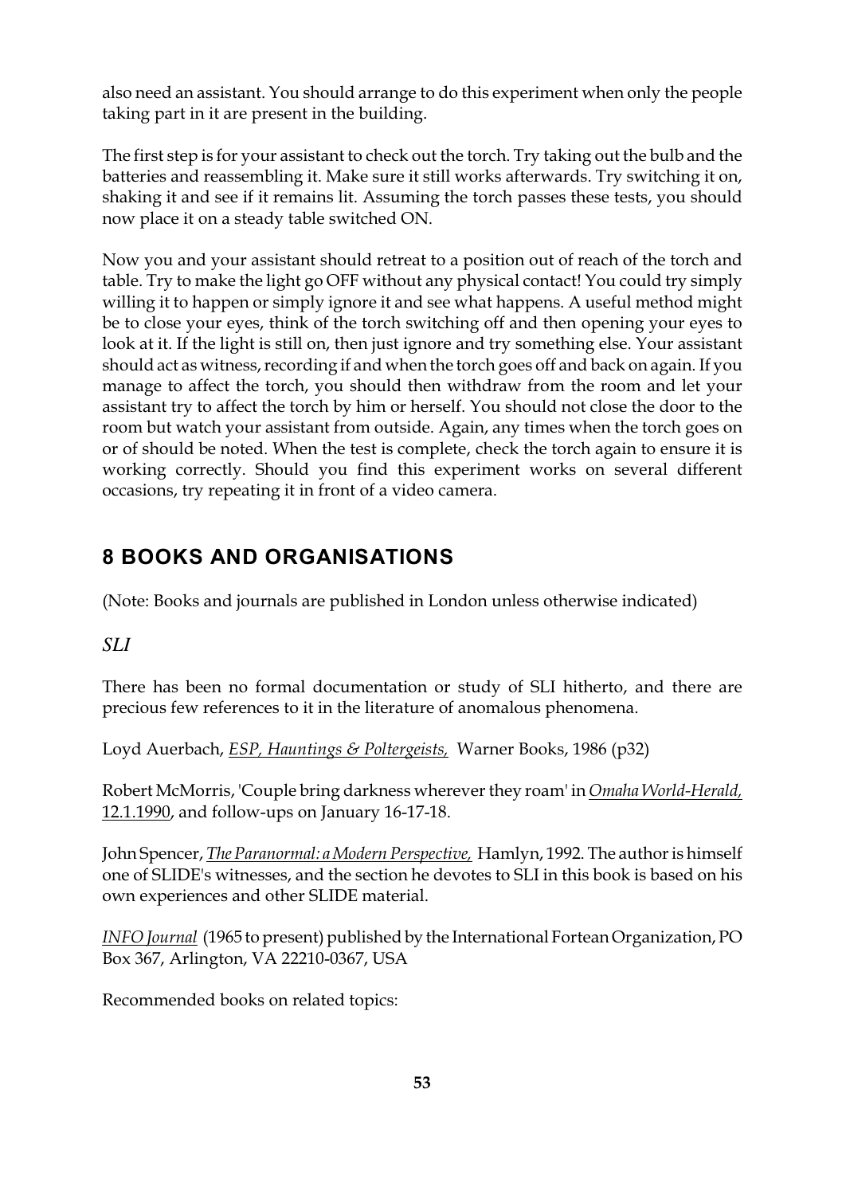also need an assistant. You should arrange to do this experiment when only the people taking part in it are present in the building.

The first step is for your assistant to check out the torch. Try taking out the bulb and the batteries and reassembling it. Make sure it still works afterwards. Try switching it on, shaking it and see if it remains lit. Assuming the torch passes these tests, you should now place it on a steady table switched ON.

Now you and your assistant should retreat to a position out of reach of the torch and table. Try to make the light go OFF without any physical contact! You could try simply willing it to happen or simply ignore it and see what happens. A useful method might be to close your eyes, think of the torch switching off and then opening your eyes to look at it. If the light is still on, then just ignore and try something else. Your assistant should act as witness, recording if and when the torch goes off and back on again. If you manage to affect the torch, you should then withdraw from the room and let your assistant try to affect the torch by him or herself. You should not close the door to the room but watch your assistant from outside. Again, any times when the torch goes on or of should be noted. When the test is complete, check the torch again to ensure it is working correctly. Should you find this experiment works on several different occasions, try repeating it in front of a video camera.

## 8 BOOKS AND ORGANISATIONS

(Note: Books and journals are published in London unless otherwise indicated)

*SLI*

There has been no formal documentation or study of SLI hitherto, and there are precious few references to it in the literature of anomalous phenomena.

Loyd Auerbach, *ESP, Hauntings & Poltergeists,* Warner Books, 1986 (p32)

Robert McMorris, 'Couple bring darkness wherever they roam' in *Omaha World-Herald,* 12.1.1990, and follow-ups on January 16-17-18.

John Spencer, *The Paranormal: a Modern Perspective,* Hamlyn, 1992. The author is himself one of SLIDE's witnesses, and the section he devotes to SLI in this book is based on his own experiences and other SLIDE material.

*INFO Journal* (1965 to present) published by the International Fortean Organization, PO Box 367, Arlington, VA 22210-0367, USA

Recommended books on related topics: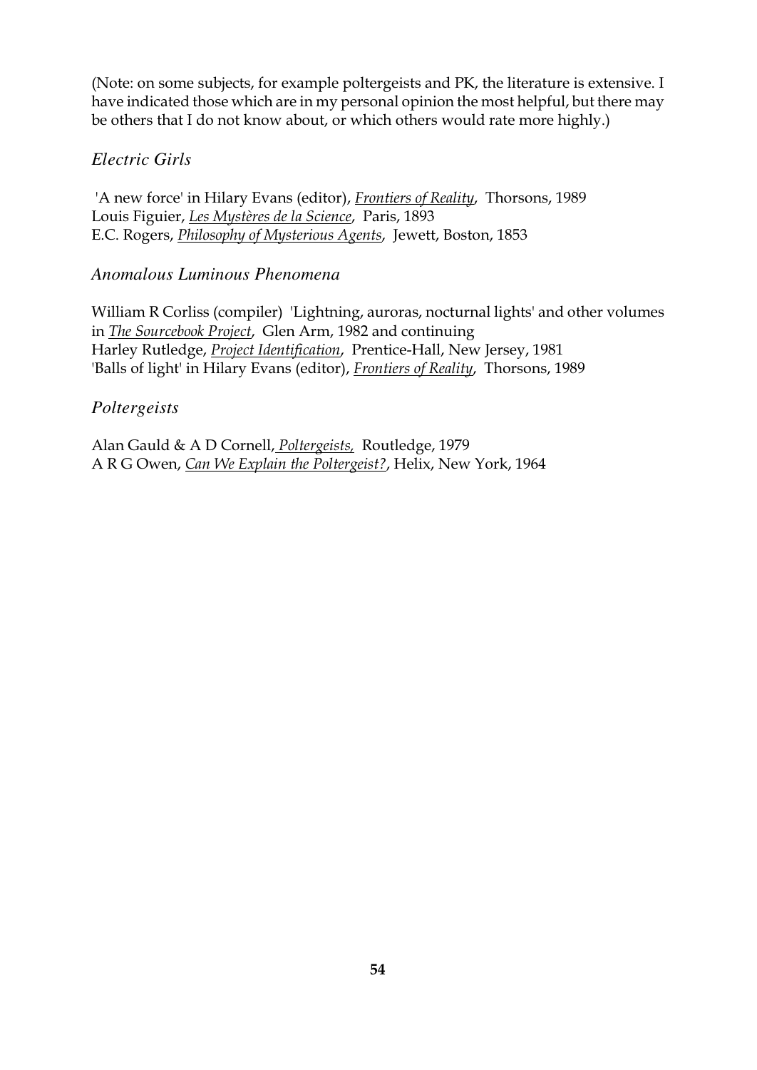(Note: on some subjects, for example poltergeists and PK, the literature is extensive. I have indicated those which are in my personal opinion the most helpful, but there may be others that I do not know about, or which others would rate more highly.)

### *Electric Girls*

'A new force' in Hilary Evans (editor), *Frontiers of Reality*, Thorsons, 1989
Louis Figuier, *Les Mystères de la Science*, Paris, 1893
E.C. Rogers, *Philosophy of Mysterious Agents*, Jewett, Boston, 1853

### *Anomalous Luminous Phenomena*

William R Corliss (compiler) 'Lightning, auroras, nocturnal lights' and other volumes in *The Sourcebook Project*, Glen Arm, 1982 and continuing
Harley Rutledge, *Project Identification*, Prentice-Hall, New Jersey, 1981
'Balls of light' in Hilary Evans (editor), *Frontiers of Reality*, Thorsons, 1989

### *Poltergeists*

Alan Gauld & A D Cornell, *Poltergeists,* Routledge, 1979
A R G Owen, *Can We Explain the Poltergeist?*, Helix, New York, 1964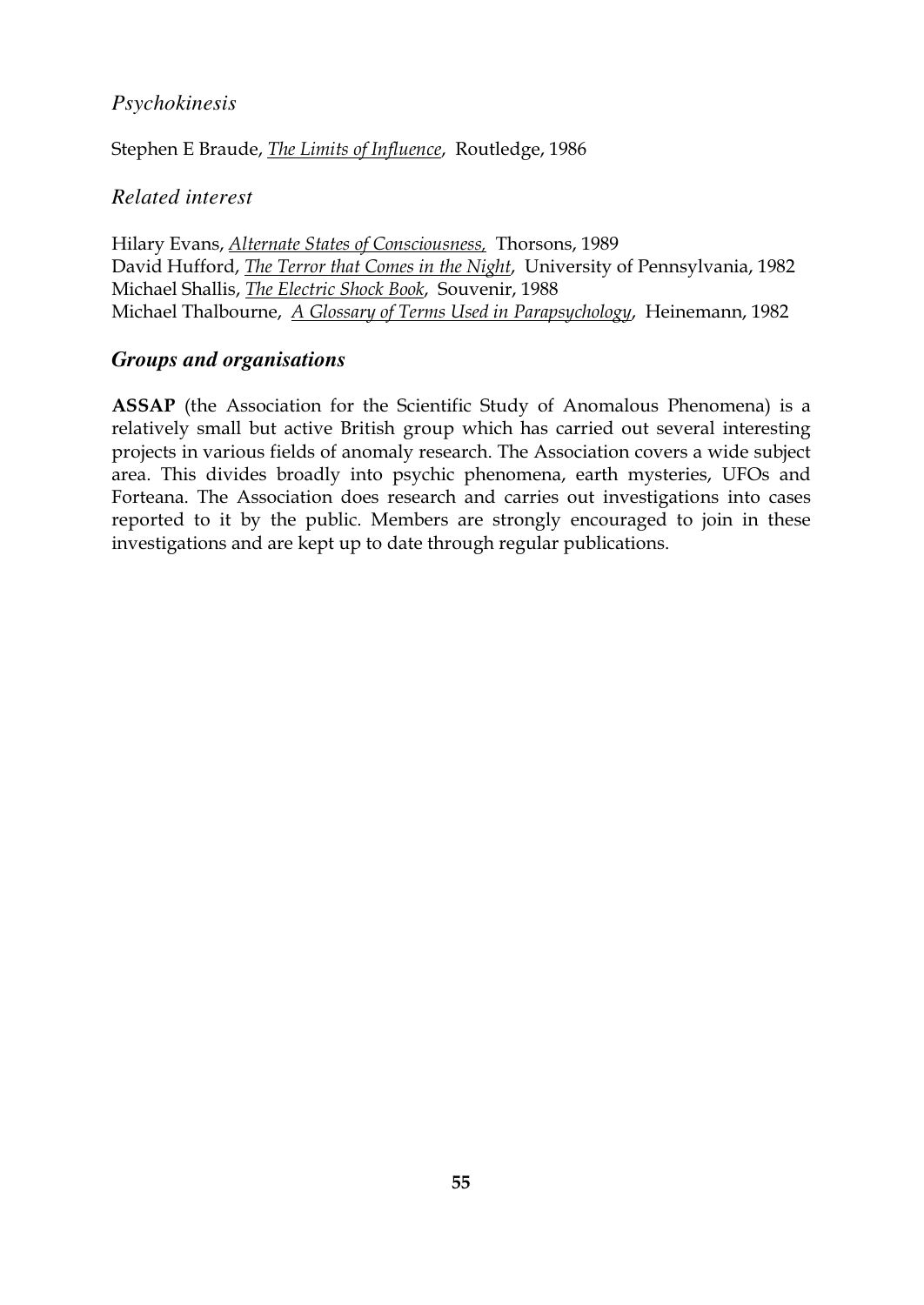### *Psychokinesis*

Stephen E Braude, *The Limits of Influence*, Routledge, 1986

### *Related interest*

Hilary Evans, *Alternate States of Consciousness,* Thorsons, 1989
David Hufford, *The Terror that Comes in the Night*, University of Pennsylvania, 1982
Michael Shallis, *The Electric Shock Book*, Souvenir, 1988
Michael Thalbourne, *A Glossary of Terms Used in Parapsychology*, Heinemann, 1982

## ***Groups and organisations***

**ASSAP** (the Association for the Scientific Study of Anomalous Phenomena) is a relatively small but active British group which has carried out several interesting projects in various fields of anomaly research. The Association covers a wide subject area. This divides broadly into psychic phenomena, earth mysteries, UFOs and Forteana. The Association does research and carries out investigations into cases reported to it by the public. Members are strongly encouraged to join in these investigations and are kept up to date through regular publications.